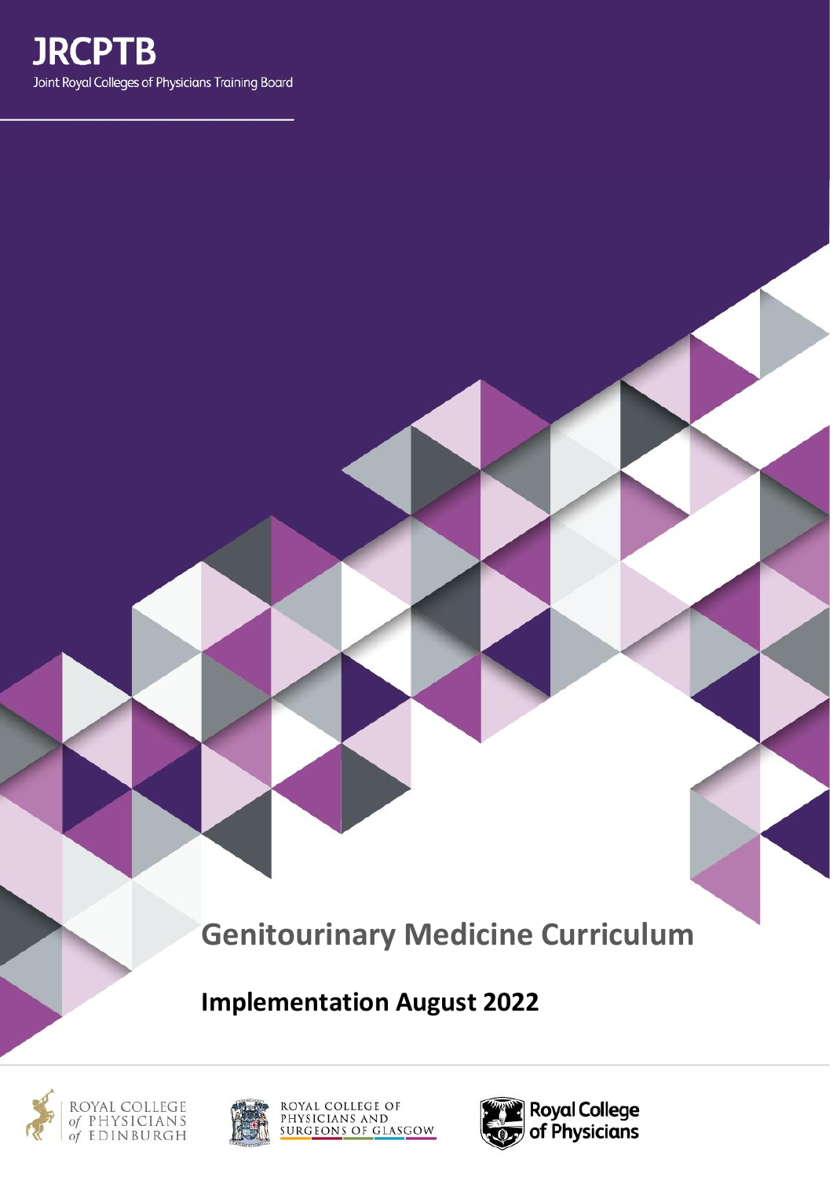**JRCPTB**

Joint Royal Colleges of Physicians Training Board

# Genitourinary Medicine Curriculum

## Implementation August 2022

ROYAL COLLEGE of PHYSICIANS of EDINBURGH

ROYAL COLLEGE OF PHYSICIANS AND SURGEONS OF GLASGOW

Royal College of Physicians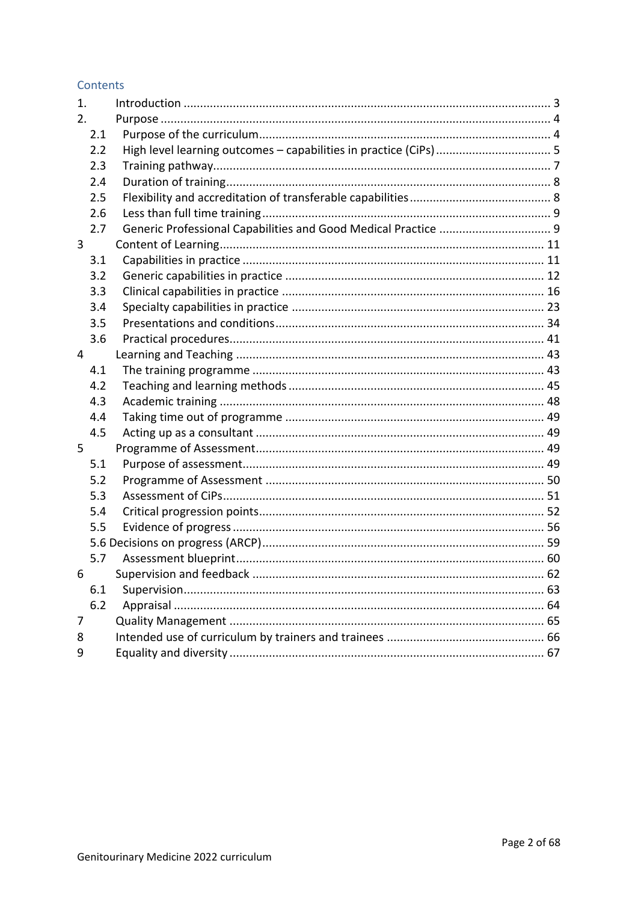## Contents

| | | |
|---|---|---|
| 1. | Introduction | 3 |
| 2. | Purpose | 4 |
| 2.1 | Purpose of the curriculum | 4 |
| 2.2 | High level learning outcomes – capabilities in practice (CiPs) | 5 |
| 2.3 | Training pathway | 7 |
| 2.4 | Duration of training | 8 |
| 2.5 | Flexibility and accreditation of transferable capabilities | 8 |
| 2.6 | Less than full time training | 9 |
| 2.7 | Generic Professional Capabilities and Good Medical Practice | 9 |
| 3 | Content of Learning | 11 |
| 3.1 | Capabilities in practice | 11 |
| 3.2 | Generic capabilities in practice | 12 |
| 3.3 | Clinical capabilities in practice | 16 |
| 3.4 | Specialty capabilities in practice | 23 |
| 3.5 | Presentations and conditions | 34 |
| 3.6 | Practical procedures | 41 |
| 4 | Learning and Teaching | 43 |
| 4.1 | The training programme | 43 |
| 4.2 | Teaching and learning methods | 45 |
| 4.3 | Academic training | 48 |
| 4.4 | Taking time out of programme | 49 |
| 4.5 | Acting up as a consultant | 49 |
| 5 | Programme of Assessment | 49 |
| 5.1 | Purpose of assessment | 49 |
| 5.2 | Programme of Assessment | 50 |
| 5.3 | Assessment of CiPs | 51 |
| 5.4 | Critical progression points | 52 |
| 5.5 | Evidence of progress | 56 |
| 5.6 | Decisions on progress (ARCP) | 59 |
| 5.7 | Assessment blueprint | 60 |
| 6 | Supervision and feedback | 62 |
| 6.1 | Supervision | 63 |
| 6.2 | Appraisal | 64 |
| 7 | Quality Management | 65 |
| 8 | Intended use of curriculum by trainers and trainees | 66 |
| 9 | Equality and diversity | 67 |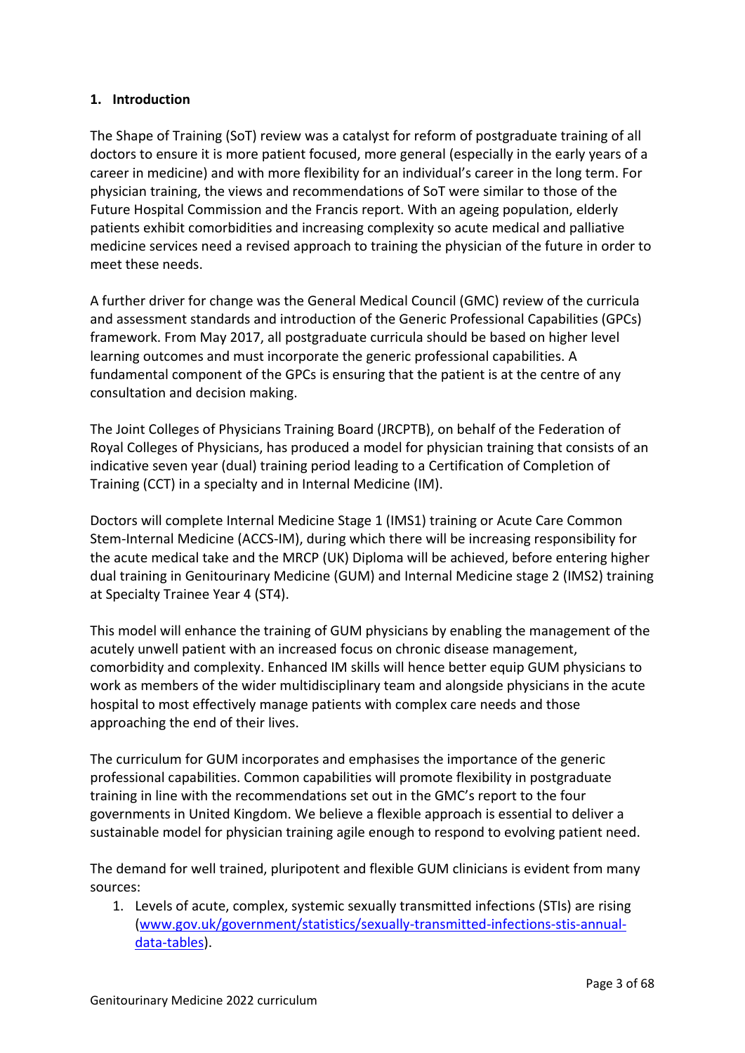## 1. Introduction

The Shape of Training (SoT) review was a catalyst for reform of postgraduate training of all doctors to ensure it is more patient focused, more general (especially in the early years of a career in medicine) and with more flexibility for an individual's career in the long term. For physician training, the views and recommendations of SoT were similar to those of the Future Hospital Commission and the Francis report. With an ageing population, elderly patients exhibit comorbidities and increasing complexity so acute medical and palliative medicine services need a revised approach to training the physician of the future in order to meet these needs.

A further driver for change was the General Medical Council (GMC) review of the curricula and assessment standards and introduction of the Generic Professional Capabilities (GPCs) framework. From May 2017, all postgraduate curricula should be based on higher level learning outcomes and must incorporate the generic professional capabilities. A fundamental component of the GPCs is ensuring that the patient is at the centre of any consultation and decision making.

The Joint Colleges of Physicians Training Board (JRCPTB), on behalf of the Federation of Royal Colleges of Physicians, has produced a model for physician training that consists of an indicative seven year (dual) training period leading to a Certification of Completion of Training (CCT) in a specialty and in Internal Medicine (IM).

Doctors will complete Internal Medicine Stage 1 (IMS1) training or Acute Care Common Stem-Internal Medicine (ACCS-IM), during which there will be increasing responsibility for the acute medical take and the MRCP (UK) Diploma will be achieved, before entering higher dual training in Genitourinary Medicine (GUM) and Internal Medicine stage 2 (IMS2) training at Specialty Trainee Year 4 (ST4).

This model will enhance the training of GUM physicians by enabling the management of the acutely unwell patient with an increased focus on chronic disease management, comorbidity and complexity. Enhanced IM skills will hence better equip GUM physicians to work as members of the wider multidisciplinary team and alongside physicians in the acute hospital to most effectively manage patients with complex care needs and those approaching the end of their lives.

The curriculum for GUM incorporates and emphasises the importance of the generic professional capabilities. Common capabilities will promote flexibility in postgraduate training in line with the recommendations set out in the GMC's report to the four governments in United Kingdom. We believe a flexible approach is essential to deliver a sustainable model for physician training agile enough to respond to evolving patient need.

The demand for well trained, pluripotent and flexible GUM clinicians is evident from many sources:

1. Levels of acute, complex, systemic sexually transmitted infections (STIs) are rising ([www.gov.uk/government/statistics/sexually-transmitted-infections-stis-annual-data-tables](www.gov.uk/government/statistics/sexually-transmitted-infections-stis-annual-data-tables)).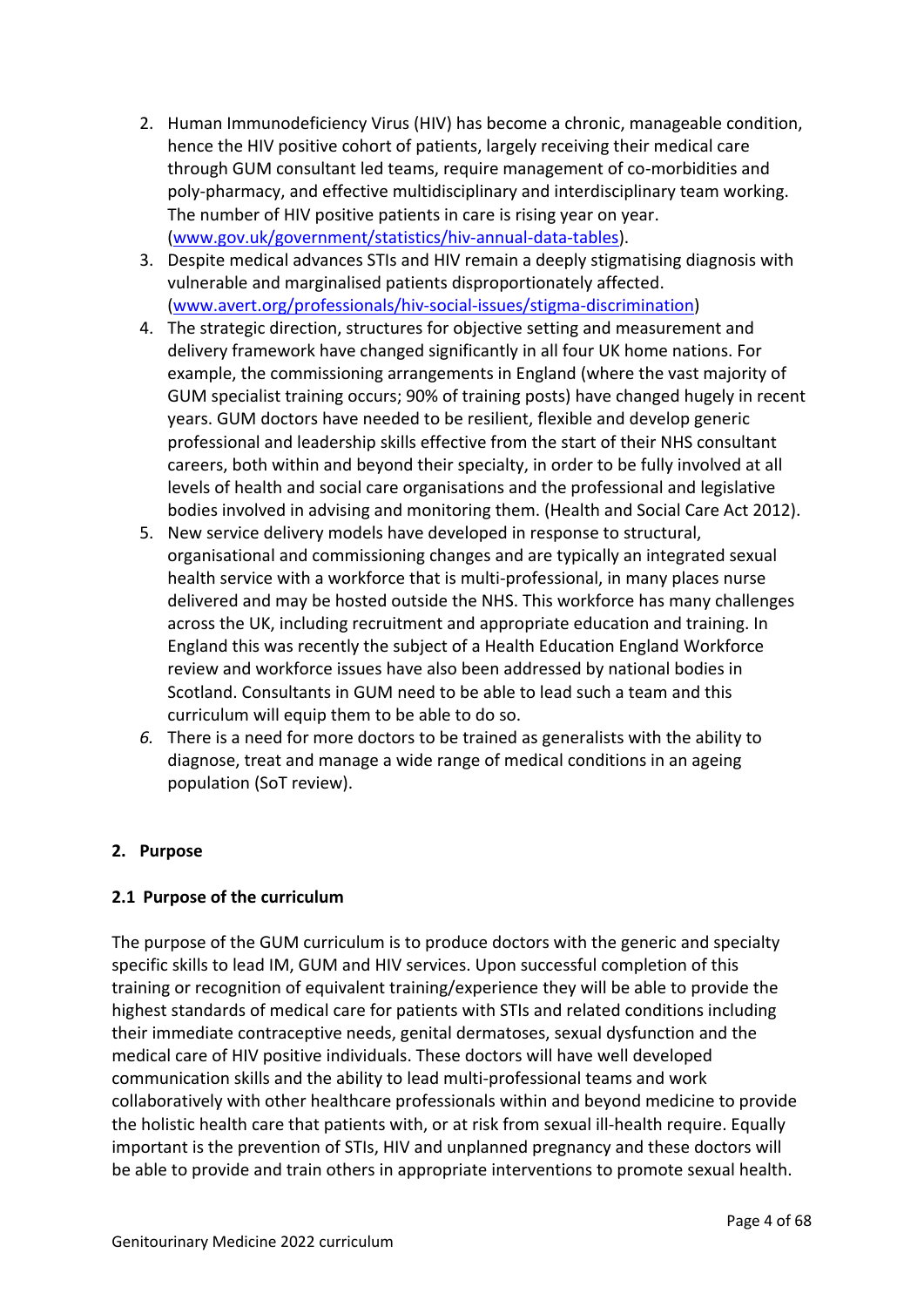2. Human Immunodeficiency Virus (HIV) has become a chronic, manageable condition, hence the HIV positive cohort of patients, largely receiving their medical care through GUM consultant led teams, require management of co-morbidities and poly-pharmacy, and effective multidisciplinary and interdisciplinary team working. The number of HIV positive patients in care is rising year on year. ([www.gov.uk/government/statistics/hiv-annual-data-tables](www.gov.uk/government/statistics/hiv-annual-data-tables)).
3. Despite medical advances STIs and HIV remain a deeply stigmatising diagnosis with vulnerable and marginalised patients disproportionately affected. ([www.avert.org/professionals/hiv-social-issues/stigma-discrimination](www.avert.org/professionals/hiv-social-issues/stigma-discrimination))
4. The strategic direction, structures for objective setting and measurement and delivery framework have changed significantly in all four UK home nations. For example, the commissioning arrangements in England (where the vast majority of GUM specialist training occurs; 90% of training posts) have changed hugely in recent years. GUM doctors have needed to be resilient, flexible and develop generic professional and leadership skills effective from the start of their NHS consultant careers, both within and beyond their specialty, in order to be fully involved at all levels of health and social care organisations and the professional and legislative bodies involved in advising and monitoring them. (Health and Social Care Act 2012).
5. New service delivery models have developed in response to structural, organisational and commissioning changes and are typically an integrated sexual health service with a workforce that is multi-professional, in many places nurse delivered and may be hosted outside the NHS. This workforce has many challenges across the UK, including recruitment and appropriate education and training. In England this was recently the subject of a Health Education England Workforce review and workforce issues have also been addressed by national bodies in Scotland. Consultants in GUM need to be able to lead such a team and this curriculum will equip them to be able to do so.
6. There is a need for more doctors to be trained as generalists with the ability to diagnose, treat and manage a wide range of medical conditions in an ageing population (SoT review).

## 2. Purpose

### 2.1 Purpose of the curriculum

The purpose of the GUM curriculum is to produce doctors with the generic and specialty specific skills to lead IM, GUM and HIV services. Upon successful completion of this training or recognition of equivalent training/experience they will be able to provide the highest standards of medical care for patients with STIs and related conditions including their immediate contraceptive needs, genital dermatoses, sexual dysfunction and the medical care of HIV positive individuals. These doctors will have well developed communication skills and the ability to lead multi-professional teams and work collaboratively with other healthcare professionals within and beyond medicine to provide the holistic health care that patients with, or at risk from sexual ill-health require. Equally important is the prevention of STIs, HIV and unplanned pregnancy and these doctors will be able to provide and train others in appropriate interventions to promote sexual health.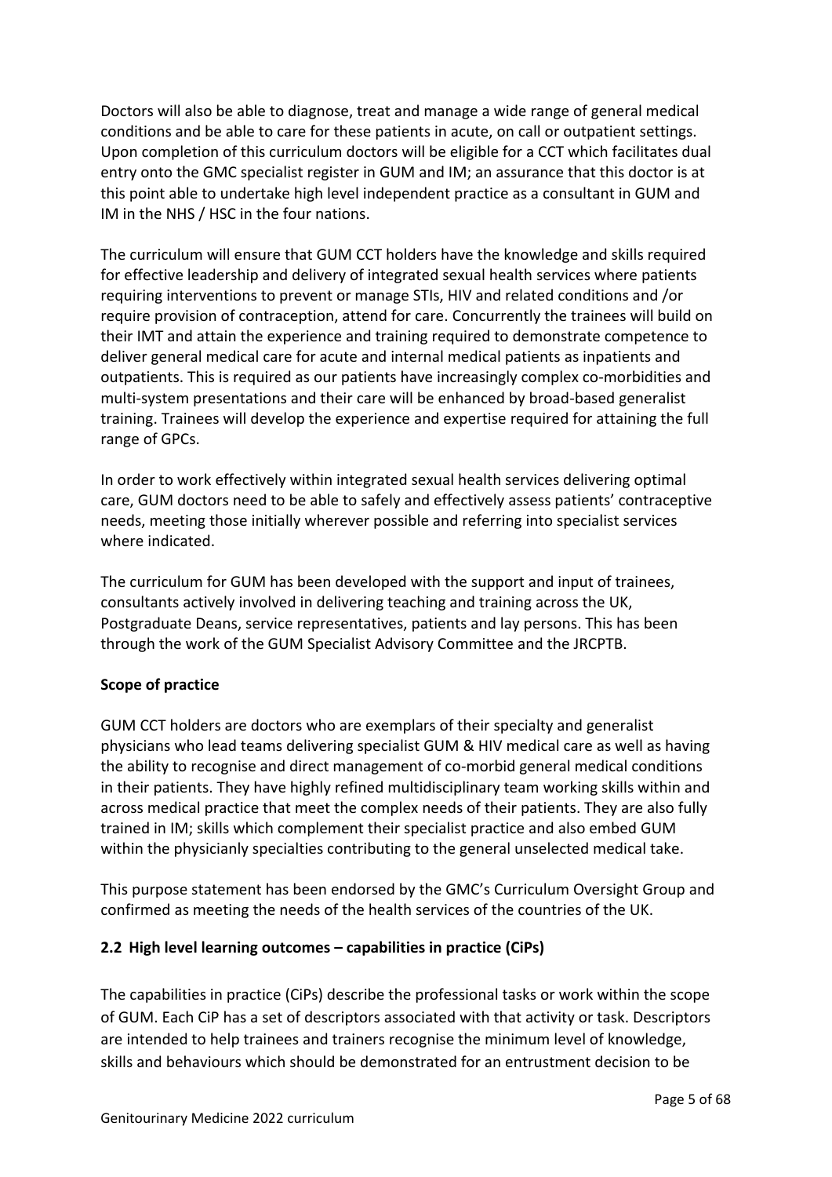Doctors will also be able to diagnose, treat and manage a wide range of general medical conditions and be able to care for these patients in acute, on call or outpatient settings. Upon completion of this curriculum doctors will be eligible for a CCT which facilitates dual entry onto the GMC specialist register in GUM and IM; an assurance that this doctor is at this point able to undertake high level independent practice as a consultant in GUM and IM in the NHS / HSC in the four nations.

The curriculum will ensure that GUM CCT holders have the knowledge and skills required for effective leadership and delivery of integrated sexual health services where patients requiring interventions to prevent or manage STIs, HIV and related conditions and /or require provision of contraception, attend for care. Concurrently the trainees will build on their IMT and attain the experience and training required to demonstrate competence to deliver general medical care for acute and internal medical patients as inpatients and outpatients. This is required as our patients have increasingly complex co-morbidities and multi-system presentations and their care will be enhanced by broad-based generalist training. Trainees will develop the experience and expertise required for attaining the full range of GPCs.

In order to work effectively within integrated sexual health services delivering optimal care, GUM doctors need to be able to safely and effectively assess patients' contraceptive needs, meeting those initially wherever possible and referring into specialist services where indicated.

The curriculum for GUM has been developed with the support and input of trainees, consultants actively involved in delivering teaching and training across the UK, Postgraduate Deans, service representatives, patients and lay persons. This has been through the work of the GUM Specialist Advisory Committee and the JRCPTB.

**Scope of practice**

GUM CCT holders are doctors who are exemplars of their specialty and generalist physicians who lead teams delivering specialist GUM & HIV medical care as well as having the ability to recognise and direct management of co-morbid general medical conditions in their patients. They have highly refined multidisciplinary team working skills within and across medical practice that meet the complex needs of their patients. They are also fully trained in IM; skills which complement their specialist practice and also embed GUM within the physicianly specialties contributing to the general unselected medical take.

This purpose statement has been endorsed by the GMC's Curriculum Oversight Group and confirmed as meeting the needs of the health services of the countries of the UK.

## 2.2 High level learning outcomes – capabilities in practice (CiPs)

The capabilities in practice (CiPs) describe the professional tasks or work within the scope of GUM. Each CiP has a set of descriptors associated with that activity or task. Descriptors are intended to help trainees and trainers recognise the minimum level of knowledge, skills and behaviours which should be demonstrated for an entrustment decision to be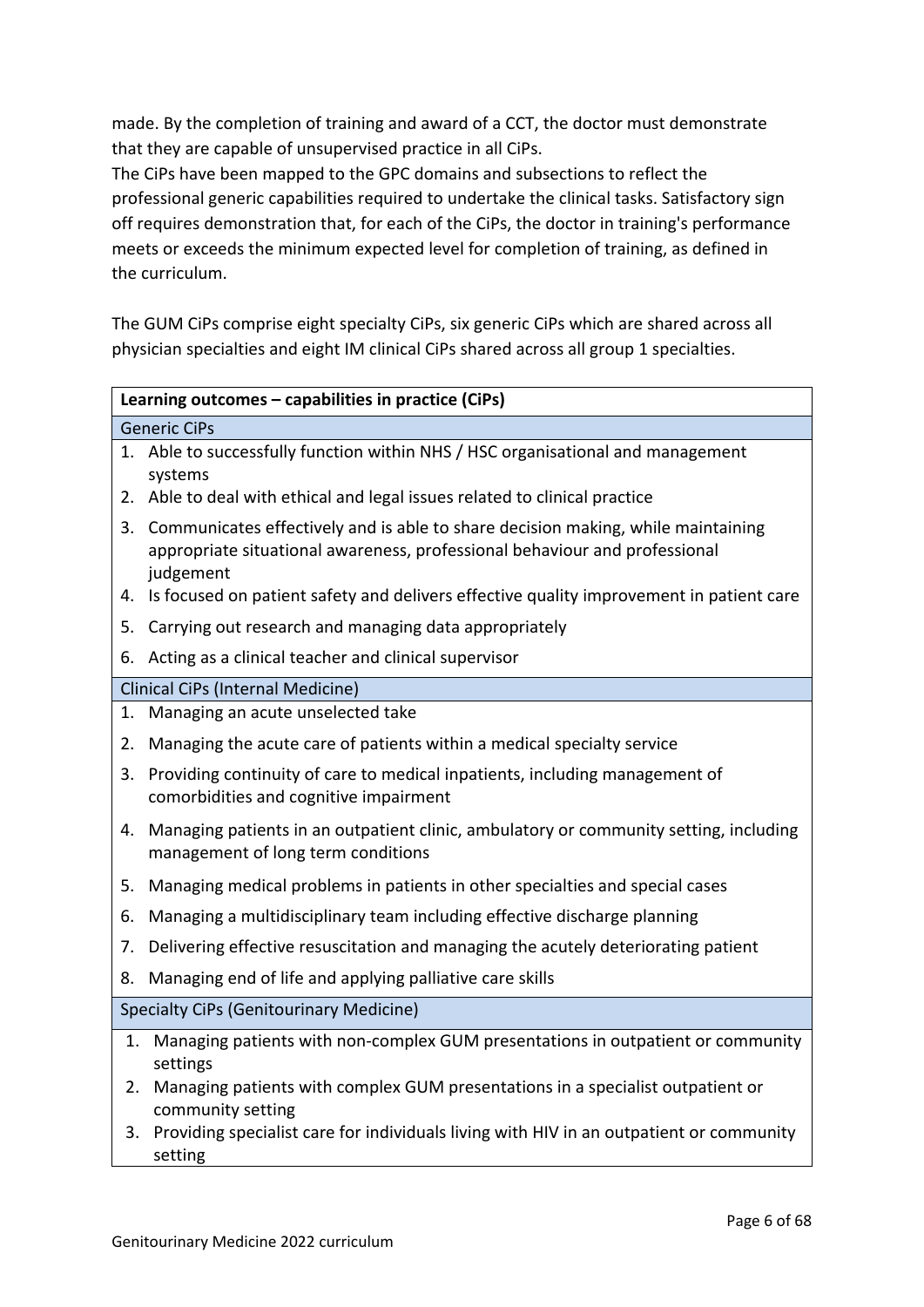made. By the completion of training and award of a CCT, the doctor must demonstrate that they are capable of unsupervised practice in all CiPs.
The CiPs have been mapped to the GPC domains and subsections to reflect the professional generic capabilities required to undertake the clinical tasks. Satisfactory sign off requires demonstration that, for each of the CiPs, the doctor in training's performance meets or exceeds the minimum expected level for completion of training, as defined in the curriculum.

The GUM CiPs comprise eight specialty CiPs, six generic CiPs which are shared across all physician specialties and eight IM clinical CiPs shared across all group 1 specialties.

| **Learning outcomes – capabilities in practice (CiPs)** |
|---|
| Generic CiPs |
| 1. Able to successfully function within NHS / HSC organisational and management systems<br>2. Able to deal with ethical and legal issues related to clinical practice<br>3. Communicates effectively and is able to share decision making, while maintaining appropriate situational awareness, professional behaviour and professional judgement<br>4. Is focused on patient safety and delivers effective quality improvement in patient care<br>5. Carrying out research and managing data appropriately<br>6. Acting as a clinical teacher and clinical supervisor |
| Clinical CiPs (Internal Medicine) |
| 1. Managing an acute unselected take<br>2. Managing the acute care of patients within a medical specialty service<br>3. Providing continuity of care to medical inpatients, including management of comorbidities and cognitive impairment<br>4. Managing patients in an outpatient clinic, ambulatory or community setting, including management of long term conditions<br>5. Managing medical problems in patients in other specialties and special cases<br>6. Managing a multidisciplinary team including effective discharge planning<br>7. Delivering effective resuscitation and managing the acutely deteriorating patient<br>8. Managing end of life and applying palliative care skills |
| Specialty CiPs (Genitourinary Medicine) |
| 1. Managing patients with non-complex GUM presentations in outpatient or community settings<br>2. Managing patients with complex GUM presentations in a specialist outpatient or community setting<br>3. Providing specialist care for individuals living with HIV in an outpatient or community setting |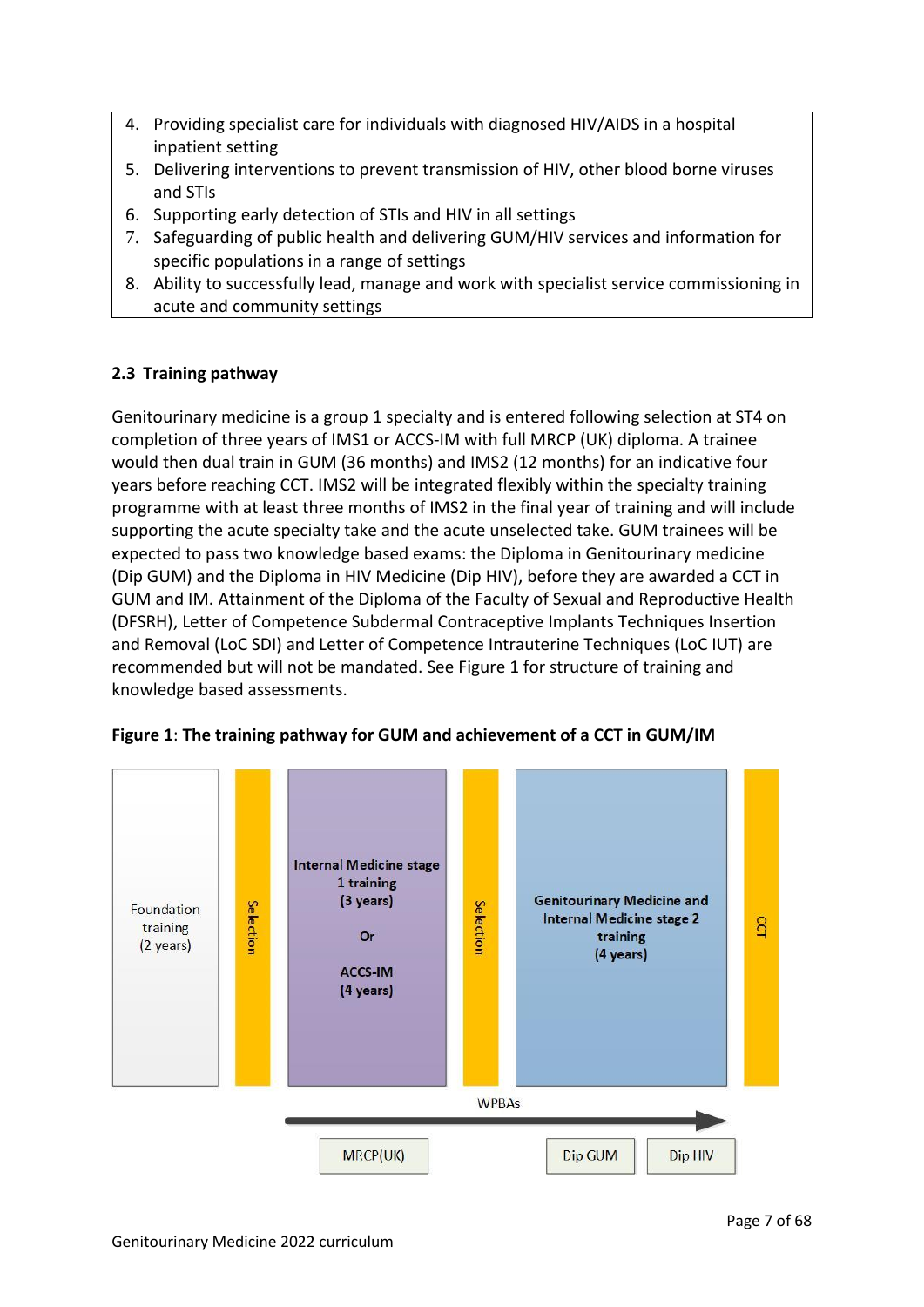4. Providing specialist care for individuals with diagnosed HIV/AIDS in a hospital inpatient setting
5. Delivering interventions to prevent transmission of HIV, other blood borne viruses and STIs
6. Supporting early detection of STIs and HIV in all settings
7. Safeguarding of public health and delivering GUM/HIV services and information for specific populations in a range of settings
8. Ability to successfully lead, manage and work with specialist service commissioning in acute and community settings

### 2.3 Training pathway

Genitourinary medicine is a group 1 specialty and is entered following selection at ST4 on completion of three years of IMS1 or ACCS-IM with full MRCP (UK) diploma. A trainee would then dual train in GUM (36 months) and IMS2 (12 months) for an indicative four years before reaching CCT. IMS2 will be integrated flexibly within the specialty training programme with at least three months of IMS2 in the final year of training and will include supporting the acute specialty take and the acute unselected take. GUM trainees will be expected to pass two knowledge based exams: the Diploma in Genitourinary medicine (Dip GUM) and the Diploma in HIV Medicine (Dip HIV), before they are awarded a CCT in GUM and IM. Attainment of the Diploma of the Faculty of Sexual and Reproductive Health (DFSRH), Letter of Competence Subdermal Contraceptive Implants Techniques Insertion and Removal (LoC SDI) and Letter of Competence Intrauterine Techniques (LoC IUT) are recommended but will not be mandated. See Figure 1 for structure of training and knowledge based assessments.

**Figure 1**: **The training pathway for GUM and achievement of a CCT in GUM/IM**

Foundation training (2 years) → Selection → **Internal Medicine stage 1 training (3 years)** Or **ACCS-IM (4 years)** → Selection → **Genitourinary Medicine and Internal Medicine stage 2 training (4 years)** → CCT

WPBAs

MRCP(UK) | Dip GUM | Dip HIV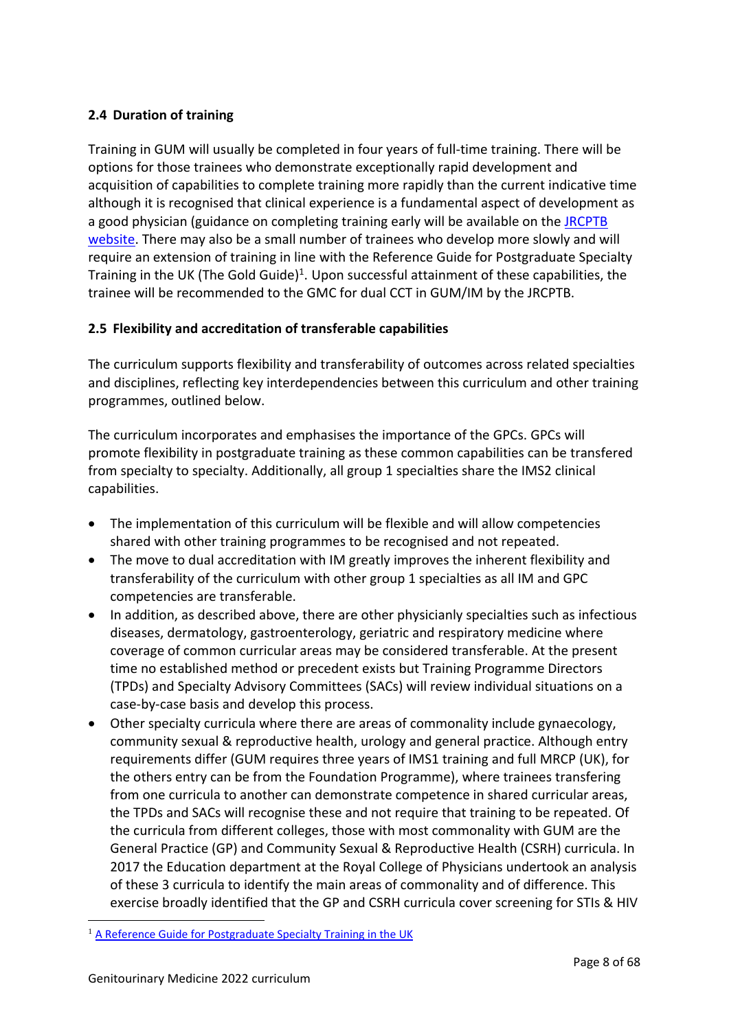### 2.4 Duration of training

Training in GUM will usually be completed in four years of full-time training. There will be options for those trainees who demonstrate exceptionally rapid development and acquisition of capabilities to complete training more rapidly than the current indicative time although it is recognised that clinical experience is a fundamental aspect of development as a good physician (guidance on completing training early will be available on the [JRCPTB website](). There may also be a small number of trainees who develop more slowly and will require an extension of training in line with the Reference Guide for Postgraduate Specialty Training in the UK (The Gold Guide)[1]. Upon successful attainment of these capabilities, the trainee will be recommended to the GMC for dual CCT in GUM/IM by the JRCPTB.

### 2.5 Flexibility and accreditation of transferable capabilities

The curriculum supports flexibility and transferability of outcomes across related specialties and disciplines, reflecting key interdependencies between this curriculum and other training programmes, outlined below.

The curriculum incorporates and emphasises the importance of the GPCs. GPCs will promote flexibility in postgraduate training as these common capabilities can be transfered from specialty to specialty. Additionally, all group 1 specialties share the IMS2 clinical capabilities.

- The implementation of this curriculum will be flexible and will allow competencies shared with other training programmes to be recognised and not repeated.
- The move to dual accreditation with IM greatly improves the inherent flexibility and transferability of the curriculum with other group 1 specialties as all IM and GPC competencies are transferable.
- In addition, as described above, there are other physicianly specialties such as infectious diseases, dermatology, gastroenterology, geriatric and respiratory medicine where coverage of common curricular areas may be considered transferable. At the present time no established method or precedent exists but Training Programme Directors (TPDs) and Specialty Advisory Committees (SACs) will review individual situations on a case-by-case basis and develop this process.
- Other specialty curricula where there are areas of commonality include gynaecology, community sexual & reproductive health, urology and general practice. Although entry requirements differ (GUM requires three years of IMS1 training and full MRCP (UK), for the others entry can be from the Foundation Programme), where trainees transfering from one curricula to another can demonstrate competence in shared curricular areas, the TPDs and SACs will recognise these and not require that training to be repeated. Of the curricula from different colleges, those with most commonality with GUM are the General Practice (GP) and Community Sexual & Reproductive Health (CSRH) curricula. In 2017 the Education department at the Royal College of Physicians undertook an analysis of these 3 curricula to identify the main areas of commonality and of difference. This exercise broadly identified that the GP and CSRH curricula cover screening for STIs & HIV

[1] [A Reference Guide for Postgraduate Specialty Training in the UK]()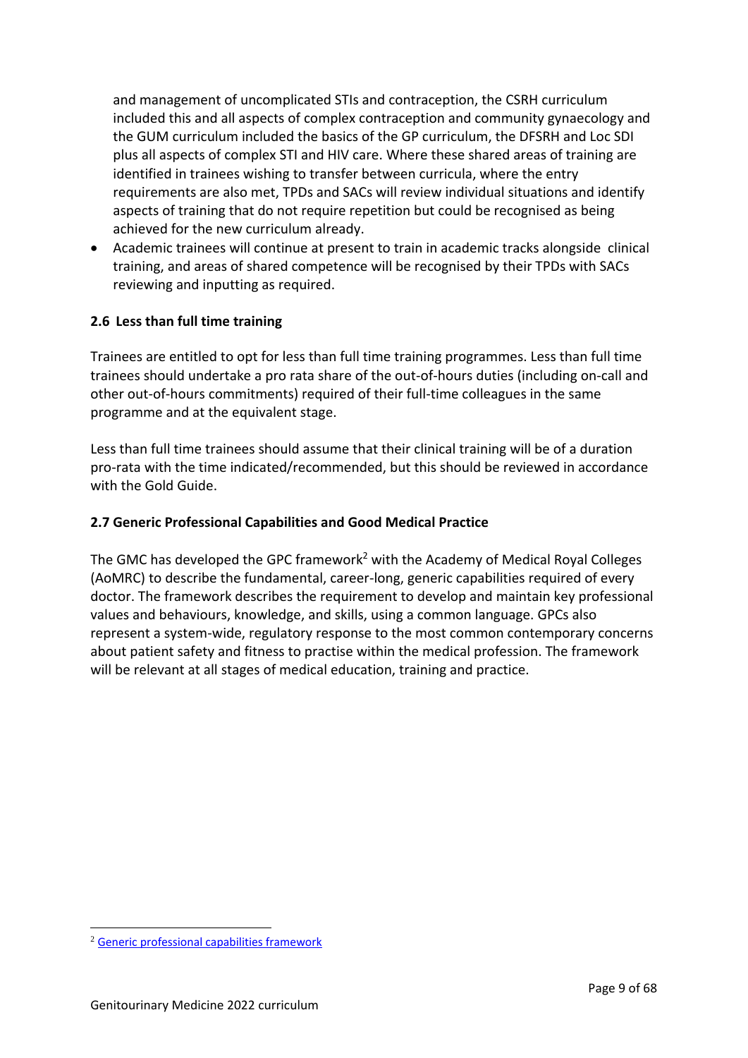and management of uncomplicated STIs and contraception, the CSRH curriculum included this and all aspects of complex contraception and community gynaecology and the GUM curriculum included the basics of the GP curriculum, the DFSRH and Loc SDI plus all aspects of complex STI and HIV care. Where these shared areas of training are identified in trainees wishing to transfer between curricula, where the entry requirements are also met, TPDs and SACs will review individual situations and identify aspects of training that do not require repetition but could be recognised as being achieved for the new curriculum already.

- Academic trainees will continue at present to train in academic tracks alongside clinical training, and areas of shared competence will be recognised by their TPDs with SACs reviewing and inputting as required.

### 2.6 Less than full time training

Trainees are entitled to opt for less than full time training programmes. Less than full time trainees should undertake a pro rata share of the out-of-hours duties (including on-call and other out-of-hours commitments) required of their full-time colleagues in the same programme and at the equivalent stage.

Less than full time trainees should assume that their clinical training will be of a duration pro-rata with the time indicated/recommended, but this should be reviewed in accordance with the Gold Guide.

### 2.7 Generic Professional Capabilities and Good Medical Practice

The GMC has developed the GPC framework[2] with the Academy of Medical Royal Colleges (AoMRC) to describe the fundamental, career-long, generic capabilities required of every doctor. The framework describes the requirement to develop and maintain key professional values and behaviours, knowledge, and skills, using a common language. GPCs also represent a system-wide, regulatory response to the most common contemporary concerns about patient safety and fitness to practise within the medical profession. The framework will be relevant at all stages of medical education, training and practice.

---

[2] Generic professional capabilities framework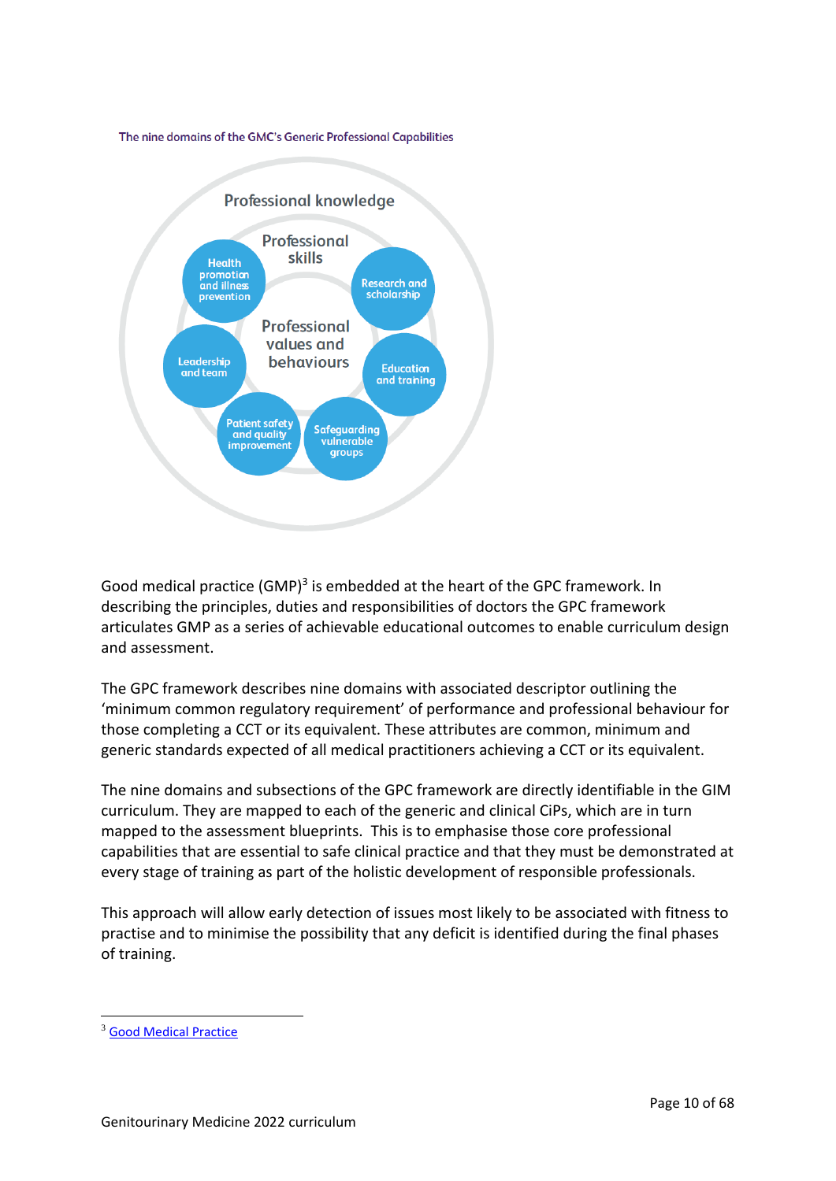The nine domains of the GMC's Generic Professional Capabilities

Professional knowledge

Professional skills

Professional values and behaviours

Health promotion and illness prevention

Research and scholarship

Leadership and team

Education and training

Patient safety and quality improvement

Safeguarding vulnerable groups

Good medical practice (GMP)[3] is embedded at the heart of the GPC framework. In describing the principles, duties and responsibilities of doctors the GPC framework articulates GMP as a series of achievable educational outcomes to enable curriculum design and assessment.

The GPC framework describes nine domains with associated descriptor outlining the 'minimum common regulatory requirement' of performance and professional behaviour for those completing a CCT or its equivalent. These attributes are common, minimum and generic standards expected of all medical practitioners achieving a CCT or its equivalent.

The nine domains and subsections of the GPC framework are directly identifiable in the GIM curriculum. They are mapped to each of the generic and clinical CiPs, which are in turn mapped to the assessment blueprints. This is to emphasise those core professional capabilities that are essential to safe clinical practice and that they must be demonstrated at every stage of training as part of the holistic development of responsible professionals.

This approach will allow early detection of issues most likely to be associated with fitness to practise and to minimise the possibility that any deficit is identified during the final phases of training.

[3] Good Medical Practice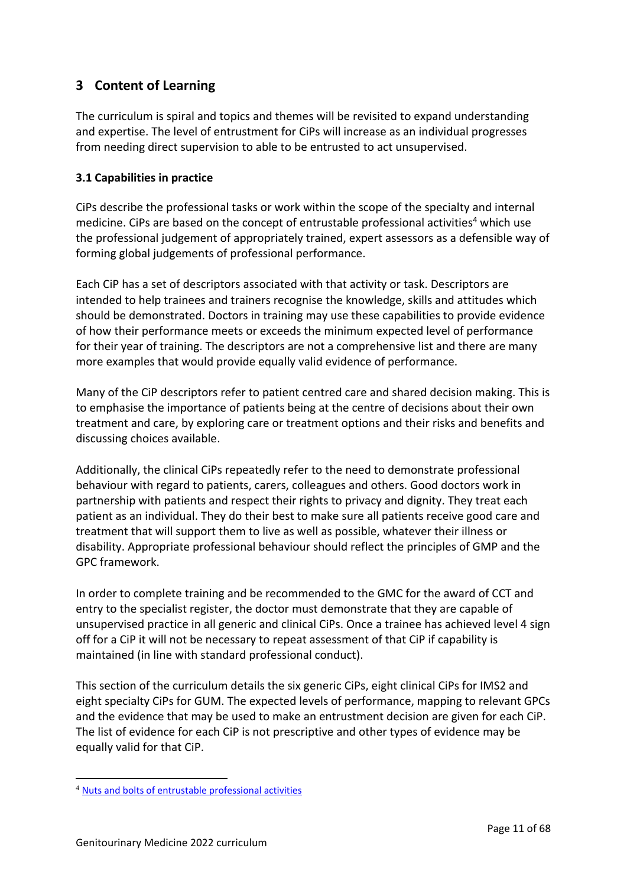## 3 Content of Learning

The curriculum is spiral and topics and themes will be revisited to expand understanding and expertise. The level of entrustment for CiPs will increase as an individual progresses from needing direct supervision to able to be entrusted to act unsupervised.

### 3.1 Capabilities in practice

CiPs describe the professional tasks or work within the scope of the specialty and internal medicine. CiPs are based on the concept of entrustable professional activities[4] which use the professional judgement of appropriately trained, expert assessors as a defensible way of forming global judgements of professional performance.

Each CiP has a set of descriptors associated with that activity or task. Descriptors are intended to help trainees and trainers recognise the knowledge, skills and attitudes which should be demonstrated. Doctors in training may use these capabilities to provide evidence of how their performance meets or exceeds the minimum expected level of performance for their year of training. The descriptors are not a comprehensive list and there are many more examples that would provide equally valid evidence of performance.

Many of the CiP descriptors refer to patient centred care and shared decision making. This is to emphasise the importance of patients being at the centre of decisions about their own treatment and care, by exploring care or treatment options and their risks and benefits and discussing choices available.

Additionally, the clinical CiPs repeatedly refer to the need to demonstrate professional behaviour with regard to patients, carers, colleagues and others. Good doctors work in partnership with patients and respect their rights to privacy and dignity. They treat each patient as an individual. They do their best to make sure all patients receive good care and treatment that will support them to live as well as possible, whatever their illness or disability. Appropriate professional behaviour should reflect the principles of GMP and the GPC framework.

In order to complete training and be recommended to the GMC for the award of CCT and entry to the specialist register, the doctor must demonstrate that they are capable of unsupervised practice in all generic and clinical CiPs. Once a trainee has achieved level 4 sign off for a CiP it will not be necessary to repeat assessment of that CiP if capability is maintained (in line with standard professional conduct).

This section of the curriculum details the six generic CiPs, eight clinical CiPs for IMS2 and eight specialty CiPs for GUM. The expected levels of performance, mapping to relevant GPCs and the evidence that may be used to make an entrustment decision are given for each CiP. The list of evidence for each CiP is not prescriptive and other types of evidence may be equally valid for that CiP.

---

[4] Nuts and bolts of entrustable professional activities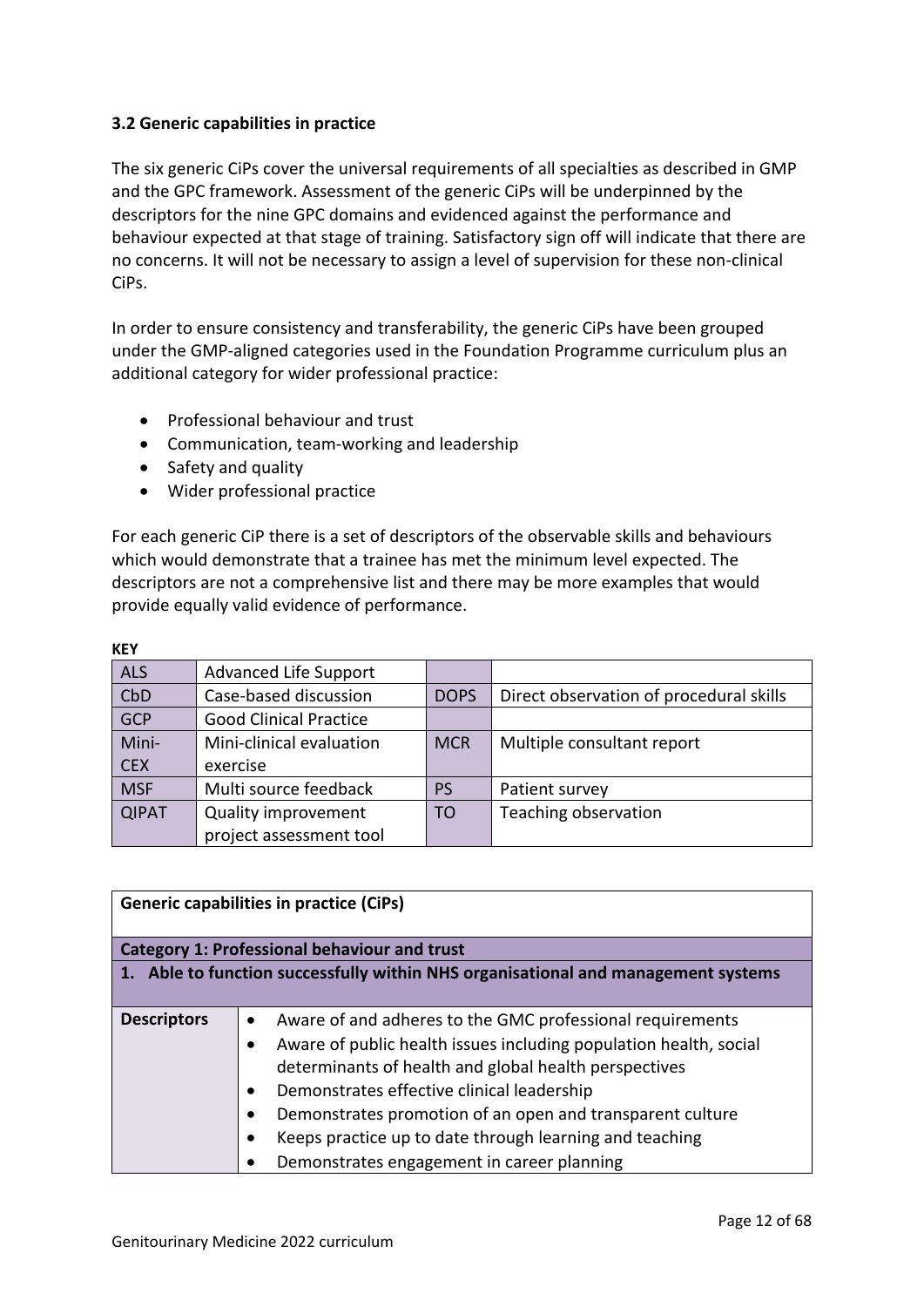### 3.2 Generic capabilities in practice

The six generic CiPs cover the universal requirements of all specialties as described in GMP and the GPC framework. Assessment of the generic CiPs will be underpinned by the descriptors for the nine GPC domains and evidenced against the performance and behaviour expected at that stage of training. Satisfactory sign off will indicate that there are no concerns. It will not be necessary to assign a level of supervision for these non-clinical CiPs.

In order to ensure consistency and transferability, the generic CiPs have been grouped under the GMP-aligned categories used in the Foundation Programme curriculum plus an additional category for wider professional practice:

- Professional behaviour and trust
- Communication, team-working and leadership
- Safety and quality
- Wider professional practice

For each generic CiP there is a set of descriptors of the observable skills and behaviours which would demonstrate that a trainee has met the minimum level expected. The descriptors are not a comprehensive list and there may be more examples that would provide equally valid evidence of performance.

**KEY**

| | | | |
|---|---|---|---|
| ALS | Advanced Life Support | | |
| CbD | Case-based discussion | DOPS | Direct observation of procedural skills |
| GCP | Good Clinical Practice | | |
| Mini-CEX | Mini-clinical evaluation exercise | MCR | Multiple consultant report |
| MSF | Multi source feedback | PS | Patient survey |
| QIPAT | Quality improvement project assessment tool | TO | Teaching observation |

| **Generic capabilities in practice (CiPs)** | |
|---|---|
| **Category 1: Professional behaviour and trust** | |
| **1. Able to function successfully within NHS organisational and management systems** | |
| **Descriptors** | • Aware of and adheres to the GMC professional requirements<br>• Aware of public health issues including population health, social determinants of health and global health perspectives<br>• Demonstrates effective clinical leadership<br>• Demonstrates promotion of an open and transparent culture<br>• Keeps practice up to date through learning and teaching<br>• Demonstrates engagement in career planning |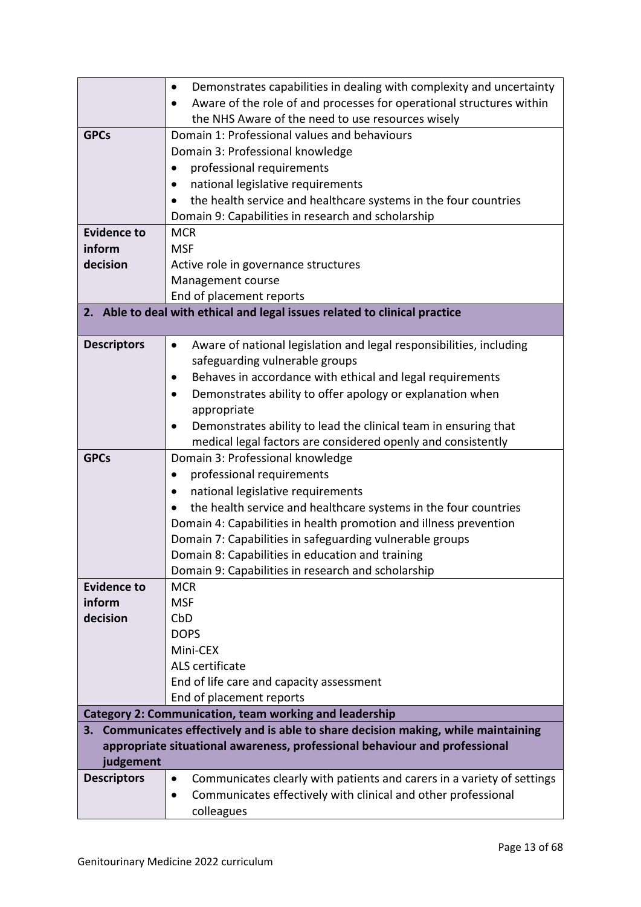| | |
|---|---|
| | • Demonstrates capabilities in dealing with complexity and uncertainty<br>• Aware of the role of and processes for operational structures within the NHS Aware of the need to use resources wisely |
| **GPCs** | Domain 1: Professional values and behaviours<br>Domain 3: Professional knowledge<br>• professional requirements<br>• national legislative requirements<br>• the health service and healthcare systems in the four countries<br>Domain 9: Capabilities in research and scholarship |
| **Evidence to inform decision** | MCR<br>MSF<br>Active role in governance structures<br>Management course<br>End of placement reports |
| **2. Able to deal with ethical and legal issues related to clinical practice** | |
| **Descriptors** | • Aware of national legislation and legal responsibilities, including safeguarding vulnerable groups<br>• Behaves in accordance with ethical and legal requirements<br>• Demonstrates ability to offer apology or explanation when appropriate<br>• Demonstrates ability to lead the clinical team in ensuring that medical legal factors are considered openly and consistently |
| **GPCs** | Domain 3: Professional knowledge<br>• professional requirements<br>• national legislative requirements<br>• the health service and healthcare systems in the four countries<br>Domain 4: Capabilities in health promotion and illness prevention<br>Domain 7: Capabilities in safeguarding vulnerable groups<br>Domain 8: Capabilities in education and training<br>Domain 9: Capabilities in research and scholarship |
| **Evidence to inform decision** | MCR<br>MSF<br>CbD<br>DOPS<br>Mini-CEX<br>ALS certificate<br>End of life care and capacity assessment<br>End of placement reports |
| **Category 2: Communication, team working and leadership** | |
| **3. Communicates effectively and is able to share decision making, while maintaining appropriate situational awareness, professional behaviour and professional judgement** | |
| **Descriptors** | • Communicates clearly with patients and carers in a variety of settings<br>• Communicates effectively with clinical and other professional colleagues |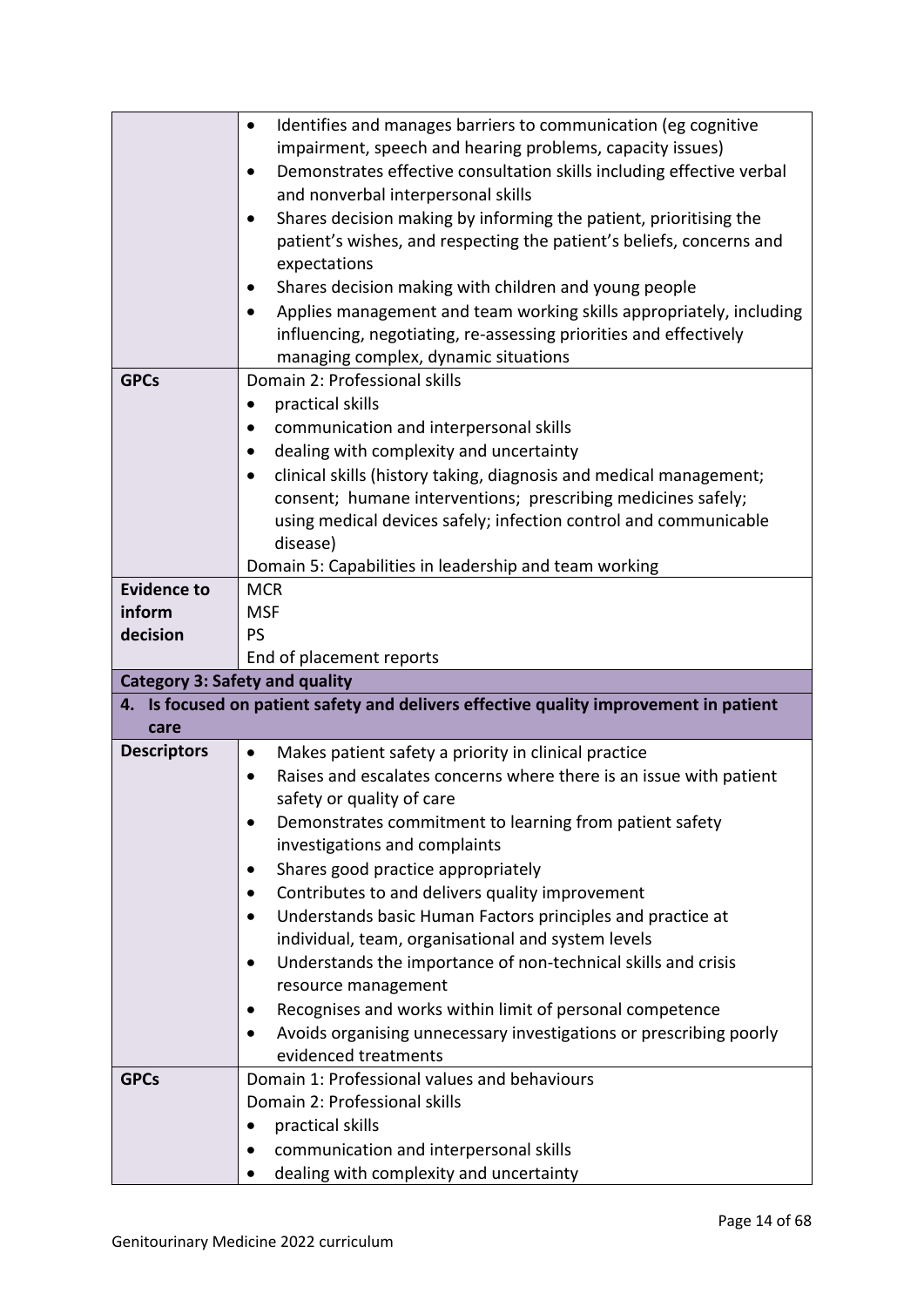| | |
|---|---|
| | • Identifies and manages barriers to communication (eg cognitive impairment, speech and hearing problems, capacity issues)<br>• Demonstrates effective consultation skills including effective verbal and nonverbal interpersonal skills<br>• Shares decision making by informing the patient, prioritising the patient's wishes, and respecting the patient's beliefs, concerns and expectations<br>• Shares decision making with children and young people<br>• Applies management and team working skills appropriately, including influencing, negotiating, re-assessing priorities and effectively managing complex, dynamic situations |
| **GPCs** | Domain 2: Professional skills<br>• practical skills<br>• communication and interpersonal skills<br>• dealing with complexity and uncertainty<br>• clinical skills (history taking, diagnosis and medical management; consent; humane interventions; prescribing medicines safely; using medical devices safely; infection control and communicable disease)<br>Domain 5: Capabilities in leadership and team working |
| **Evidence to inform decision** | MCR<br>MSF<br>PS<br>End of placement reports |
| **Category 3: Safety and quality** | |
| **4. Is focused on patient safety and delivers effective quality improvement in patient care** | |
| **Descriptors** | • Makes patient safety a priority in clinical practice<br>• Raises and escalates concerns where there is an issue with patient safety or quality of care<br>• Demonstrates commitment to learning from patient safety investigations and complaints<br>• Shares good practice appropriately<br>• Contributes to and delivers quality improvement<br>• Understands basic Human Factors principles and practice at individual, team, organisational and system levels<br>• Understands the importance of non-technical skills and crisis resource management<br>• Recognises and works within limit of personal competence<br>• Avoids organising unnecessary investigations or prescribing poorly evidenced treatments |
| **GPCs** | Domain 1: Professional values and behaviours<br>Domain 2: Professional skills<br>• practical skills<br>• communication and interpersonal skills<br>• dealing with complexity and uncertainty |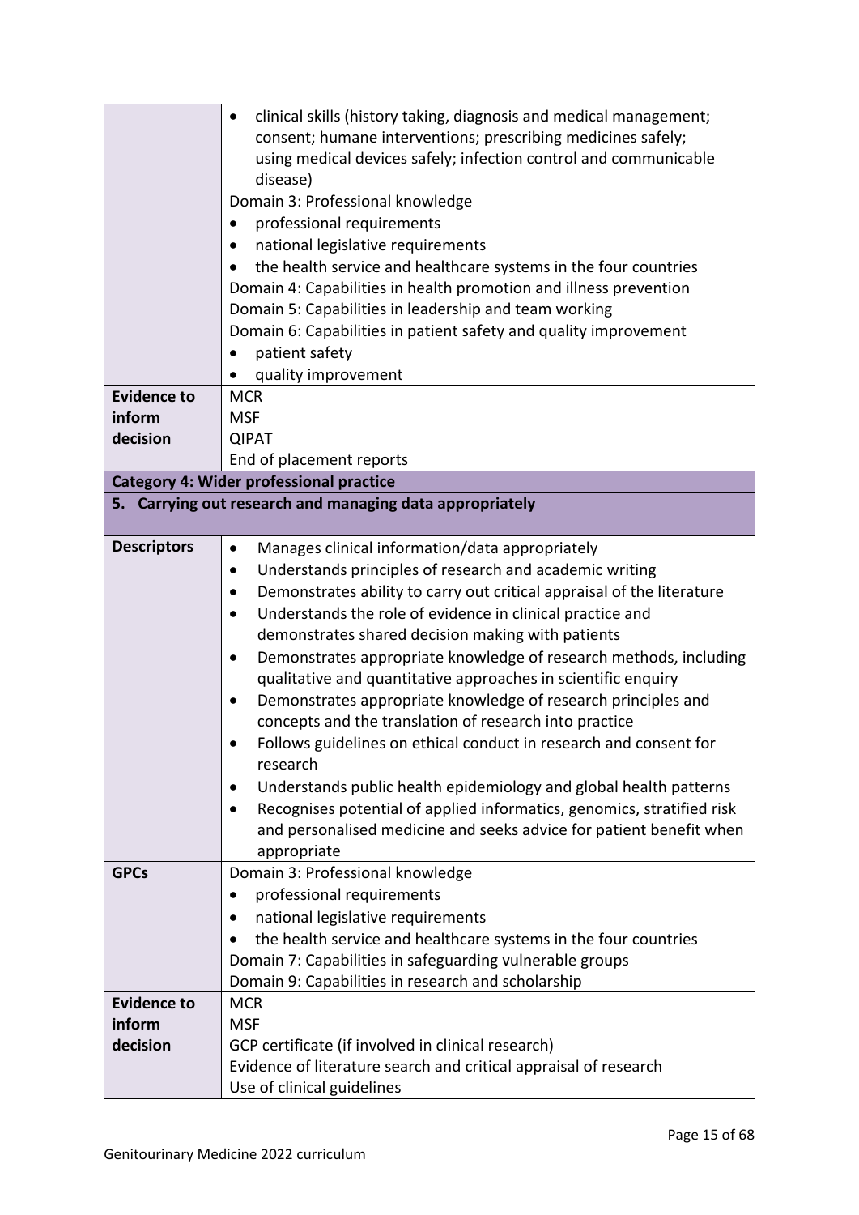| | |
|---|---|
| | • clinical skills (history taking, diagnosis and medical management; consent; humane interventions; prescribing medicines safely; using medical devices safely; infection control and communicable disease)<br>Domain 3: Professional knowledge<br>• professional requirements<br>• national legislative requirements<br>• the health service and healthcare systems in the four countries<br>Domain 4: Capabilities in health promotion and illness prevention<br>Domain 5: Capabilities in leadership and team working<br>Domain 6: Capabilities in patient safety and quality improvement<br>• patient safety<br>• quality improvement |
| **Evidence to inform decision** | MCR<br>MSF<br>QIPAT<br>End of placement reports |
| **Category 4: Wider professional practice** | |
| **5. Carrying out research and managing data appropriately** | |
| **Descriptors** | • Manages clinical information/data appropriately<br>• Understands principles of research and academic writing<br>• Demonstrates ability to carry out critical appraisal of the literature<br>• Understands the role of evidence in clinical practice and demonstrates shared decision making with patients<br>• Demonstrates appropriate knowledge of research methods, including qualitative and quantitative approaches in scientific enquiry<br>• Demonstrates appropriate knowledge of research principles and concepts and the translation of research into practice<br>• Follows guidelines on ethical conduct in research and consent for research<br>• Understands public health epidemiology and global health patterns<br>• Recognises potential of applied informatics, genomics, stratified risk and personalised medicine and seeks advice for patient benefit when appropriate |
| **GPCs** | Domain 3: Professional knowledge<br>• professional requirements<br>• national legislative requirements<br>• the health service and healthcare systems in the four countries<br>Domain 7: Capabilities in safeguarding vulnerable groups<br>Domain 9: Capabilities in research and scholarship |
| **Evidence to inform decision** | MCR<br>MSF<br>GCP certificate (if involved in clinical research)<br>Evidence of literature search and critical appraisal of research<br>Use of clinical guidelines |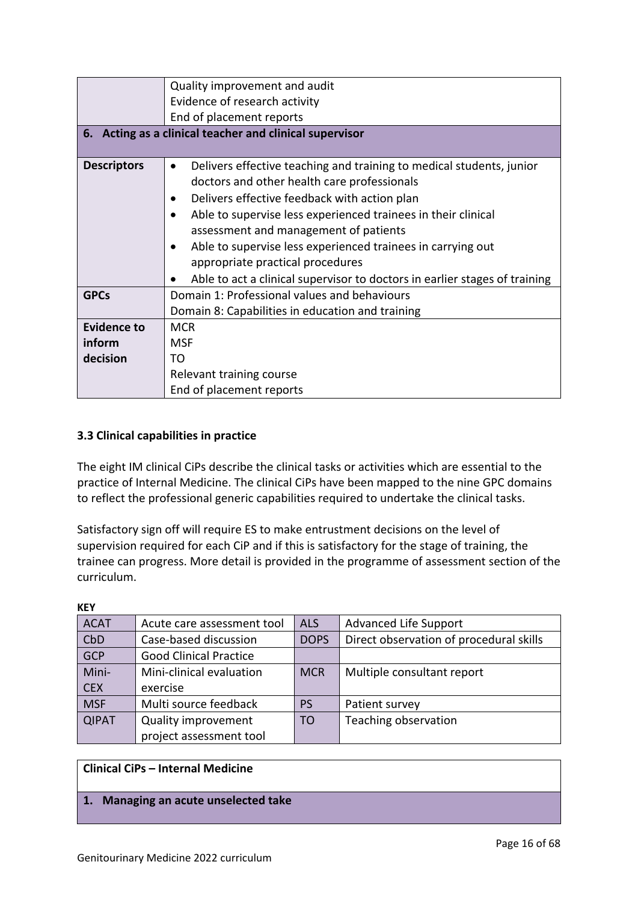| | |
|---|---|
| | Quality improvement and audit<br>Evidence of research activity<br>End of placement reports |
| **6. Acting as a clinical teacher and clinical supervisor** | |
| **Descriptors** | • Delivers effective teaching and training to medical students, junior doctors and other health care professionals<br>• Delivers effective feedback with action plan<br>• Able to supervise less experienced trainees in their clinical assessment and management of patients<br>• Able to supervise less experienced trainees in carrying out appropriate practical procedures<br>• Able to act a clinical supervisor to doctors in earlier stages of training |
| **GPCs** | Domain 1: Professional values and behaviours<br>Domain 8: Capabilities in education and training |
| **Evidence to inform decision** | MCR<br>MSF<br>TO<br>Relevant training course<br>End of placement reports |

### 3.3 Clinical capabilities in practice

The eight IM clinical CiPs describe the clinical tasks or activities which are essential to the practice of Internal Medicine. The clinical CiPs have been mapped to the nine GPC domains to reflect the professional generic capabilities required to undertake the clinical tasks.

Satisfactory sign off will require ES to make entrustment decisions on the level of supervision required for each CiP and if this is satisfactory for the stage of training, the trainee can progress. More detail is provided in the programme of assessment section of the curriculum.

**KEY**

| | | | |
|---|---|---|---|
| ACAT | Acute care assessment tool | ALS | Advanced Life Support |
| CbD | Case-based discussion | DOPS | Direct observation of procedural skills |
| GCP | Good Clinical Practice | | |
| Mini-CEX | Mini-clinical evaluation exercise | MCR | Multiple consultant report |
| MSF | Multi source feedback | PS | Patient survey |
| QIPAT | Quality improvement project assessment tool | TO | Teaching observation |

| **Clinical CiPs – Internal Medicine** |
|---|
| **1. Managing an acute unselected take** |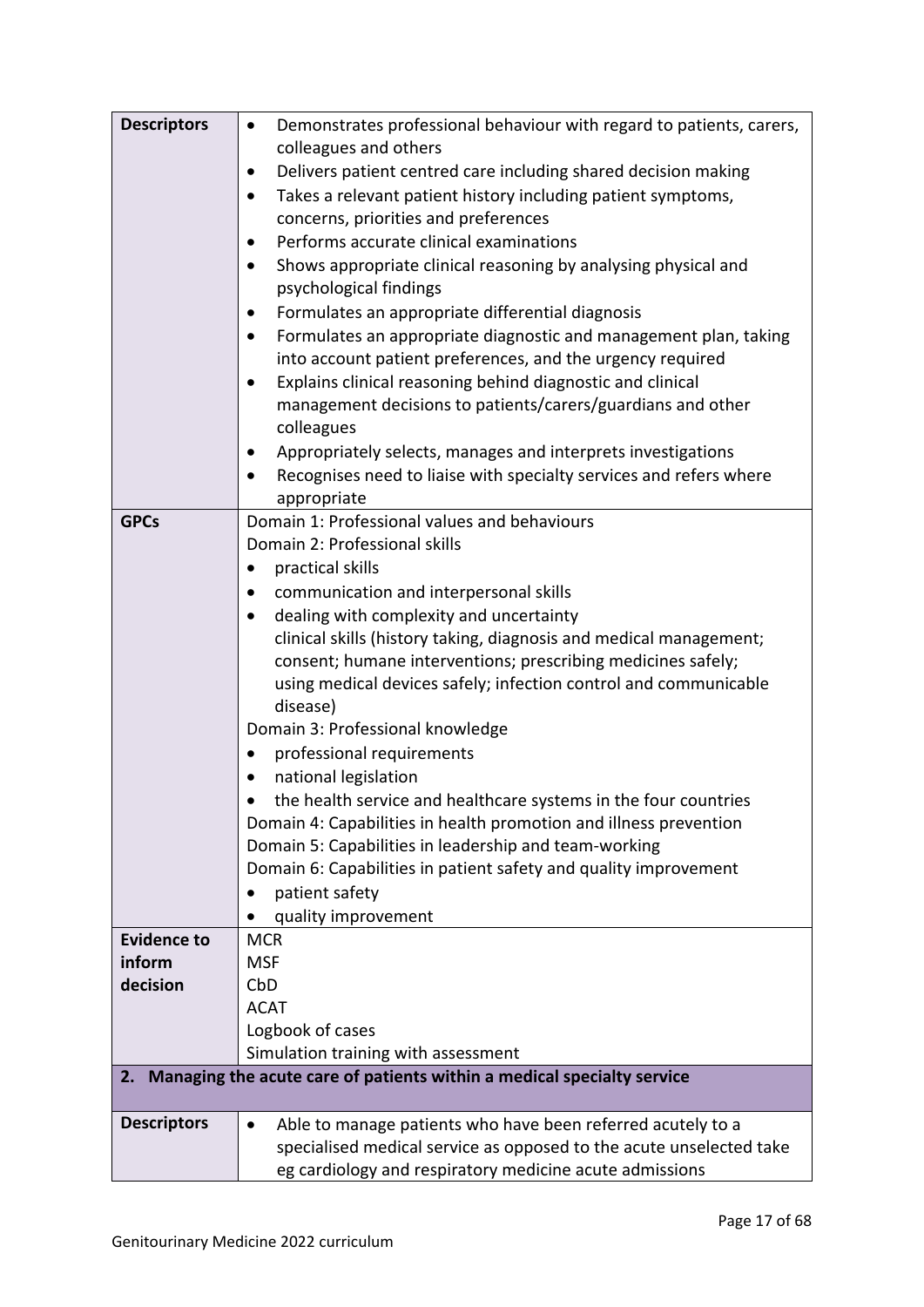| | |
|---|---|
| **Descriptors** | • Demonstrates professional behaviour with regard to patients, carers, colleagues and others<br>• Delivers patient centred care including shared decision making<br>• Takes a relevant patient history including patient symptoms, concerns, priorities and preferences<br>• Performs accurate clinical examinations<br>• Shows appropriate clinical reasoning by analysing physical and psychological findings<br>• Formulates an appropriate differential diagnosis<br>• Formulates an appropriate diagnostic and management plan, taking into account patient preferences, and the urgency required<br>• Explains clinical reasoning behind diagnostic and clinical management decisions to patients/carers/guardians and other colleagues<br>• Appropriately selects, manages and interprets investigations<br>• Recognises need to liaise with specialty services and refers where appropriate |
| **GPCs** | Domain 1: Professional values and behaviours<br>Domain 2: Professional skills<br>• practical skills<br>• communication and interpersonal skills<br>• dealing with complexity and uncertainty<br>clinical skills (history taking, diagnosis and medical management; consent; humane interventions; prescribing medicines safely; using medical devices safely; infection control and communicable disease)<br>Domain 3: Professional knowledge<br>• professional requirements<br>• national legislation<br>• the health service and healthcare systems in the four countries<br>Domain 4: Capabilities in health promotion and illness prevention<br>Domain 5: Capabilities in leadership and team-working<br>Domain 6: Capabilities in patient safety and quality improvement<br>• patient safety<br>• quality improvement |
| **Evidence to inform decision** | MCR<br>MSF<br>CbD<br>ACAT<br>Logbook of cases<br>Simulation training with assessment |
| **2. Managing the acute care of patients within a medical specialty service** | |
| **Descriptors** | • Able to manage patients who have been referred acutely to a specialised medical service as opposed to the acute unselected take eg cardiology and respiratory medicine acute admissions |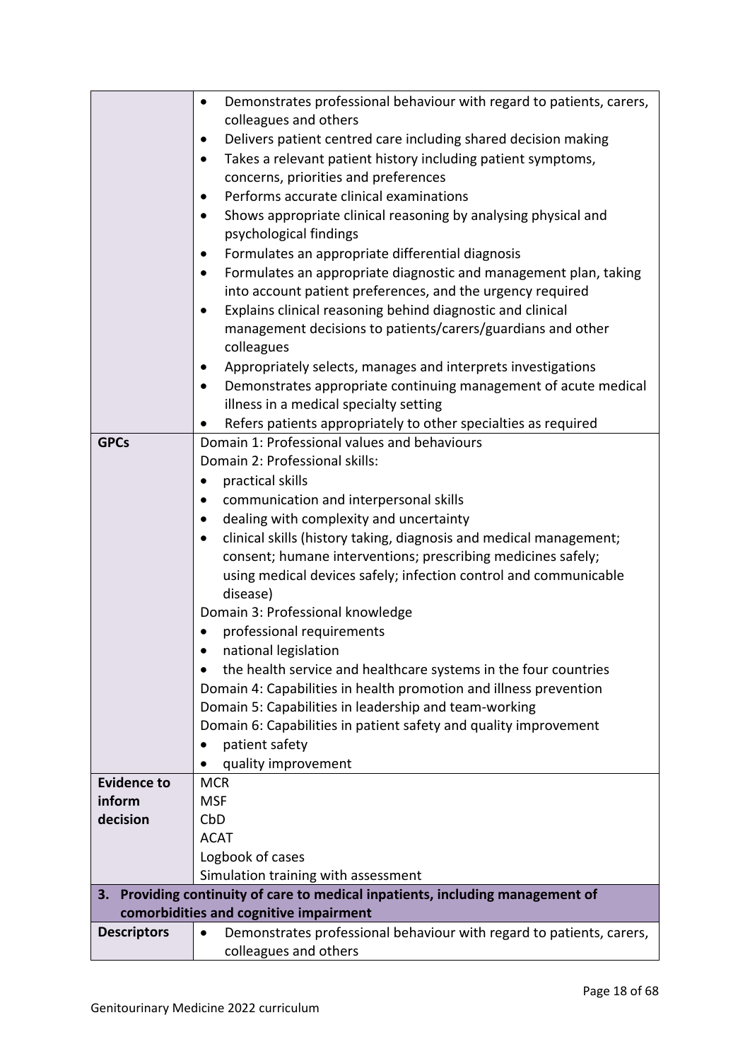| | |
|---|---|
| | • Demonstrates professional behaviour with regard to patients, carers, colleagues and others<br>• Delivers patient centred care including shared decision making<br>• Takes a relevant patient history including patient symptoms, concerns, priorities and preferences<br>• Performs accurate clinical examinations<br>• Shows appropriate clinical reasoning by analysing physical and psychological findings<br>• Formulates an appropriate differential diagnosis<br>• Formulates an appropriate diagnostic and management plan, taking into account patient preferences, and the urgency required<br>• Explains clinical reasoning behind diagnostic and clinical management decisions to patients/carers/guardians and other colleagues<br>• Appropriately selects, manages and interprets investigations<br>• Demonstrates appropriate continuing management of acute medical illness in a medical specialty setting<br>• Refers patients appropriately to other specialties as required |
| **GPCs** | Domain 1: Professional values and behaviours<br>Domain 2: Professional skills:<br>• practical skills<br>• communication and interpersonal skills<br>• dealing with complexity and uncertainty<br>• clinical skills (history taking, diagnosis and medical management; consent; humane interventions; prescribing medicines safely; using medical devices safely; infection control and communicable disease)<br>Domain 3: Professional knowledge<br>• professional requirements<br>• national legislation<br>• the health service and healthcare systems in the four countries<br>Domain 4: Capabilities in health promotion and illness prevention<br>Domain 5: Capabilities in leadership and team-working<br>Domain 6: Capabilities in patient safety and quality improvement<br>• patient safety<br>• quality improvement |
| **Evidence to inform decision** | MCR<br>MSF<br>CbD<br>ACAT<br>Logbook of cases<br>Simulation training with assessment |
| **3. Providing continuity of care to medical inpatients, including management of comorbidities and cognitive impairment** | |
| **Descriptors** | • Demonstrates professional behaviour with regard to patients, carers, colleagues and others |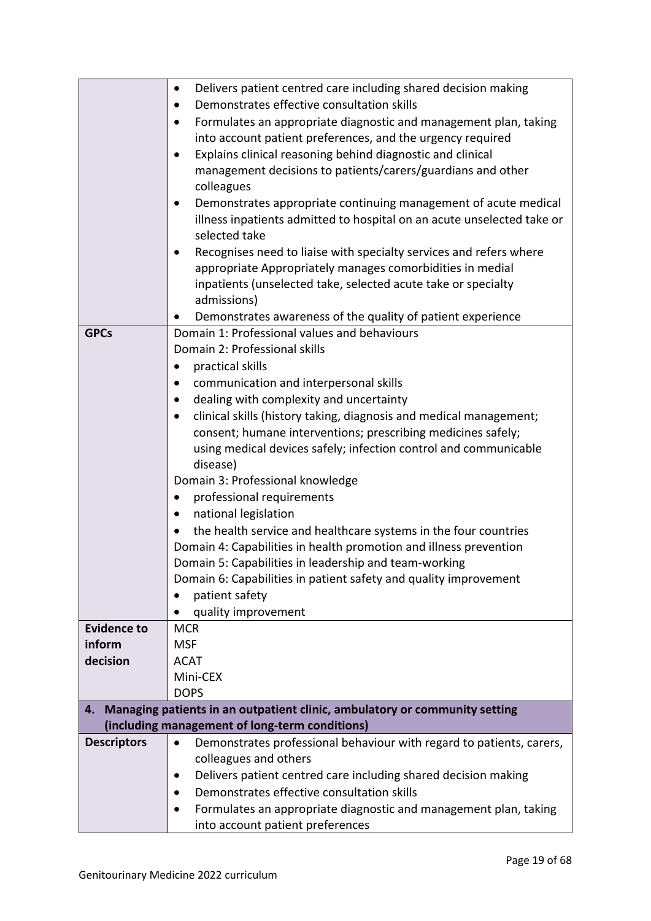| | |
|---|---|
| | • Delivers patient centred care including shared decision making<br>• Demonstrates effective consultation skills<br>• Formulates an appropriate diagnostic and management plan, taking into account patient preferences, and the urgency required<br>• Explains clinical reasoning behind diagnostic and clinical management decisions to patients/carers/guardians and other colleagues<br>• Demonstrates appropriate continuing management of acute medical illness inpatients admitted to hospital on an acute unselected take or selected take<br>• Recognises need to liaise with specialty services and refers where appropriate Appropriately manages comorbidities in medial inpatients (unselected take, selected acute take or specialty admissions)<br>• Demonstrates awareness of the quality of patient experience |
| **GPCs** | Domain 1: Professional values and behaviours<br>Domain 2: Professional skills<br>• practical skills<br>• communication and interpersonal skills<br>• dealing with complexity and uncertainty<br>• clinical skills (history taking, diagnosis and medical management; consent; humane interventions; prescribing medicines safely; using medical devices safely; infection control and communicable disease)<br>Domain 3: Professional knowledge<br>• professional requirements<br>• national legislation<br>• the health service and healthcare systems in the four countries<br>Domain 4: Capabilities in health promotion and illness prevention<br>Domain 5: Capabilities in leadership and team-working<br>Domain 6: Capabilities in patient safety and quality improvement<br>• patient safety<br>• quality improvement |
| **Evidence to inform decision** | MCR<br>MSF<br>ACAT<br>Mini-CEX<br>DOPS |
| **4. Managing patients in an outpatient clinic, ambulatory or community setting (including management of long-term conditions)** | |
| **Descriptors** | • Demonstrates professional behaviour with regard to patients, carers, colleagues and others<br>• Delivers patient centred care including shared decision making<br>• Demonstrates effective consultation skills<br>• Formulates an appropriate diagnostic and management plan, taking into account patient preferences |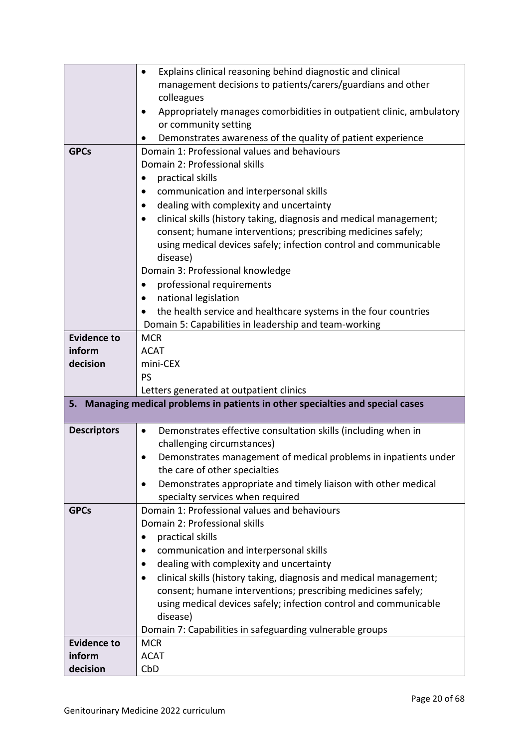| | |
|---|---|
| | • Explains clinical reasoning behind diagnostic and clinical management decisions to patients/carers/guardians and other colleagues<br>• Appropriately manages comorbidities in outpatient clinic, ambulatory or community setting<br>• Demonstrates awareness of the quality of patient experience |
| **GPCs** | Domain 1: Professional values and behaviours<br>Domain 2: Professional skills<br>• practical skills<br>• communication and interpersonal skills<br>• dealing with complexity and uncertainty<br>• clinical skills (history taking, diagnosis and medical management; consent; humane interventions; prescribing medicines safely; using medical devices safely; infection control and communicable disease)<br>Domain 3: Professional knowledge<br>• professional requirements<br>• national legislation<br>• the health service and healthcare systems in the four countries<br>Domain 5: Capabilities in leadership and team-working |
| **Evidence to inform decision** | MCR<br>ACAT<br>mini-CEX<br>PS<br>Letters generated at outpatient clinics |
| **5. Managing medical problems in patients in other specialties and special cases** | |
| **Descriptors** | • Demonstrates effective consultation skills (including when in challenging circumstances)<br>• Demonstrates management of medical problems in inpatients under the care of other specialties<br>• Demonstrates appropriate and timely liaison with other medical specialty services when required |
| **GPCs** | Domain 1: Professional values and behaviours<br>Domain 2: Professional skills<br>• practical skills<br>• communication and interpersonal skills<br>• dealing with complexity and uncertainty<br>• clinical skills (history taking, diagnosis and medical management; consent; humane interventions; prescribing medicines safely; using medical devices safely; infection control and communicable disease)<br>Domain 7: Capabilities in safeguarding vulnerable groups |
| **Evidence to inform decision** | MCR<br>ACAT<br>CbD |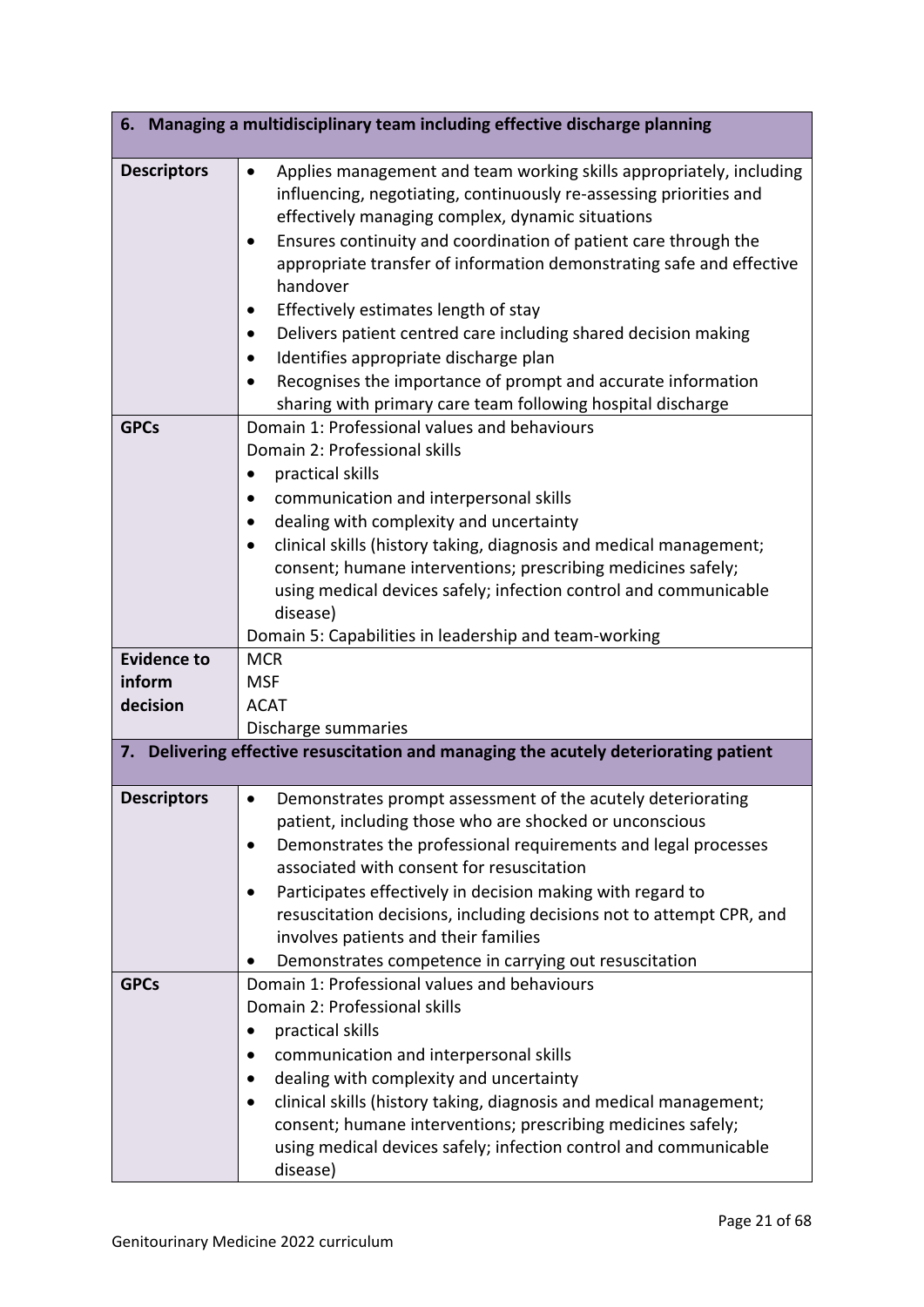| 6. Managing a multidisciplinary team including effective discharge planning | |
|---|---|
| **Descriptors** | • Applies management and team working skills appropriately, including influencing, negotiating, continuously re-assessing priorities and effectively managing complex, dynamic situations<br>• Ensures continuity and coordination of patient care through the appropriate transfer of information demonstrating safe and effective handover<br>• Effectively estimates length of stay<br>• Delivers patient centred care including shared decision making<br>• Identifies appropriate discharge plan<br>• Recognises the importance of prompt and accurate information sharing with primary care team following hospital discharge |
| **GPCs** | Domain 1: Professional values and behaviours<br>Domain 2: Professional skills<br>• practical skills<br>• communication and interpersonal skills<br>• dealing with complexity and uncertainty<br>• clinical skills (history taking, diagnosis and medical management; consent; humane interventions; prescribing medicines safely; using medical devices safely; infection control and communicable disease)<br>Domain 5: Capabilities in leadership and team-working |
| **Evidence to inform decision** | MCR<br>MSF<br>ACAT<br>Discharge summaries |

| 7. Delivering effective resuscitation and managing the acutely deteriorating patient | |
|---|---|
| **Descriptors** | • Demonstrates prompt assessment of the acutely deteriorating patient, including those who are shocked or unconscious<br>• Demonstrates the professional requirements and legal processes associated with consent for resuscitation<br>• Participates effectively in decision making with regard to resuscitation decisions, including decisions not to attempt CPR, and involves patients and their families<br>• Demonstrates competence in carrying out resuscitation |
| **GPCs** | Domain 1: Professional values and behaviours<br>Domain 2: Professional skills<br>• practical skills<br>• communication and interpersonal skills<br>• dealing with complexity and uncertainty<br>• clinical skills (history taking, diagnosis and medical management; consent; humane interventions; prescribing medicines safely; using medical devices safely; infection control and communicable disease) |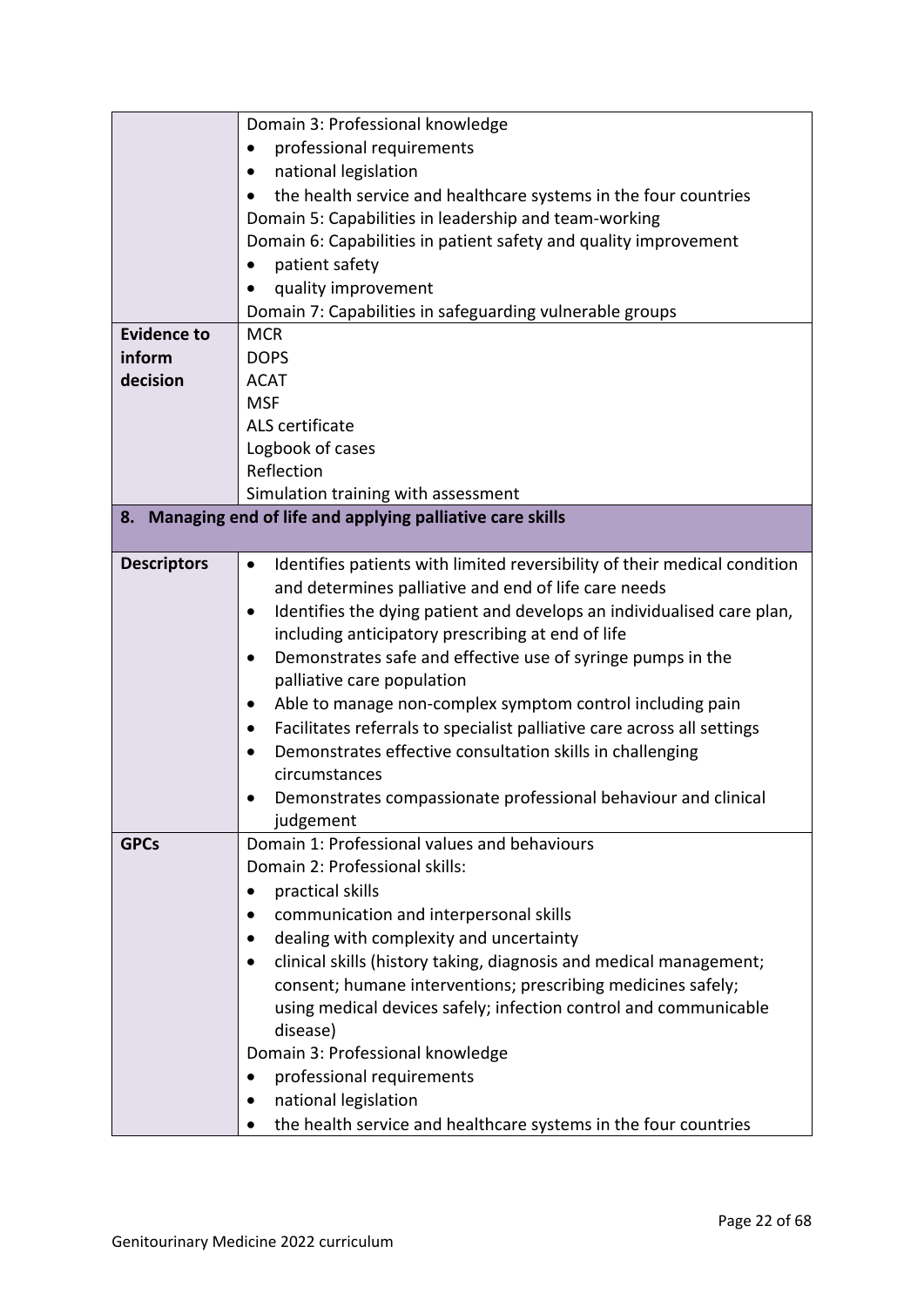| | |
|---|---|
| | Domain 3: Professional knowledge<br>• professional requirements<br>• national legislation<br>• the health service and healthcare systems in the four countries<br>Domain 5: Capabilities in leadership and team-working<br>Domain 6: Capabilities in patient safety and quality improvement<br>• patient safety<br>• quality improvement<br>Domain 7: Capabilities in safeguarding vulnerable groups |
| **Evidence to inform decision** | MCR<br>DOPS<br>ACAT<br>MSF<br>ALS certificate<br>Logbook of cases<br>Reflection<br>Simulation training with assessment |
| **8. Managing end of life and applying palliative care skills** | |
| **Descriptors** | • Identifies patients with limited reversibility of their medical condition and determines palliative and end of life care needs<br>• Identifies the dying patient and develops an individualised care plan, including anticipatory prescribing at end of life<br>• Demonstrates safe and effective use of syringe pumps in the palliative care population<br>• Able to manage non-complex symptom control including pain<br>• Facilitates referrals to specialist palliative care across all settings<br>• Demonstrates effective consultation skills in challenging circumstances<br>• Demonstrates compassionate professional behaviour and clinical judgement |
| **GPCs** | Domain 1: Professional values and behaviours<br>Domain 2: Professional skills:<br>• practical skills<br>• communication and interpersonal skills<br>• dealing with complexity and uncertainty<br>• clinical skills (history taking, diagnosis and medical management; consent; humane interventions; prescribing medicines safely; using medical devices safely; infection control and communicable disease)<br>Domain 3: Professional knowledge<br>• professional requirements<br>• national legislation<br>• the health service and healthcare systems in the four countries |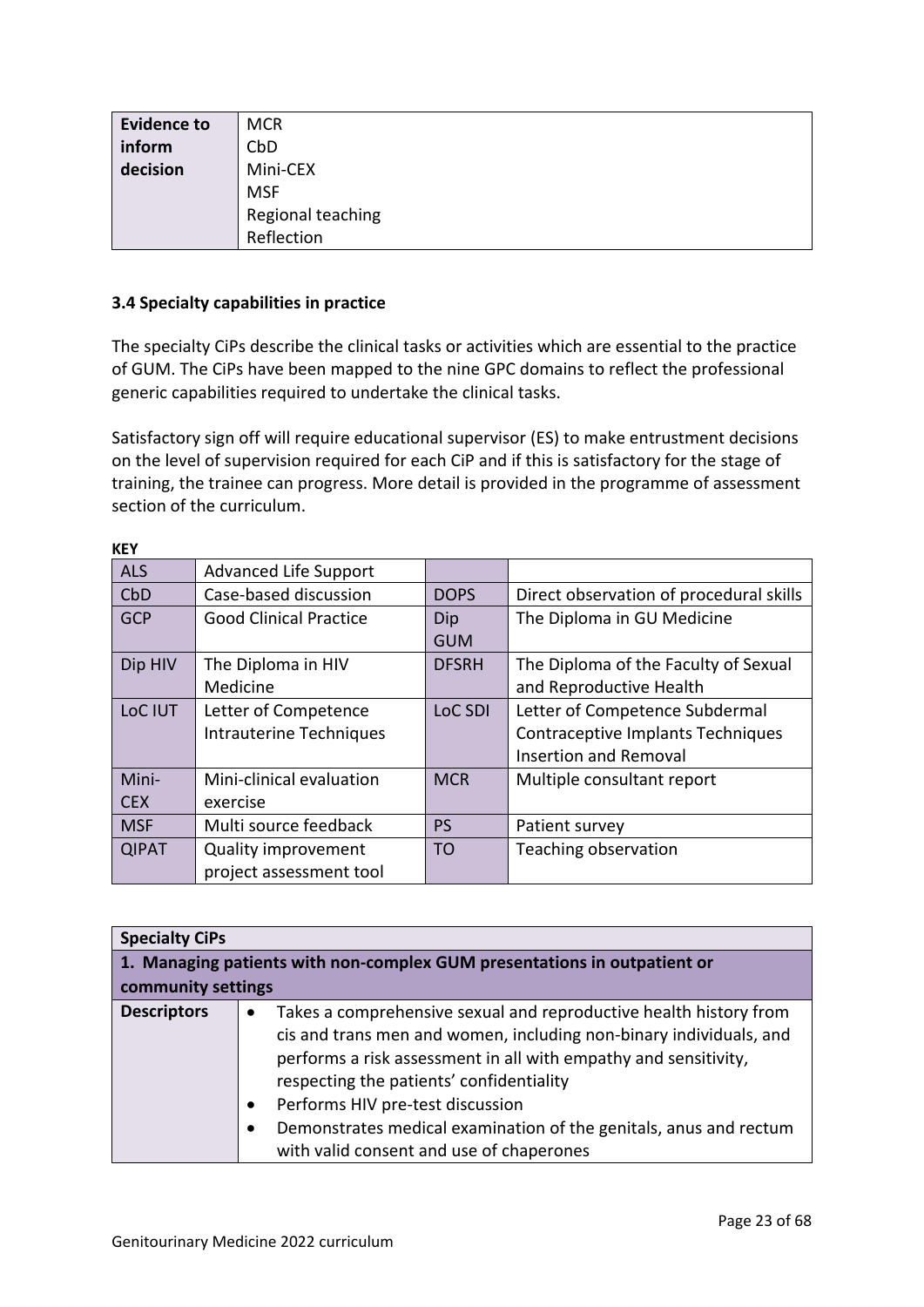| Evidence to inform decision | MCR<br>CbD<br>Mini-CEX<br>MSF<br>Regional teaching<br>Reflection |
|---|---|

### 3.4 Specialty capabilities in practice

The specialty CiPs describe the clinical tasks or activities which are essential to the practice of GUM. The CiPs have been mapped to the nine GPC domains to reflect the professional generic capabilities required to undertake the clinical tasks.

Satisfactory sign off will require educational supervisor (ES) to make entrustment decisions on the level of supervision required for each CiP and if this is satisfactory for the stage of training, the trainee can progress. More detail is provided in the programme of assessment section of the curriculum.

**KEY**

| ALS | Advanced Life Support | | |
|---|---|---|---|
| CbD | Case-based discussion | DOPS | Direct observation of procedural skills |
| GCP | Good Clinical Practice | Dip GUM | The Diploma in GU Medicine |
| Dip HIV | The Diploma in HIV Medicine | DFSRH | The Diploma of the Faculty of Sexual and Reproductive Health |
| LoC IUT | Letter of Competence Intrauterine Techniques | LoC SDI | Letter of Competence Subdermal Contraceptive Implants Techniques Insertion and Removal |
| Mini-CEX | Mini-clinical evaluation exercise | MCR | Multiple consultant report |
| MSF | Multi source feedback | PS | Patient survey |
| QIPAT | Quality improvement project assessment tool | TO | Teaching observation |

| Specialty CiPs | |
|---|---|
| **1. Managing patients with non-complex GUM presentations in outpatient or community settings** | |
| **Descriptors** | • Takes a comprehensive sexual and reproductive health history from cis and trans men and women, including non-binary individuals, and performs a risk assessment in all with empathy and sensitivity, respecting the patients' confidentiality<br>• Performs HIV pre-test discussion<br>• Demonstrates medical examination of the genitals, anus and rectum with valid consent and use of chaperones |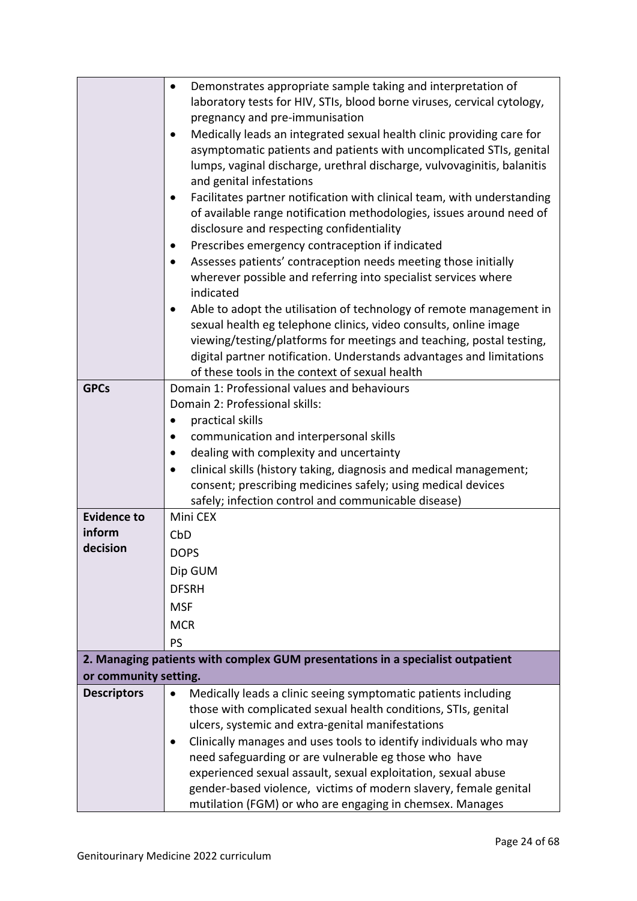| | |
|---|---|
| | • Demonstrates appropriate sample taking and interpretation of laboratory tests for HIV, STIs, blood borne viruses, cervical cytology, pregnancy and pre-immunisation<br>• Medically leads an integrated sexual health clinic providing care for asymptomatic patients and patients with uncomplicated STIs, genital lumps, vaginal discharge, urethral discharge, vulvovaginitis, balanitis and genital infestations<br>• Facilitates partner notification with clinical team, with understanding of available range notification methodologies, issues around need of disclosure and respecting confidentiality<br>• Prescribes emergency contraception if indicated<br>• Assesses patients' contraception needs meeting those initially wherever possible and referring into specialist services where indicated<br>• Able to adopt the utilisation of technology of remote management in sexual health eg telephone clinics, video consults, online image viewing/testing/platforms for meetings and teaching, postal testing, digital partner notification. Understands advantages and limitations of these tools in the context of sexual health |
| **GPCs** | Domain 1: Professional values and behaviours<br>Domain 2: Professional skills:<br>• practical skills<br>• communication and interpersonal skills<br>• dealing with complexity and uncertainty<br>• clinical skills (history taking, diagnosis and medical management; consent; prescribing medicines safely; using medical devices safely; infection control and communicable disease) |
| **Evidence to inform decision** | Mini CEX<br>CbD<br>DOPS<br>Dip GUM<br>DFSRH<br>MSF<br>MCR<br>PS |
| **2. Managing patients with complex GUM presentations in a specialist outpatient or community setting.** | |
| **Descriptors** | • Medically leads a clinic seeing symptomatic patients including those with complicated sexual health conditions, STIs, genital ulcers, systemic and extra-genital manifestations<br>• Clinically manages and uses tools to identify individuals who may need safeguarding or are vulnerable eg those who have experienced sexual assault, sexual exploitation, sexual abuse gender-based violence, victims of modern slavery, female genital mutilation (FGM) or who are engaging in chemsex. Manages |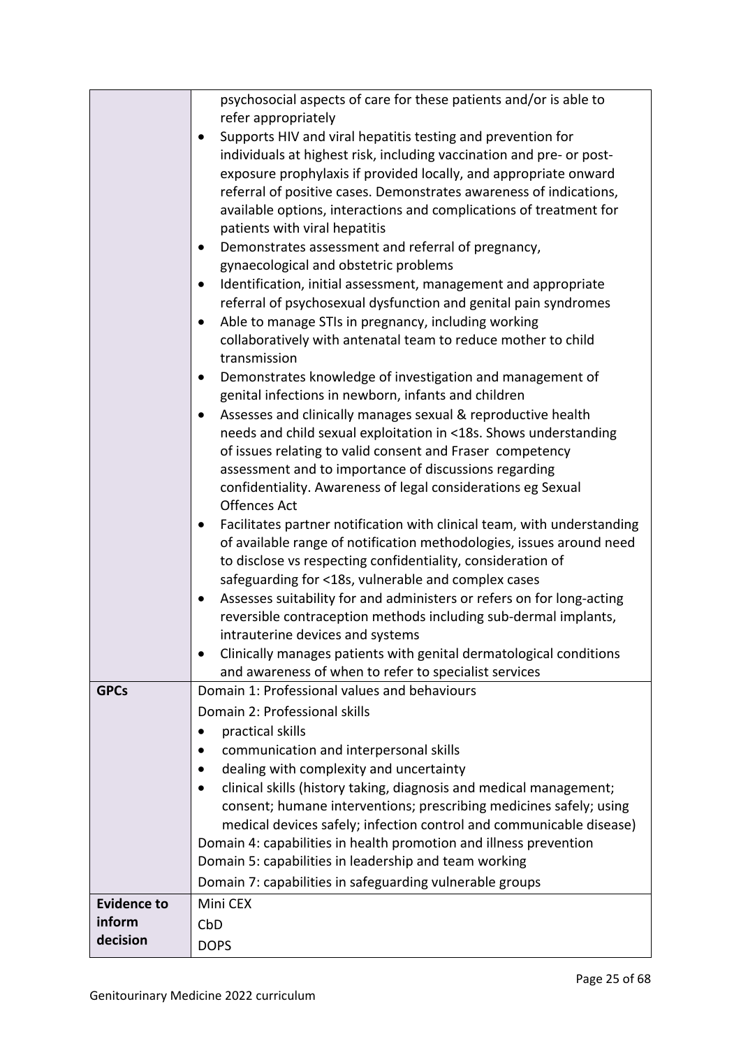| | |
|---|---|
| | psychosocial aspects of care for these patients and/or is able to refer appropriately<br>• Supports HIV and viral hepatitis testing and prevention for individuals at highest risk, including vaccination and pre- or post-exposure prophylaxis if provided locally, and appropriate onward referral of positive cases. Demonstrates awareness of indications, available options, interactions and complications of treatment for patients with viral hepatitis<br>• Demonstrates assessment and referral of pregnancy, gynaecological and obstetric problems<br>• Identification, initial assessment, management and appropriate referral of psychosexual dysfunction and genital pain syndromes<br>• Able to manage STIs in pregnancy, including working collaboratively with antenatal team to reduce mother to child transmission<br>• Demonstrates knowledge of investigation and management of genital infections in newborn, infants and children<br>• Assesses and clinically manages sexual & reproductive health needs and child sexual exploitation in <18s. Shows understanding of issues relating to valid consent and Fraser competency assessment and to importance of discussions regarding confidentiality. Awareness of legal considerations eg Sexual Offences Act<br>• Facilitates partner notification with clinical team, with understanding of available range of notification methodologies, issues around need to disclose vs respecting confidentiality, consideration of safeguarding for <18s, vulnerable and complex cases<br>• Assesses suitability for and administers or refers on for long-acting reversible contraception methods including sub-dermal implants, intrauterine devices and systems<br>• Clinically manages patients with genital dermatological conditions and awareness of when to refer to specialist services |
| **GPCs** | Domain 1: Professional values and behaviours<br>Domain 2: Professional skills<br>• practical skills<br>• communication and interpersonal skills<br>• dealing with complexity and uncertainty<br>• clinical skills (history taking, diagnosis and medical management; consent; humane interventions; prescribing medicines safely; using medical devices safely; infection control and communicable disease)<br>Domain 4: capabilities in health promotion and illness prevention<br>Domain 5: capabilities in leadership and team working<br>Domain 7: capabilities in safeguarding vulnerable groups |
| **Evidence to inform decision** | Mini CEX<br>CbD<br>DOPS |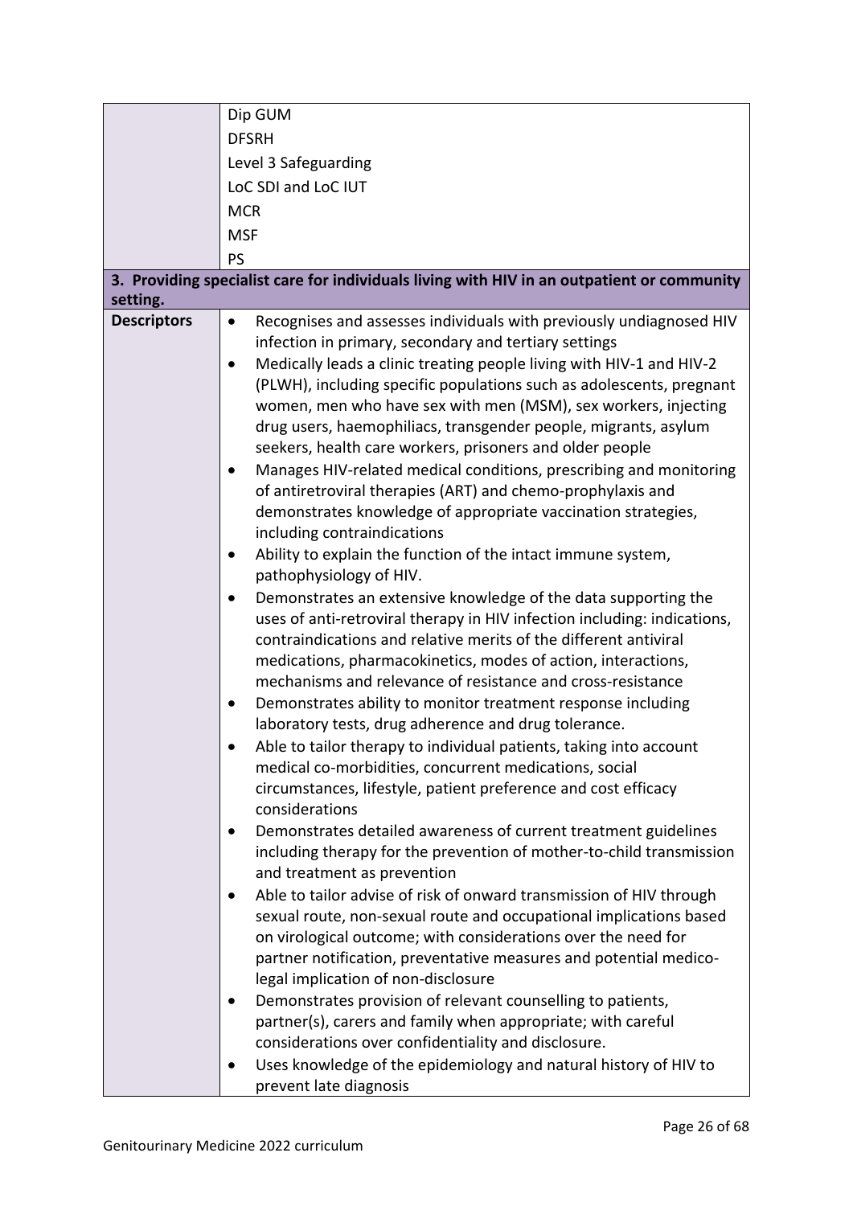| | |
|---|---|
| | Dip GUM<br>DFSRH<br>Level 3 Safeguarding<br>LoC SDI and LoC IUT<br>MCR<br>MSF<br>PS |
| **3. Providing specialist care for individuals living with HIV in an outpatient or community setting.** | |
| **Descriptors** | • Recognises and assesses individuals with previously undiagnosed HIV infection in primary, secondary and tertiary settings<br>• Medically leads a clinic treating people living with HIV-1 and HIV-2 (PLWH), including specific populations such as adolescents, pregnant women, men who have sex with men (MSM), sex workers, injecting drug users, haemophiliacs, transgender people, migrants, asylum seekers, health care workers, prisoners and older people<br>• Manages HIV-related medical conditions, prescribing and monitoring of antiretroviral therapies (ART) and chemo-prophylaxis and demonstrates knowledge of appropriate vaccination strategies, including contraindications<br>• Ability to explain the function of the intact immune system, pathophysiology of HIV.<br>• Demonstrates an extensive knowledge of the data supporting the uses of anti-retroviral therapy in HIV infection including: indications, contraindications and relative merits of the different antiviral medications, pharmacokinetics, modes of action, interactions, mechanisms and relevance of resistance and cross-resistance<br>• Demonstrates ability to monitor treatment response including laboratory tests, drug adherence and drug tolerance.<br>• Able to tailor therapy to individual patients, taking into account medical co-morbidities, concurrent medications, social circumstances, lifestyle, patient preference and cost efficacy considerations<br>• Demonstrates detailed awareness of current treatment guidelines including therapy for the prevention of mother-to-child transmission and treatment as prevention<br>• Able to tailor advise of risk of onward transmission of HIV through sexual route, non-sexual route and occupational implications based on virological outcome; with considerations over the need for partner notification, preventative measures and potential medico-legal implication of non-disclosure<br>• Demonstrates provision of relevant counselling to patients, partner(s), carers and family when appropriate; with careful considerations over confidentiality and disclosure.<br>• Uses knowledge of the epidemiology and natural history of HIV to prevent late diagnosis |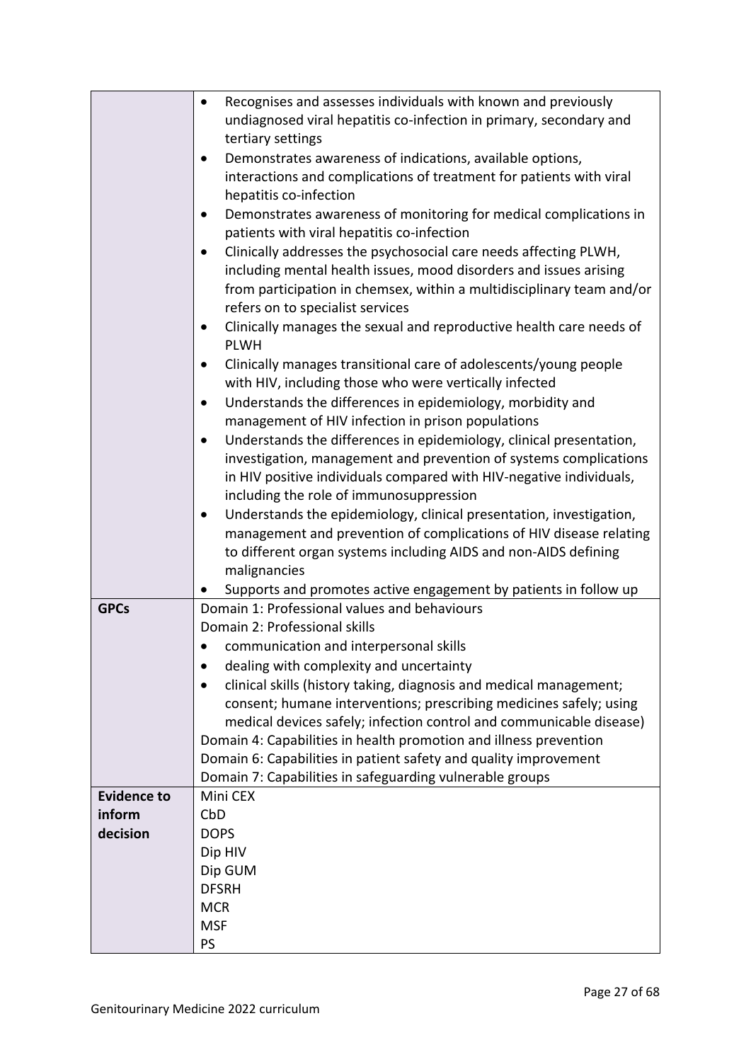| | |
|---|---|
| | • Recognises and assesses individuals with known and previously undiagnosed viral hepatitis co-infection in primary, secondary and tertiary settings<br>• Demonstrates awareness of indications, available options, interactions and complications of treatment for patients with viral hepatitis co-infection<br>• Demonstrates awareness of monitoring for medical complications in patients with viral hepatitis co-infection<br>• Clinically addresses the psychosocial care needs affecting PLWH, including mental health issues, mood disorders and issues arising from participation in chemsex, within a multidisciplinary team and/or refers on to specialist services<br>• Clinically manages the sexual and reproductive health care needs of PLWH<br>• Clinically manages transitional care of adolescents/young people with HIV, including those who were vertically infected<br>• Understands the differences in epidemiology, morbidity and management of HIV infection in prison populations<br>• Understands the differences in epidemiology, clinical presentation, investigation, management and prevention of systems complications in HIV positive individuals compared with HIV-negative individuals, including the role of immunosuppression<br>• Understands the epidemiology, clinical presentation, investigation, management and prevention of complications of HIV disease relating to different organ systems including AIDS and non-AIDS defining malignancies<br>• Supports and promotes active engagement by patients in follow up |
| **GPCs** | Domain 1: Professional values and behaviours<br>Domain 2: Professional skills<br>• communication and interpersonal skills<br>• dealing with complexity and uncertainty<br>• clinical skills (history taking, diagnosis and medical management; consent; humane interventions; prescribing medicines safely; using medical devices safely; infection control and communicable disease)<br>Domain 4: Capabilities in health promotion and illness prevention<br>Domain 6: Capabilities in patient safety and quality improvement<br>Domain 7: Capabilities in safeguarding vulnerable groups |
| **Evidence to inform decision** | Mini CEX<br>CbD<br>DOPS<br>Dip HIV<br>Dip GUM<br>DFSRH<br>MCR<br>MSF<br>PS |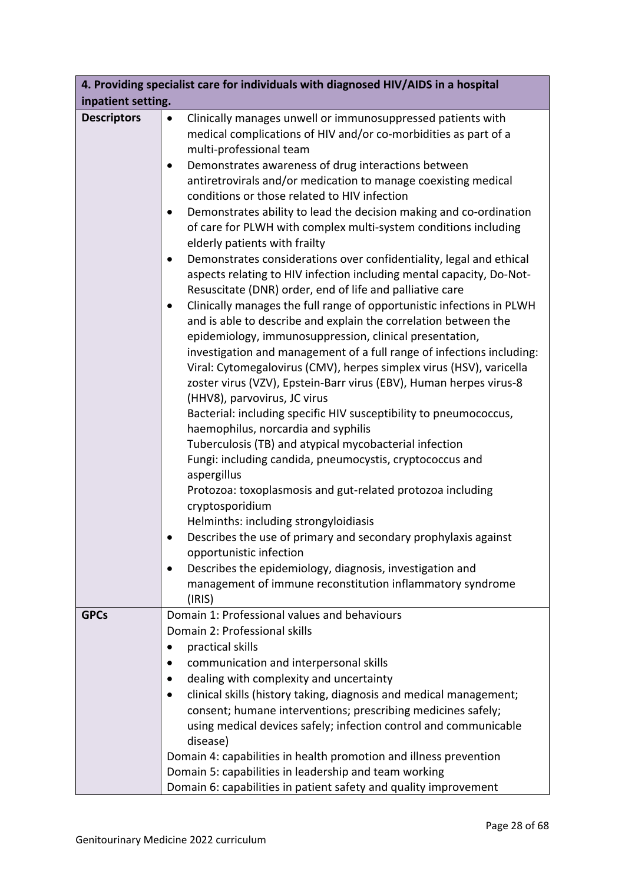| 4. Providing specialist care for individuals with diagnosed HIV/AIDS in a hospital inpatient setting. | |
|---|---|
| **Descriptors** | • Clinically manages unwell or immunosuppressed patients with medical complications of HIV and/or co-morbidities as part of a multi-professional team<br>• Demonstrates awareness of drug interactions between antiretrovirals and/or medication to manage coexisting medical conditions or those related to HIV infection<br>• Demonstrates ability to lead the decision making and co-ordination of care for PLWH with complex multi-system conditions including elderly patients with frailty<br>• Demonstrates considerations over confidentiality, legal and ethical aspects relating to HIV infection including mental capacity, Do-Not-Resuscitate (DNR) order, end of life and palliative care<br>• Clinically manages the full range of opportunistic infections in PLWH and is able to describe and explain the correlation between the epidemiology, immunosuppression, clinical presentation, investigation and management of a full range of infections including:<br>Viral: Cytomegalovirus (CMV), herpes simplex virus (HSV), varicella zoster virus (VZV), Epstein-Barr virus (EBV), Human herpes virus-8 (HHV8), parvovirus, JC virus<br>Bacterial: including specific HIV susceptibility to pneumococcus, haemophilus, norcardia and syphilis<br>Tuberculosis (TB) and atypical mycobacterial infection<br>Fungi: including candida, pneumocystis, cryptococcus and aspergillus<br>Protozoa: toxoplasmosis and gut-related protozoa including cryptosporidium<br>Helminths: including strongyloidiasis<br>• Describes the use of primary and secondary prophylaxis against opportunistic infection<br>• Describes the epidemiology, diagnosis, investigation and management of immune reconstitution inflammatory syndrome (IRIS) |
| **GPCs** | Domain 1: Professional values and behaviours<br>Domain 2: Professional skills<br>• practical skills<br>• communication and interpersonal skills<br>• dealing with complexity and uncertainty<br>• clinical skills (history taking, diagnosis and medical management; consent; humane interventions; prescribing medicines safely; using medical devices safely; infection control and communicable disease)<br>Domain 4: capabilities in health promotion and illness prevention<br>Domain 5: capabilities in leadership and team working<br>Domain 6: capabilities in patient safety and quality improvement |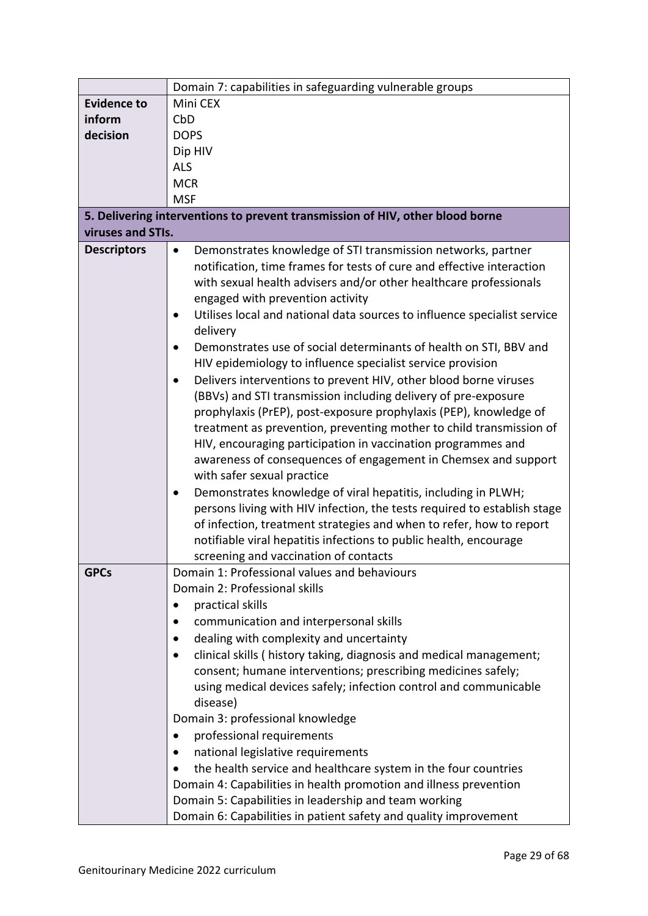| | |
|---|---|
| | Domain 7: capabilities in safeguarding vulnerable groups |
| **Evidence to inform decision** | Mini CEX<br>CbD<br>DOPS<br>Dip HIV<br>ALS<br>MCR<br>MSF |
| **5. Delivering interventions to prevent transmission of HIV, other blood borne viruses and STIs.** | |
| **Descriptors** | • Demonstrates knowledge of STI transmission networks, partner notification, time frames for tests of cure and effective interaction with sexual health advisers and/or other healthcare professionals engaged with prevention activity<br>• Utilises local and national data sources to influence specialist service delivery<br>• Demonstrates use of social determinants of health on STI, BBV and HIV epidemiology to influence specialist service provision<br>• Delivers interventions to prevent HIV, other blood borne viruses (BBVs) and STI transmission including delivery of pre-exposure prophylaxis (PrEP), post-exposure prophylaxis (PEP), knowledge of treatment as prevention, preventing mother to child transmission of HIV, encouraging participation in vaccination programmes and awareness of consequences of engagement in Chemsex and support with safer sexual practice<br>• Demonstrates knowledge of viral hepatitis, including in PLWH; persons living with HIV infection, the tests required to establish stage of infection, treatment strategies and when to refer, how to report notifiable viral hepatitis infections to public health, encourage screening and vaccination of contacts |
| **GPCs** | Domain 1: Professional values and behaviours<br>Domain 2: Professional skills<br>• practical skills<br>• communication and interpersonal skills<br>• dealing with complexity and uncertainty<br>• clinical skills ( history taking, diagnosis and medical management; consent; humane interventions; prescribing medicines safely; using medical devices safely; infection control and communicable disease)<br>Domain 3: professional knowledge<br>• professional requirements<br>• national legislative requirements<br>• the health service and healthcare system in the four countries<br>Domain 4: Capabilities in health promotion and illness prevention<br>Domain 5: Capabilities in leadership and team working<br>Domain 6: Capabilities in patient safety and quality improvement |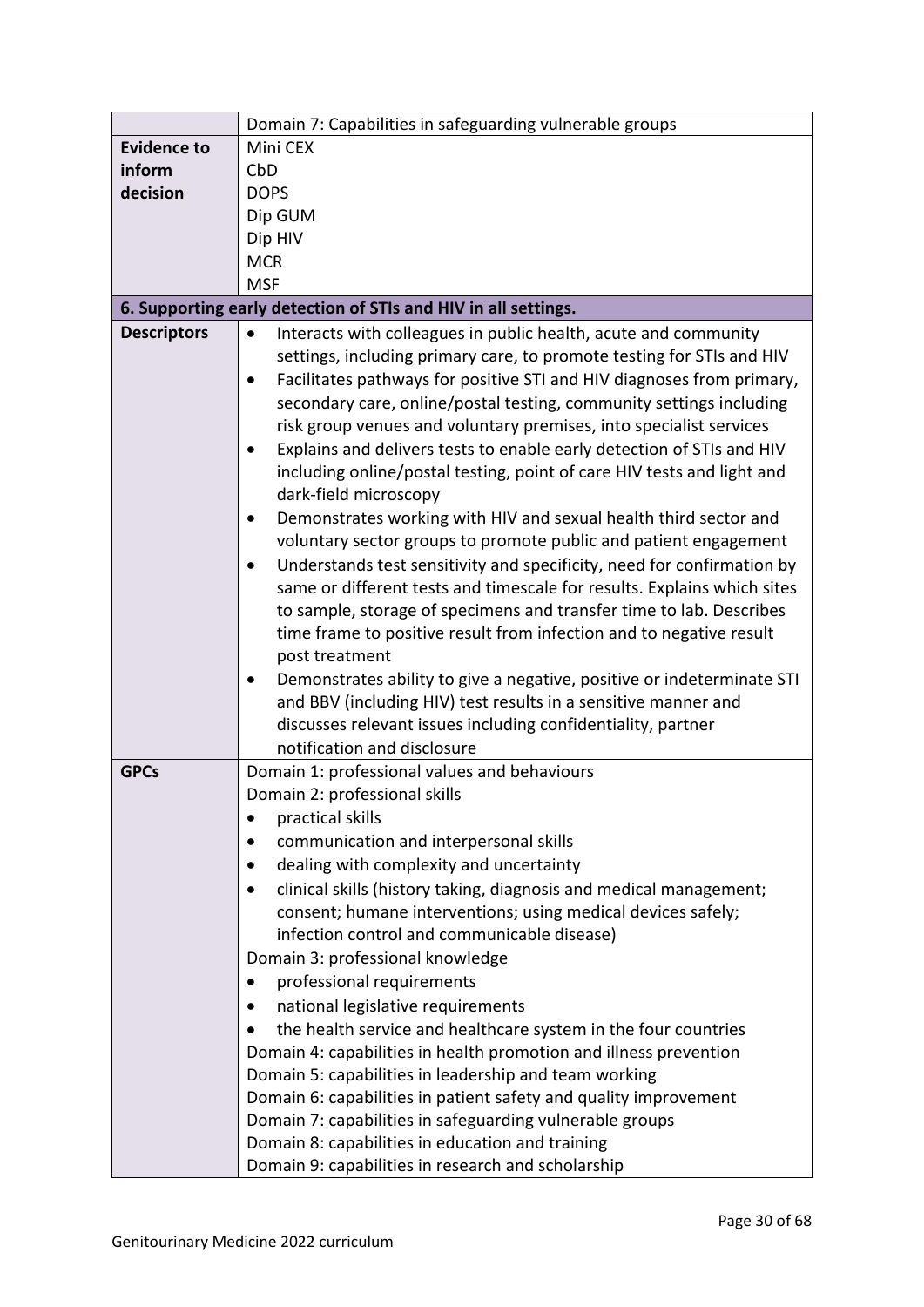| | Domain 7: Capabilities in safeguarding vulnerable groups |
|---|---|
| **Evidence to inform decision** | Mini CEX<br>CbD<br>DOPS<br>Dip GUM<br>Dip HIV<br>MCR<br>MSF |
| **6. Supporting early detection of STIs and HIV in all settings.** | |
| **Descriptors** | • Interacts with colleagues in public health, acute and community settings, including primary care, to promote testing for STIs and HIV<br>• Facilitates pathways for positive STI and HIV diagnoses from primary, secondary care, online/postal testing, community settings including risk group venues and voluntary premises, into specialist services<br>• Explains and delivers tests to enable early detection of STIs and HIV including online/postal testing, point of care HIV tests and light and dark-field microscopy<br>• Demonstrates working with HIV and sexual health third sector and voluntary sector groups to promote public and patient engagement<br>• Understands test sensitivity and specificity, need for confirmation by same or different tests and timescale for results. Explains which sites to sample, storage of specimens and transfer time to lab. Describes time frame to positive result from infection and to negative result post treatment<br>• Demonstrates ability to give a negative, positive or indeterminate STI and BBV (including HIV) test results in a sensitive manner and discusses relevant issues including confidentiality, partner notification and disclosure |
| **GPCs** | Domain 1: professional values and behaviours<br>Domain 2: professional skills<br>• practical skills<br>• communication and interpersonal skills<br>• dealing with complexity and uncertainty<br>• clinical skills (history taking, diagnosis and medical management; consent; humane interventions; using medical devices safely; infection control and communicable disease)<br>Domain 3: professional knowledge<br>• professional requirements<br>• national legislative requirements<br>• the health service and healthcare system in the four countries<br>Domain 4: capabilities in health promotion and illness prevention<br>Domain 5: capabilities in leadership and team working<br>Domain 6: capabilities in patient safety and quality improvement<br>Domain 7: capabilities in safeguarding vulnerable groups<br>Domain 8: capabilities in education and training<br>Domain 9: capabilities in research and scholarship |

Genitourinary Medicine 2022 curriculum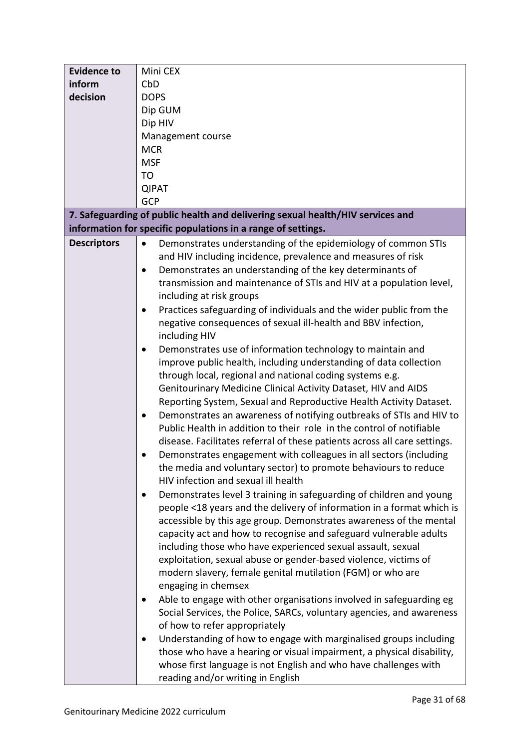| | |
|---|---|
| **Evidence to inform decision** | Mini CEX<br>CbD<br>DOPS<br>Dip GUM<br>Dip HIV<br>Management course<br>MCR<br>MSF<br>TO<br>QIPAT<br>GCP |
| **7. Safeguarding of public health and delivering sexual health/HIV services and information for specific populations in a range of settings.** | |
| **Descriptors** | • Demonstrates understanding of the epidemiology of common STIs and HIV including incidence, prevalence and measures of risk<br>• Demonstrates an understanding of the key determinants of transmission and maintenance of STIs and HIV at a population level, including at risk groups<br>• Practices safeguarding of individuals and the wider public from the negative consequences of sexual ill-health and BBV infection, including HIV<br>• Demonstrates use of information technology to maintain and improve public health, including understanding of data collection through local, regional and national coding systems e.g. Genitourinary Medicine Clinical Activity Dataset, HIV and AIDS Reporting System, Sexual and Reproductive Health Activity Dataset.<br>• Demonstrates an awareness of notifying outbreaks of STIs and HIV to Public Health in addition to their role in the control of notifiable disease. Facilitates referral of these patients across all care settings.<br>• Demonstrates engagement with colleagues in all sectors (including the media and voluntary sector) to promote behaviours to reduce HIV infection and sexual ill health<br>• Demonstrates level 3 training in safeguarding of children and young people <18 years and the delivery of information in a format which is accessible by this age group. Demonstrates awareness of the mental capacity act and how to recognise and safeguard vulnerable adults including those who have experienced sexual assault, sexual exploitation, sexual abuse or gender-based violence, victims of modern slavery, female genital mutilation (FGM) or who are engaging in chemsex<br>• Able to engage with other organisations involved in safeguarding eg Social Services, the Police, SARCs, voluntary agencies, and awareness of how to refer appropriately<br>• Understanding of how to engage with marginalised groups including those who have a hearing or visual impairment, a physical disability, whose first language is not English and who have challenges with reading and/or writing in English |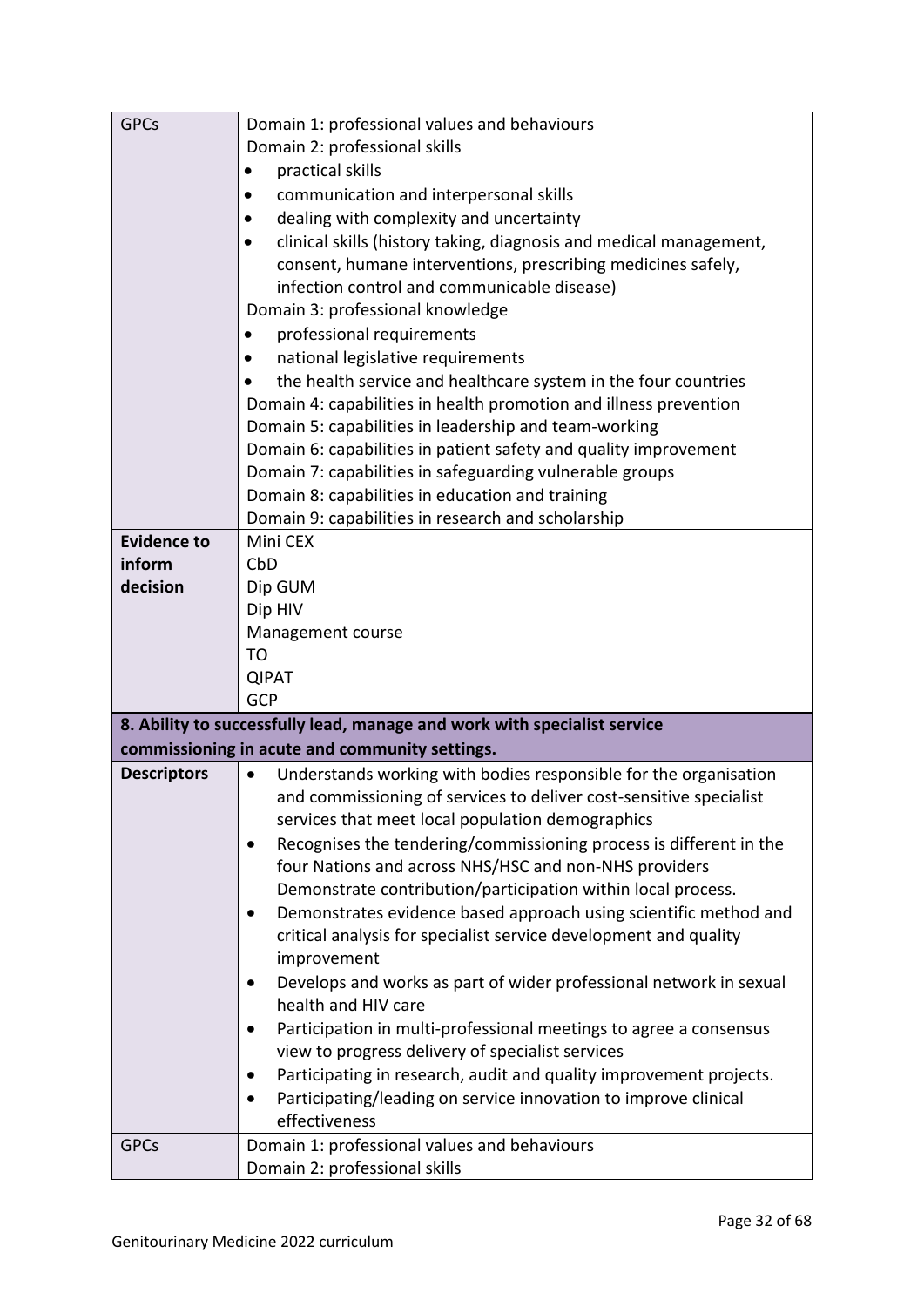| | |
|---|---|
| GPCs | Domain 1: professional values and behaviours<br>Domain 2: professional skills<br>• practical skills<br>• communication and interpersonal skills<br>• dealing with complexity and uncertainty<br>• clinical skills (history taking, diagnosis and medical management, consent, humane interventions, prescribing medicines safely, infection control and communicable disease)<br>Domain 3: professional knowledge<br>• professional requirements<br>• national legislative requirements<br>• the health service and healthcare system in the four countries<br>Domain 4: capabilities in health promotion and illness prevention<br>Domain 5: capabilities in leadership and team-working<br>Domain 6: capabilities in patient safety and quality improvement<br>Domain 7: capabilities in safeguarding vulnerable groups<br>Domain 8: capabilities in education and training<br>Domain 9: capabilities in research and scholarship |
| **Evidence to inform decision** | Mini CEX<br>CbD<br>Dip GUM<br>Dip HIV<br>Management course<br>TO<br>QIPAT<br>GCP |
| **8. Ability to successfully lead, manage and work with specialist service commissioning in acute and community settings.** | |
| **Descriptors** | • Understands working with bodies responsible for the organisation and commissioning of services to deliver cost-sensitive specialist services that meet local population demographics<br>• Recognises the tendering/commissioning process is different in the four Nations and across NHS/HSC and non-NHS providers Demonstrate contribution/participation within local process.<br>• Demonstrates evidence based approach using scientific method and critical analysis for specialist service development and quality improvement<br>• Develops and works as part of wider professional network in sexual health and HIV care<br>• Participation in multi-professional meetings to agree a consensus view to progress delivery of specialist services<br>• Participating in research, audit and quality improvement projects.<br>• Participating/leading on service innovation to improve clinical effectiveness |
| GPCs | Domain 1: professional values and behaviours<br>Domain 2: professional skills |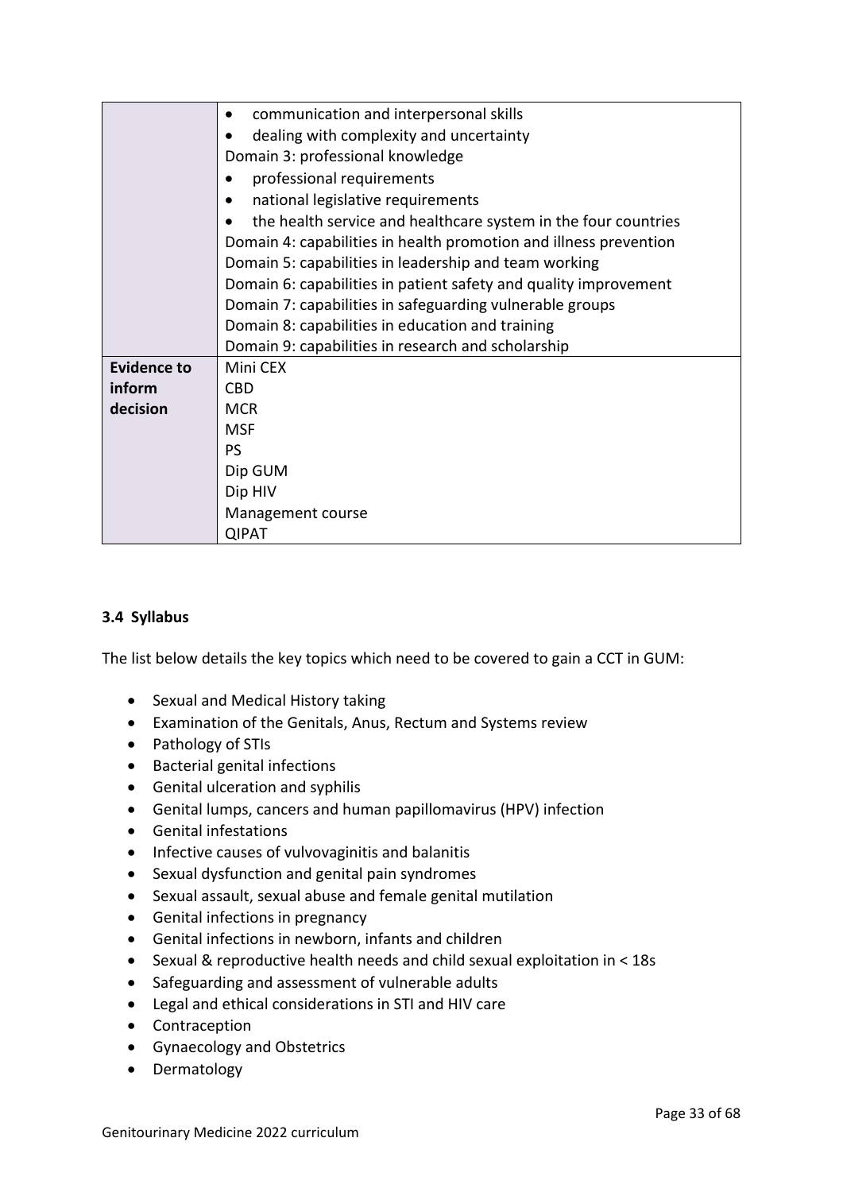| | |
|---|---|
| | • communication and interpersonal skills<br>• dealing with complexity and uncertainty<br>Domain 3: professional knowledge<br>• professional requirements<br>• national legislative requirements<br>• the health service and healthcare system in the four countries<br>Domain 4: capabilities in health promotion and illness prevention<br>Domain 5: capabilities in leadership and team working<br>Domain 6: capabilities in patient safety and quality improvement<br>Domain 7: capabilities in safeguarding vulnerable groups<br>Domain 8: capabilities in education and training<br>Domain 9: capabilities in research and scholarship |
| **Evidence to inform decision** | Mini CEX<br>CBD<br>MCR<br>MSF<br>PS<br>Dip GUM<br>Dip HIV<br>Management course<br>QIPAT |

### 3.4 Syllabus

The list below details the key topics which need to be covered to gain a CCT in GUM:

- Sexual and Medical History taking
- Examination of the Genitals, Anus, Rectum and Systems review
- Pathology of STIs
- Bacterial genital infections
- Genital ulceration and syphilis
- Genital lumps, cancers and human papillomavirus (HPV) infection
- Genital infestations
- Infective causes of vulvovaginitis and balanitis
- Sexual dysfunction and genital pain syndromes
- Sexual assault, sexual abuse and female genital mutilation
- Genital infections in pregnancy
- Genital infections in newborn, infants and children
- Sexual & reproductive health needs and child sexual exploitation in < 18s
- Safeguarding and assessment of vulnerable adults
- Legal and ethical considerations in STI and HIV care
- Contraception
- Gynaecology and Obstetrics
- Dermatology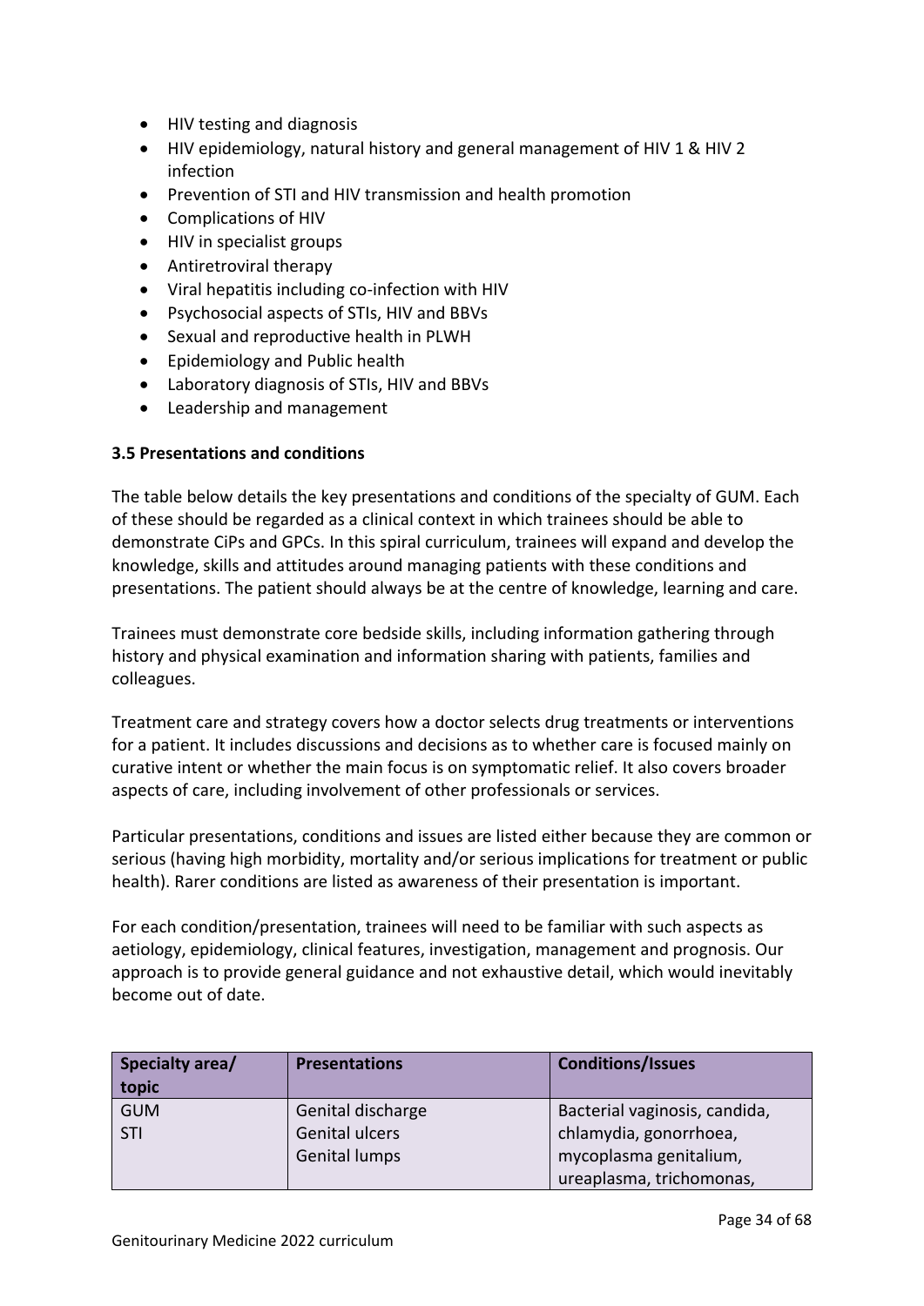- HIV testing and diagnosis
- HIV epidemiology, natural history and general management of HIV 1 & HIV 2 infection
- Prevention of STI and HIV transmission and health promotion
- Complications of HIV
- HIV in specialist groups
- Antiretroviral therapy
- Viral hepatitis including co-infection with HIV
- Psychosocial aspects of STIs, HIV and BBVs
- Sexual and reproductive health in PLWH
- Epidemiology and Public health
- Laboratory diagnosis of STIs, HIV and BBVs
- Leadership and management

### 3.5 Presentations and conditions

The table below details the key presentations and conditions of the specialty of GUM. Each of these should be regarded as a clinical context in which trainees should be able to demonstrate CiPs and GPCs. In this spiral curriculum, trainees will expand and develop the knowledge, skills and attitudes around managing patients with these conditions and presentations. The patient should always be at the centre of knowledge, learning and care.

Trainees must demonstrate core bedside skills, including information gathering through history and physical examination and information sharing with patients, families and colleagues.

Treatment care and strategy covers how a doctor selects drug treatments or interventions for a patient. It includes discussions and decisions as to whether care is focused mainly on curative intent or whether the main focus is on symptomatic relief. It also covers broader aspects of care, including involvement of other professionals or services.

Particular presentations, conditions and issues are listed either because they are common or serious (having high morbidity, mortality and/or serious implications for treatment or public health). Rarer conditions are listed as awareness of their presentation is important.

For each condition/presentation, trainees will need to be familiar with such aspects as aetiology, epidemiology, clinical features, investigation, management and prognosis. Our approach is to provide general guidance and not exhaustive detail, which would inevitably become out of date.

| Specialty area/ topic | Presentations | Conditions/Issues |
|---|---|---|
| GUM<br>STI | Genital discharge<br>Genital ulcers<br>Genital lumps | Bacterial vaginosis, candida, chlamydia, gonorrhoea, mycoplasma genitalium, ureaplasma, trichomonas, |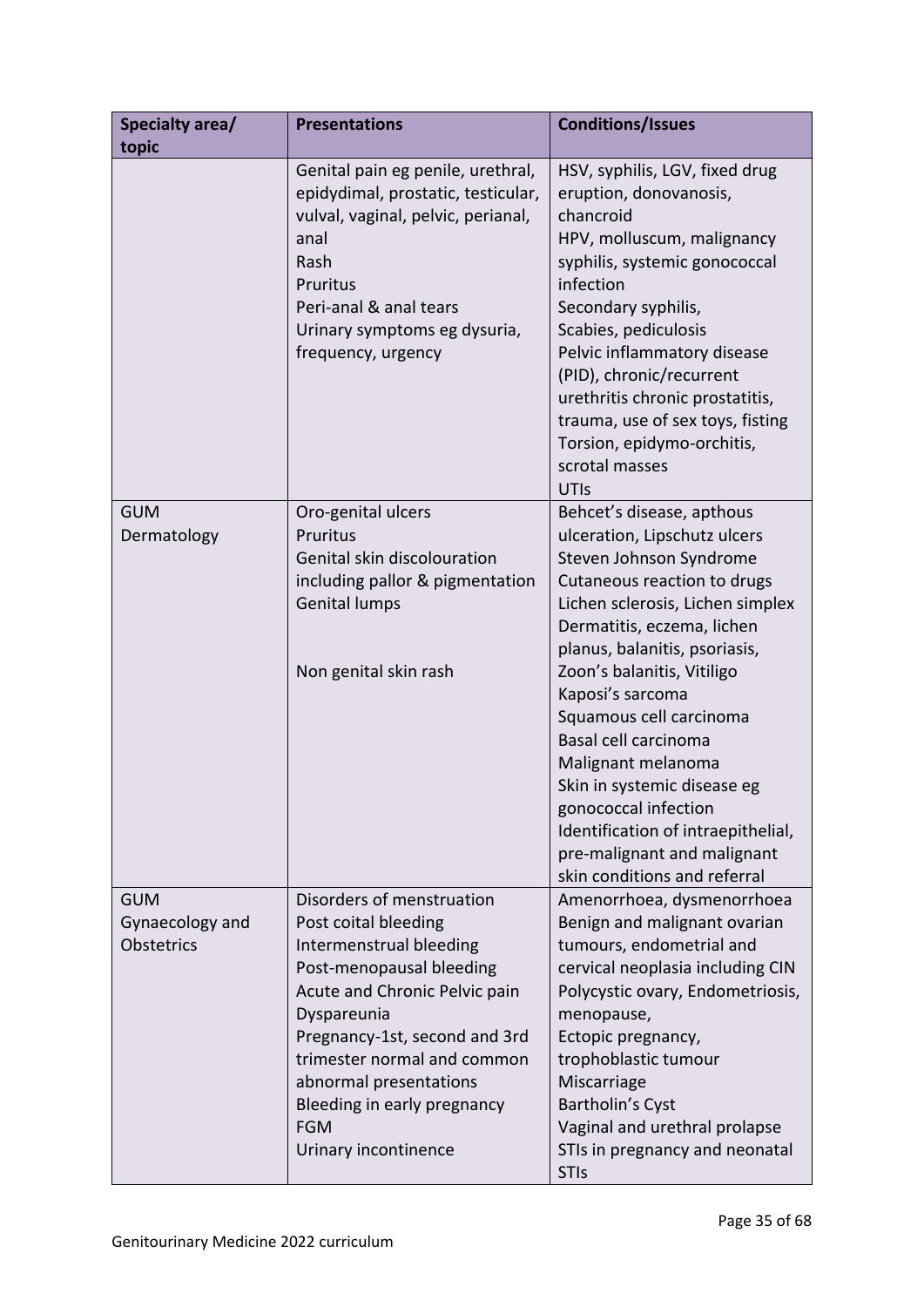| Specialty area/ topic | Presentations | Conditions/Issues |
|---|---|---|
| | Genital pain eg penile, urethral, epidydimal, prostatic, testicular, vulval, vaginal, pelvic, perianal, anal<br>Rash<br>Pruritus<br>Peri-anal & anal tears<br>Urinary symptoms eg dysuria, frequency, urgency | HSV, syphilis, LGV, fixed drug eruption, donovanosis, chancroid<br>HPV, molluscum, malignancy<br>syphilis, systemic gonococcal infection<br>Secondary syphilis,<br>Scabies, pediculosis<br>Pelvic inflammatory disease (PID), chronic/recurrent urethritis chronic prostatitis, trauma, use of sex toys, fisting<br>Torsion, epidymo-orchitis, scrotal masses<br>UTIs |
| GUM<br>Dermatology | Oro-genital ulcers<br>Pruritus<br>Genital skin discolouration including pallor & pigmentation<br>Genital lumps<br><br><br>Non genital skin rash | Behcet's disease, apthous ulceration, Lipschutz ulcers<br>Steven Johnson Syndrome<br>Cutaneous reaction to drugs<br>Lichen sclerosis, Lichen simplex<br>Dermatitis, eczema, lichen planus, balanitis, psoriasis,<br>Zoon's balanitis, Vitiligo<br>Kaposi's sarcoma<br>Squamous cell carcinoma<br>Basal cell carcinoma<br>Malignant melanoma<br>Skin in systemic disease eg gonococcal infection<br>Identification of intraepithelial, pre-malignant and malignant skin conditions and referral |
| GUM<br>Gynaecology and Obstetrics | Disorders of menstruation<br>Post coital bleeding<br>Intermenstrual bleeding<br>Post-menopausal bleeding<br>Acute and Chronic Pelvic pain<br>Dyspareunia<br>Pregnancy-1st, second and 3rd trimester normal and common abnormal presentations<br>Bleeding in early pregnancy<br>FGM<br>Urinary incontinence | Amenorrhoea, dysmenorrhoea<br>Benign and malignant ovarian tumours, endometrial and cervical neoplasia including CIN<br>Polycystic ovary, Endometriosis, menopause,<br>Ectopic pregnancy, trophoblastic tumour<br>Miscarriage<br>Bartholin's Cyst<br>Vaginal and urethral prolapse<br>STIs in pregnancy and neonatal STIs |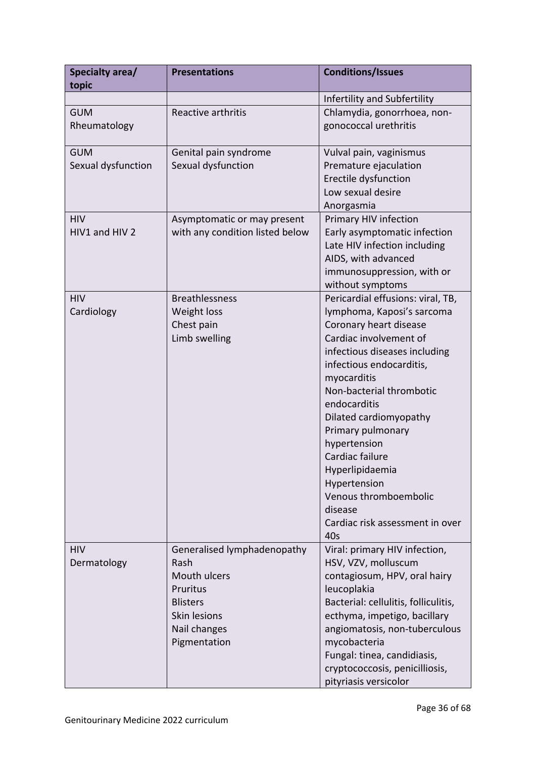| Specialty area/ topic | Presentations | Conditions/Issues |
|---|---|---|
| | | Infertility and Subfertility |
| GUM<br>Rheumatology | Reactive arthritis | Chlamydia, gonorrhoea, non-gonococcal urethritis |
| GUM<br>Sexual dysfunction | Genital pain syndrome<br>Sexual dysfunction | Vulval pain, vaginismus<br>Premature ejaculation<br>Erectile dysfunction<br>Low sexual desire<br>Anorgasmia |
| HIV<br>HIV1 and HIV 2 | Asymptomatic or may present with any condition listed below | Primary HIV infection<br>Early asymptomatic infection<br>Late HIV infection including AIDS, with advanced immunosuppression, with or without symptoms |
| HIV<br>Cardiology | Breathlessness<br>Weight loss<br>Chest pain<br>Limb swelling | Pericardial effusions: viral, TB, lymphoma, Kaposi's sarcoma<br>Coronary heart disease<br>Cardiac involvement of infectious diseases including infectious endocarditis, myocarditis<br>Non-bacterial thrombotic endocarditis<br>Dilated cardiomyopathy<br>Primary pulmonary hypertension<br>Cardiac failure<br>Hyperlipidaemia<br>Hypertension<br>Venous thromboembolic disease<br>Cardiac risk assessment in over 40s |
| HIV<br>Dermatology | Generalised lymphadenopathy<br>Rash<br>Mouth ulcers<br>Pruritus<br>Blisters<br>Skin lesions<br>Nail changes<br>Pigmentation | Viral: primary HIV infection, HSV, VZV, molluscum contagiosum, HPV, oral hairy leucoplakia<br>Bacterial: cellulitis, folliculitis, ecthyma, impetigo, bacillary angiomatosis, non-tuberculous mycobacteria<br>Fungal: tinea, candidiasis, cryptococcosis, penicilliosis, pityriasis versicolor |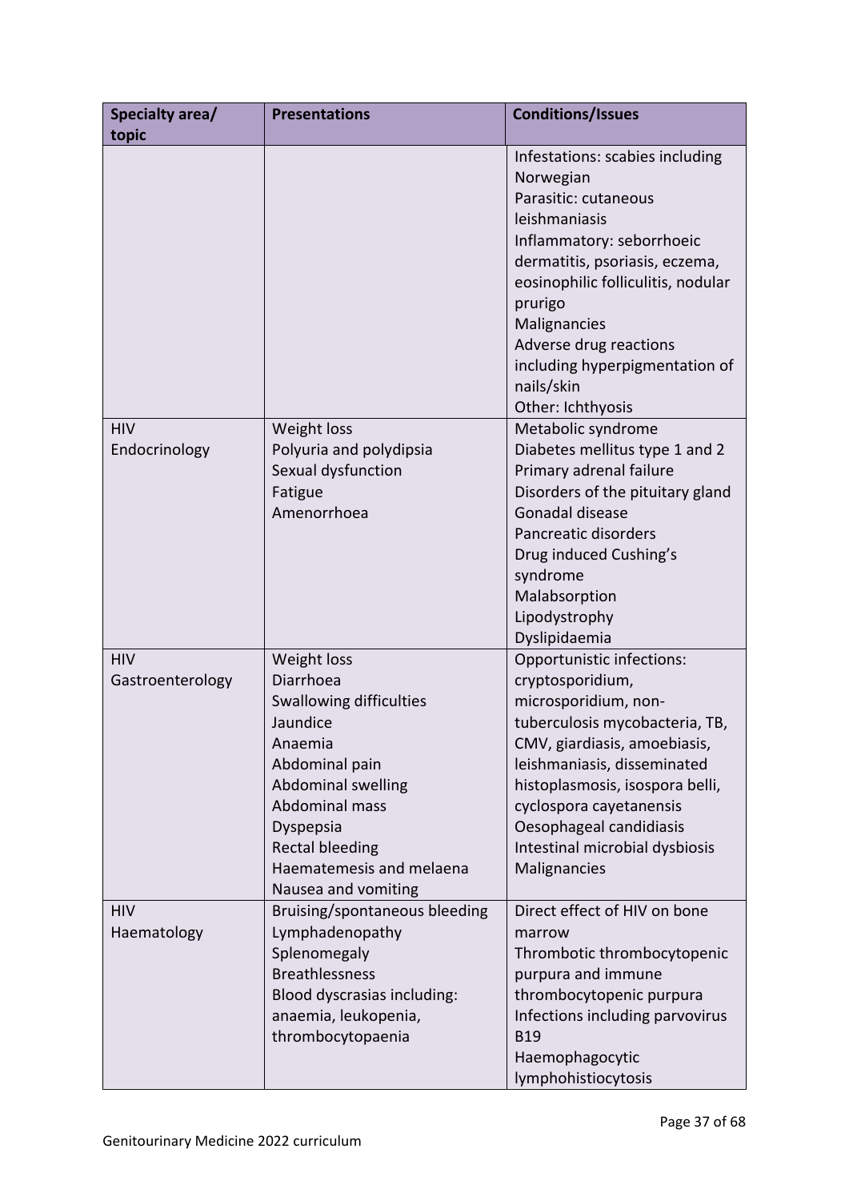| Specialty area/ topic | Presentations | Conditions/Issues |
|---|---|---|
| | | Infestations: scabies including Norwegian<br>Parasitic: cutaneous leishmaniasis<br>Inflammatory: seborrhoeic dermatitis, psoriasis, eczema, eosinophilic folliculitis, nodular prurigo<br>Malignancies<br>Adverse drug reactions including hyperpigmentation of nails/skin<br>Other: Ichthyosis |
| HIV<br>Endocrinology | Weight loss<br>Polyuria and polydipsia<br>Sexual dysfunction<br>Fatigue<br>Amenorrhoea | Metabolic syndrome<br>Diabetes mellitus type 1 and 2<br>Primary adrenal failure<br>Disorders of the pituitary gland<br>Gonadal disease<br>Pancreatic disorders<br>Drug induced Cushing's syndrome<br>Malabsorption<br>Lipodystrophy<br>Dyslipidaemia |
| HIV<br>Gastroenterology | Weight loss<br>Diarrhoea<br>Swallowing difficulties<br>Jaundice<br>Anaemia<br>Abdominal pain<br>Abdominal swelling<br>Abdominal mass<br>Dyspepsia<br>Rectal bleeding<br>Haematemesis and melaena<br>Nausea and vomiting | Opportunistic infections: cryptosporidium, microsporidium, non-tuberculosis mycobacteria, TB, CMV, giardiasis, amoebiasis, leishmaniasis, disseminated histoplasmosis, isospora belli, cyclospora cayetanensis<br>Oesophageal candidiasis<br>Intestinal microbial dysbiosis<br>Malignancies |
| HIV<br>Haematology | Bruising/spontaneous bleeding<br>Lymphadenopathy<br>Splenomegaly<br>Breathlessness<br>Blood dyscrasias including: anaemia, leukopenia, thrombocytopaenia | Direct effect of HIV on bone marrow<br>Thrombotic thrombocytopenic purpura and immune thrombocytopenic purpura<br>Infections including parvovirus B19<br>Haemophagocytic lymphohistiocytosis |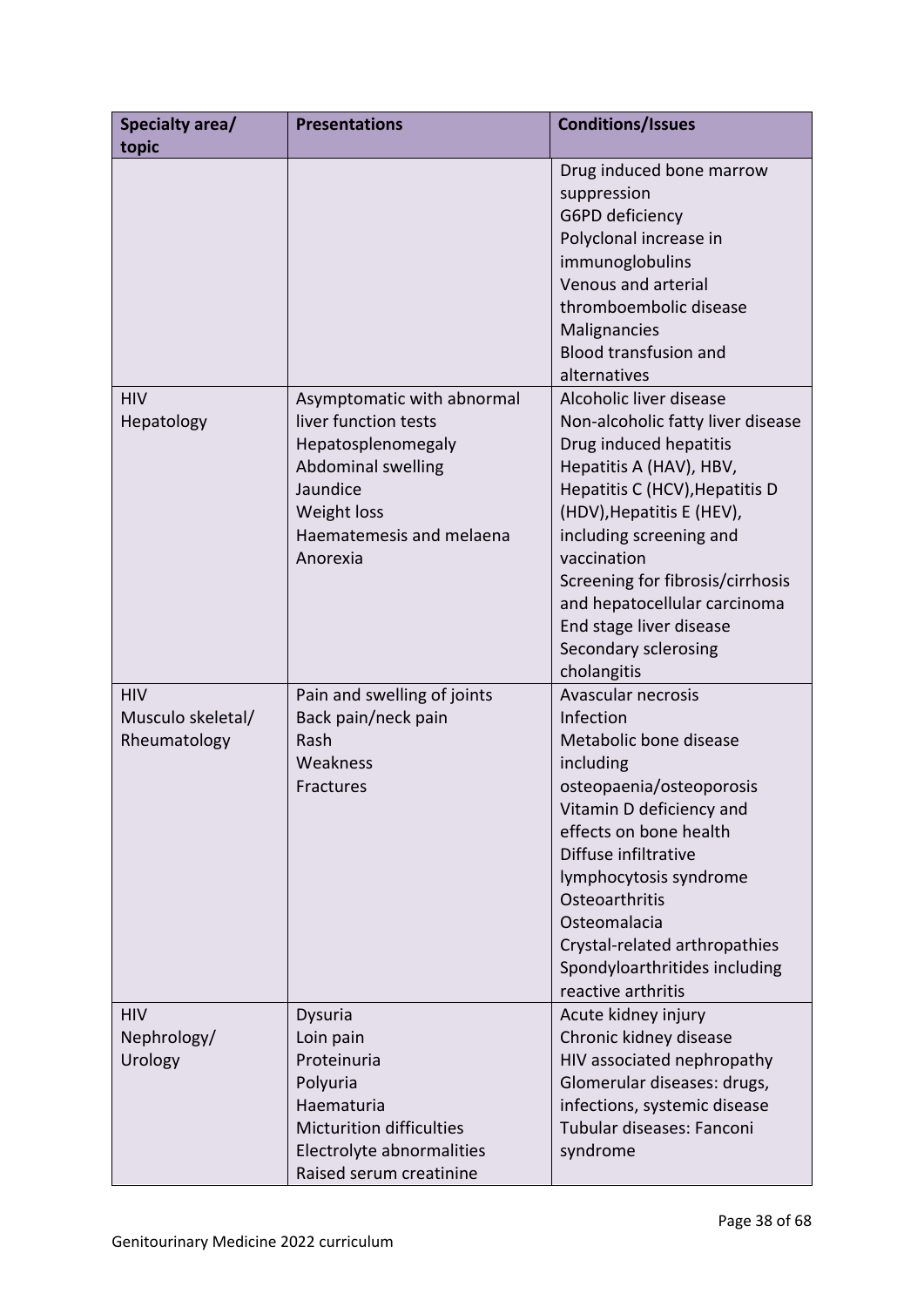| Specialty area/ topic | Presentations | Conditions/Issues |
|---|---|---|
| | | Drug induced bone marrow suppression<br>G6PD deficiency<br>Polyclonal increase in immunoglobulins<br>Venous and arterial thromboembolic disease<br>Malignancies<br>Blood transfusion and alternatives |
| HIV<br>Hepatology | Asymptomatic with abnormal liver function tests<br>Hepatosplenomegaly<br>Abdominal swelling<br>Jaundice<br>Weight loss<br>Haematemesis and melaena<br>Anorexia | Alcoholic liver disease<br>Non-alcoholic fatty liver disease<br>Drug induced hepatitis<br>Hepatitis A (HAV), HBV, Hepatitis C (HCV),Hepatitis D (HDV),Hepatitis E (HEV), including screening and vaccination<br>Screening for fibrosis/cirrhosis and hepatocellular carcinoma<br>End stage liver disease<br>Secondary sclerosing cholangitis |
| HIV<br>Musculo skeletal/ Rheumatology | Pain and swelling of joints<br>Back pain/neck pain<br>Rash<br>Weakness<br>Fractures | Avascular necrosis<br>Infection<br>Metabolic bone disease including osteopaenia/osteoporosis<br>Vitamin D deficiency and effects on bone health<br>Diffuse infiltrative lymphocytosis syndrome<br>Osteoarthritis<br>Osteomalacia<br>Crystal-related arthropathies<br>Spondyloarthritides including reactive arthritis |
| HIV<br>Nephrology/ Urology | Dysuria<br>Loin pain<br>Proteinuria<br>Polyuria<br>Haematuria<br>Micturition difficulties<br>Electrolyte abnormalities<br>Raised serum creatinine | Acute kidney injury<br>Chronic kidney disease<br>HIV associated nephropathy<br>Glomerular diseases: drugs, infections, systemic disease<br>Tubular diseases: Fanconi syndrome |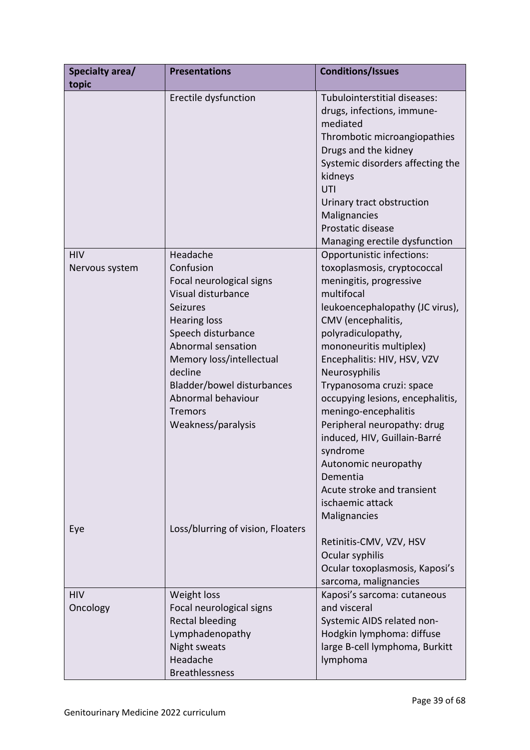| Specialty area/ topic | Presentations | Conditions/Issues |
|---|---|---|
| | Erectile dysfunction | Tubulointerstitial diseases: drugs, infections, immune-mediated<br>Thrombotic microangiopathies<br>Drugs and the kidney<br>Systemic disorders affecting the kidneys<br>UTI<br>Urinary tract obstruction<br>Malignancies<br>Prostatic disease<br>Managing erectile dysfunction |
| HIV<br>Nervous system<br><br><br><br><br><br><br><br><br><br><br><br><br><br><br><br><br><br><br>Eye | Headache<br>Confusion<br>Focal neurological signs<br>Visual disturbance<br>Seizures<br>Hearing loss<br>Speech disturbance<br>Abnormal sensation<br>Memory loss/intellectual decline<br>Bladder/bowel disturbances<br>Abnormal behaviour<br>Tremors<br>Weakness/paralysis<br><br><br><br><br><br><br><br><br><br>Loss/blurring of vision, Floaters | Opportunistic infections: toxoplasmosis, cryptococcal meningitis, progressive multifocal leukoencephalopathy (JC virus), CMV (encephalitis, polyradiculopathy, mononeuritis multiplex)<br>Encephalitis: HIV, HSV, VZV<br>Neurosyphilis<br>Trypanosoma cruzi: space occupying lesions, encephalitis, meningo-encephalitis<br>Peripheral neuropathy: drug induced, HIV, Guillain-Barré syndrome<br>Autonomic neuropathy<br>Dementia<br>Acute stroke and transient ischaemic attack<br>Malignancies<br><br>Retinitis-CMV, VZV, HSV<br>Ocular syphilis<br>Ocular toxoplasmosis, Kaposi's sarcoma, malignancies |
| HIV<br>Oncology | Weight loss<br>Focal neurological signs<br>Rectal bleeding<br>Lymphadenopathy<br>Night sweats<br>Headache<br>Breathlessness | Kaposi's sarcoma: cutaneous and visceral<br>Systemic AIDS related non-Hodgkin lymphoma: diffuse large B-cell lymphoma, Burkitt lymphoma |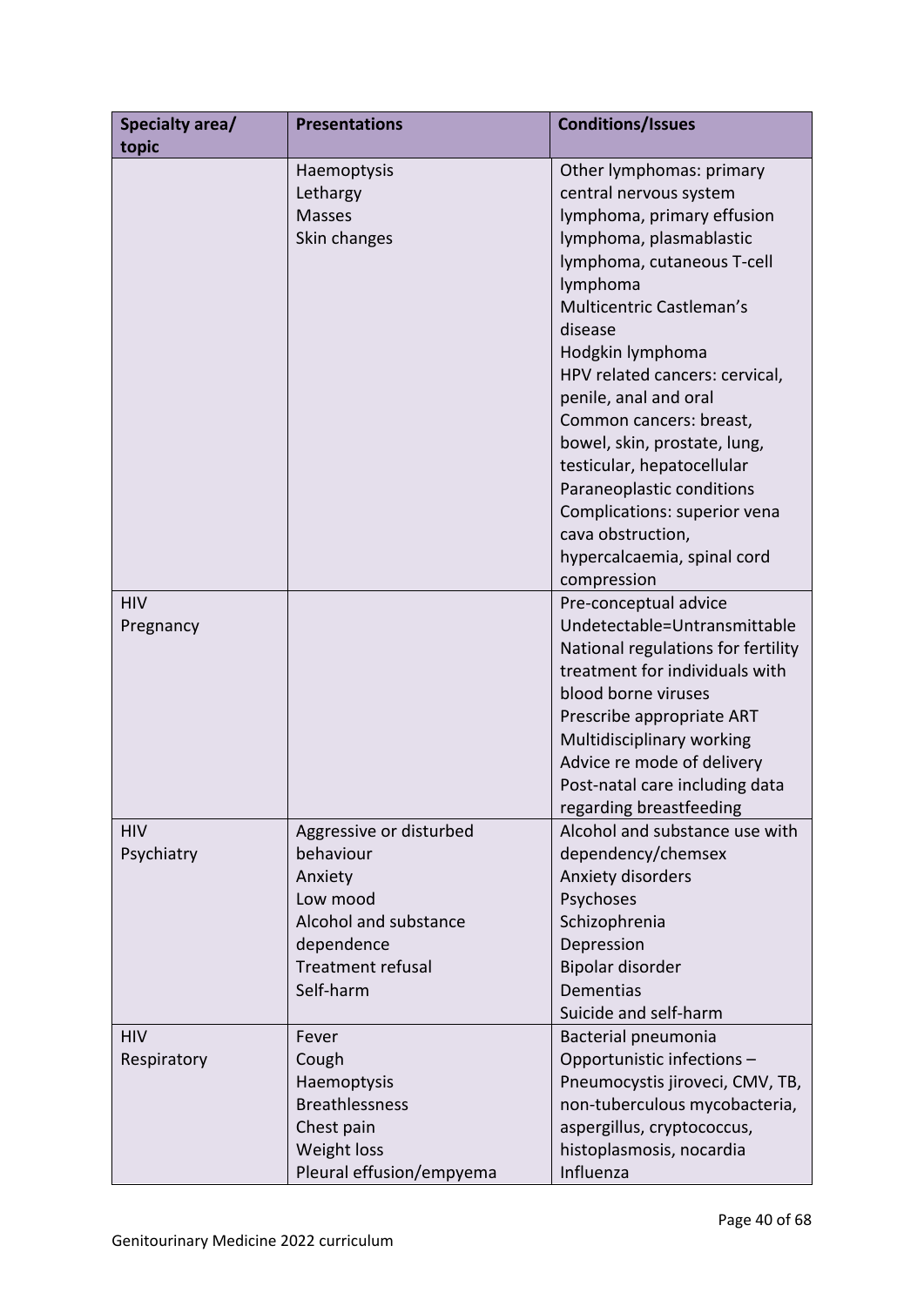| Specialty area/ topic | Presentations | Conditions/Issues |
|---|---|---|
| | Haemoptysis<br>Lethargy<br>Masses<br>Skin changes | Other lymphomas: primary central nervous system lymphoma, primary effusion lymphoma, plasmablastic lymphoma, cutaneous T-cell lymphoma<br>Multicentric Castleman's disease<br>Hodgkin lymphoma<br>HPV related cancers: cervical, penile, anal and oral<br>Common cancers: breast, bowel, skin, prostate, lung, testicular, hepatocellular<br>Paraneoplastic conditions<br>Complications: superior vena cava obstruction, hypercalcaemia, spinal cord compression |
| HIV<br>Pregnancy | | Pre-conceptual advice<br>Undetectable=Untransmittable<br>National regulations for fertility treatment for individuals with blood borne viruses<br>Prescribe appropriate ART<br>Multidisciplinary working<br>Advice re mode of delivery<br>Post-natal care including data regarding breastfeeding |
| HIV<br>Psychiatry | Aggressive or disturbed behaviour<br>Anxiety<br>Low mood<br>Alcohol and substance dependence<br>Treatment refusal<br>Self-harm | Alcohol and substance use with dependency/chemsex<br>Anxiety disorders<br>Psychoses<br>Schizophrenia<br>Depression<br>Bipolar disorder<br>Dementias<br>Suicide and self-harm |
| HIV<br>Respiratory | Fever<br>Cough<br>Haemoptysis<br>Breathlessness<br>Chest pain<br>Weight loss<br>Pleural effusion/empyema | Bacterial pneumonia<br>Opportunistic infections – Pneumocystis jiroveci, CMV, TB, non-tuberculous mycobacteria, aspergillus, cryptococcus, histoplasmosis, nocardia<br>Influenza |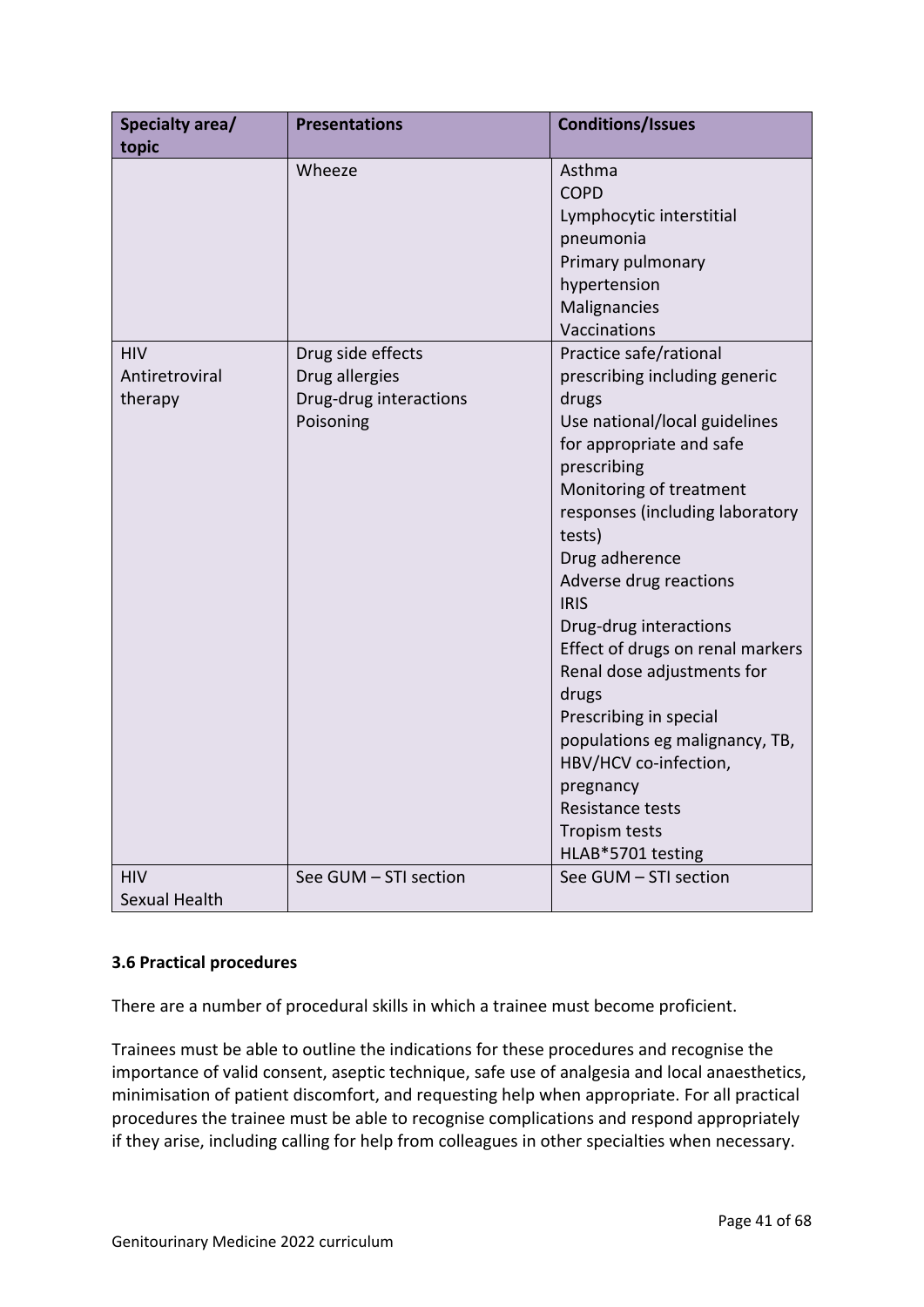| Specialty area/ topic | Presentations | Conditions/Issues |
|---|---|---|
| | Wheeze | Asthma<br>COPD<br>Lymphocytic interstitial pneumonia<br>Primary pulmonary hypertension<br>Malignancies<br>Vaccinations |
| HIV<br>Antiretroviral therapy | Drug side effects<br>Drug allergies<br>Drug-drug interactions<br>Poisoning | Practice safe/rational prescribing including generic drugs<br>Use national/local guidelines for appropriate and safe prescribing<br>Monitoring of treatment responses (including laboratory tests)<br>Drug adherence<br>Adverse drug reactions<br>IRIS<br>Drug-drug interactions<br>Effect of drugs on renal markers<br>Renal dose adjustments for drugs<br>Prescribing in special populations eg malignancy, TB, HBV/HCV co-infection, pregnancy<br>Resistance tests<br>Tropism tests<br>HLAB*5701 testing |
| HIV<br>Sexual Health | See GUM – STI section | See GUM – STI section |

### 3.6 Practical procedures

There are a number of procedural skills in which a trainee must become proficient.

Trainees must be able to outline the indications for these procedures and recognise the importance of valid consent, aseptic technique, safe use of analgesia and local anaesthetics, minimisation of patient discomfort, and requesting help when appropriate. For all practical procedures the trainee must be able to recognise complications and respond appropriately if they arise, including calling for help from colleagues in other specialties when necessary.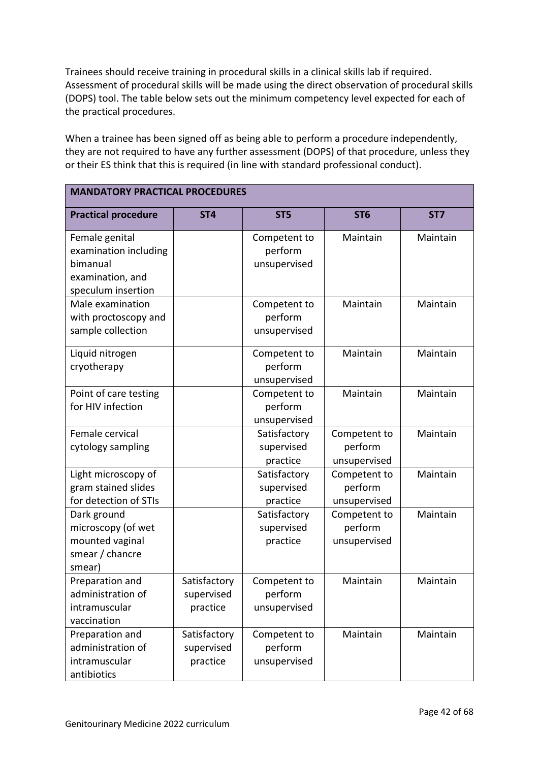Trainees should receive training in procedural skills in a clinical skills lab if required. Assessment of procedural skills will be made using the direct observation of procedural skills (DOPS) tool. The table below sets out the minimum competency level expected for each of the practical procedures.

When a trainee has been signed off as being able to perform a procedure independently, they are not required to have any further assessment (DOPS) of that procedure, unless they or their ES think that this is required (in line with standard professional conduct).

| **MANDATORY PRACTICAL PROCEDURES** | | | | |
|---|---|---|---|---|
| **Practical procedure** | **ST4** | **ST5** | **ST6** | **ST7** |
| Female genital examination including bimanual examination, and speculum insertion | | Competent to perform unsupervised | Maintain | Maintain |
| Male examination with proctoscopy and sample collection | | Competent to perform unsupervised | Maintain | Maintain |
| Liquid nitrogen cryotherapy | | Competent to perform unsupervised | Maintain | Maintain |
| Point of care testing for HIV infection | | Competent to perform unsupervised | Maintain | Maintain |
| Female cervical cytology sampling | | Satisfactory supervised practice | Competent to perform unsupervised | Maintain |
| Light microscopy of gram stained slides for detection of STIs | | Satisfactory supervised practice | Competent to perform unsupervised | Maintain |
| Dark ground microscopy (of wet mounted vaginal smear / chancre smear) | | Satisfactory supervised practice | Competent to perform unsupervised | Maintain |
| Preparation and administration of intramuscular vaccination | Satisfactory supervised practice | Competent to perform unsupervised | Maintain | Maintain |
| Preparation and administration of intramuscular antibiotics | Satisfactory supervised practice | Competent to perform unsupervised | Maintain | Maintain |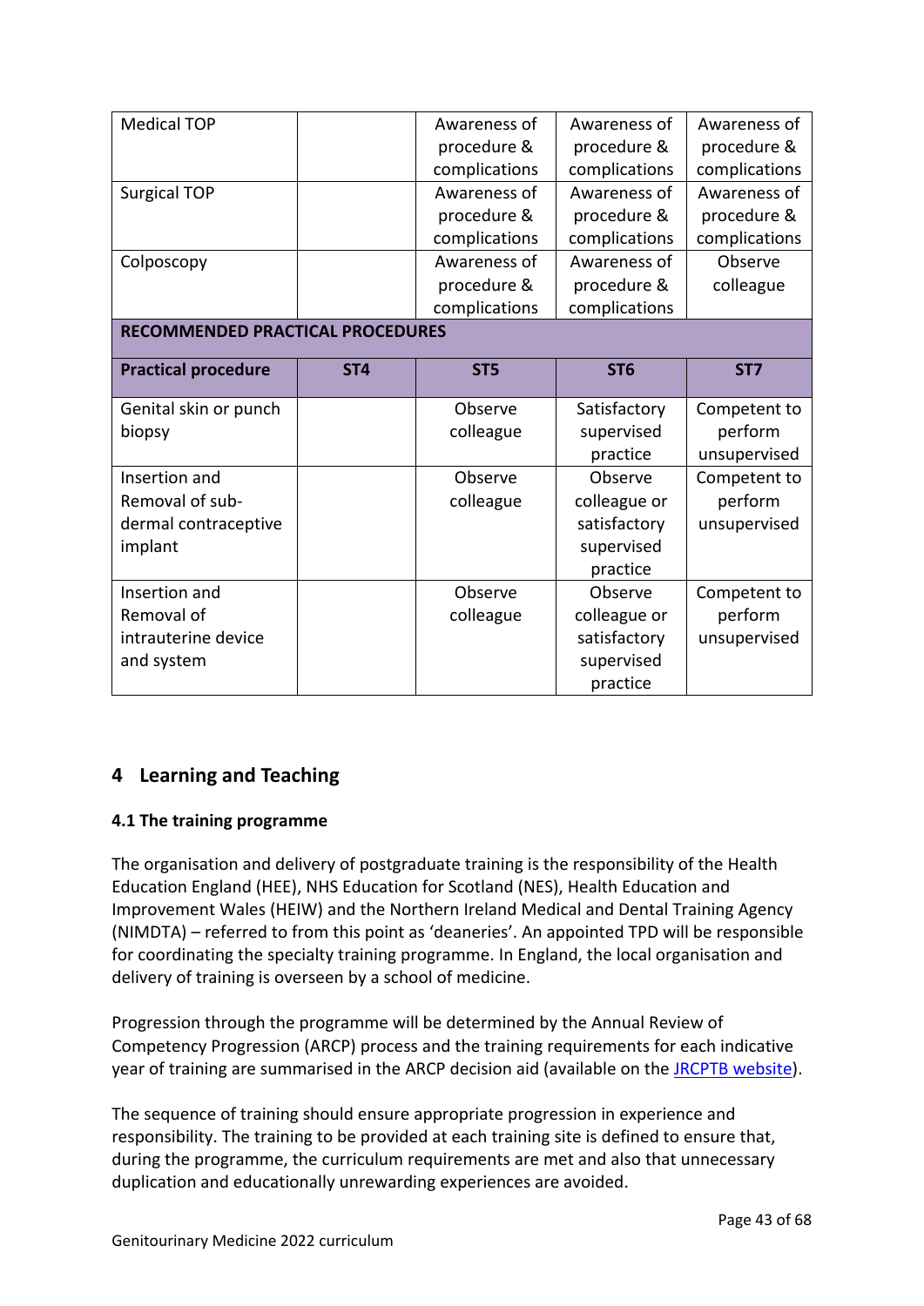| | | | | |
|---|---|---|---|---|
| Medical TOP | | Awareness of procedure & complications | Awareness of procedure & complications | Awareness of procedure & complications |
| Surgical TOP | | Awareness of procedure & complications | Awareness of procedure & complications | Awareness of procedure & complications |
| Colposcopy | | Awareness of procedure & complications | Awareness of procedure & complications | Observe colleague |

**RECOMMENDED PRACTICAL PROCEDURES**

| Practical procedure | ST4 | ST5 | ST6 | ST7 |
|---|---|---|---|---|
| Genital skin or punch biopsy | | Observe colleague | Satisfactory supervised practice | Competent to perform unsupervised |
| Insertion and Removal of sub-dermal contraceptive implant | | Observe colleague | Observe colleague or satisfactory supervised practice | Competent to perform unsupervised |
| Insertion and Removal of intrauterine device and system | | Observe colleague | Observe colleague or satisfactory supervised practice | Competent to perform unsupervised |

## 4 Learning and Teaching

### 4.1 The training programme

The organisation and delivery of postgraduate training is the responsibility of the Health Education England (HEE), NHS Education for Scotland (NES), Health Education and Improvement Wales (HEIW) and the Northern Ireland Medical and Dental Training Agency (NIMDTA) – referred to from this point as 'deaneries'. An appointed TPD will be responsible for coordinating the specialty training programme. In England, the local organisation and delivery of training is overseen by a school of medicine.

Progression through the programme will be determined by the Annual Review of Competency Progression (ARCP) process and the training requirements for each indicative year of training are summarised in the ARCP decision aid (available on the JRCPTB website).

The sequence of training should ensure appropriate progression in experience and responsibility. The training to be provided at each training site is defined to ensure that, during the programme, the curriculum requirements are met and also that unnecessary duplication and educationally unrewarding experiences are avoided.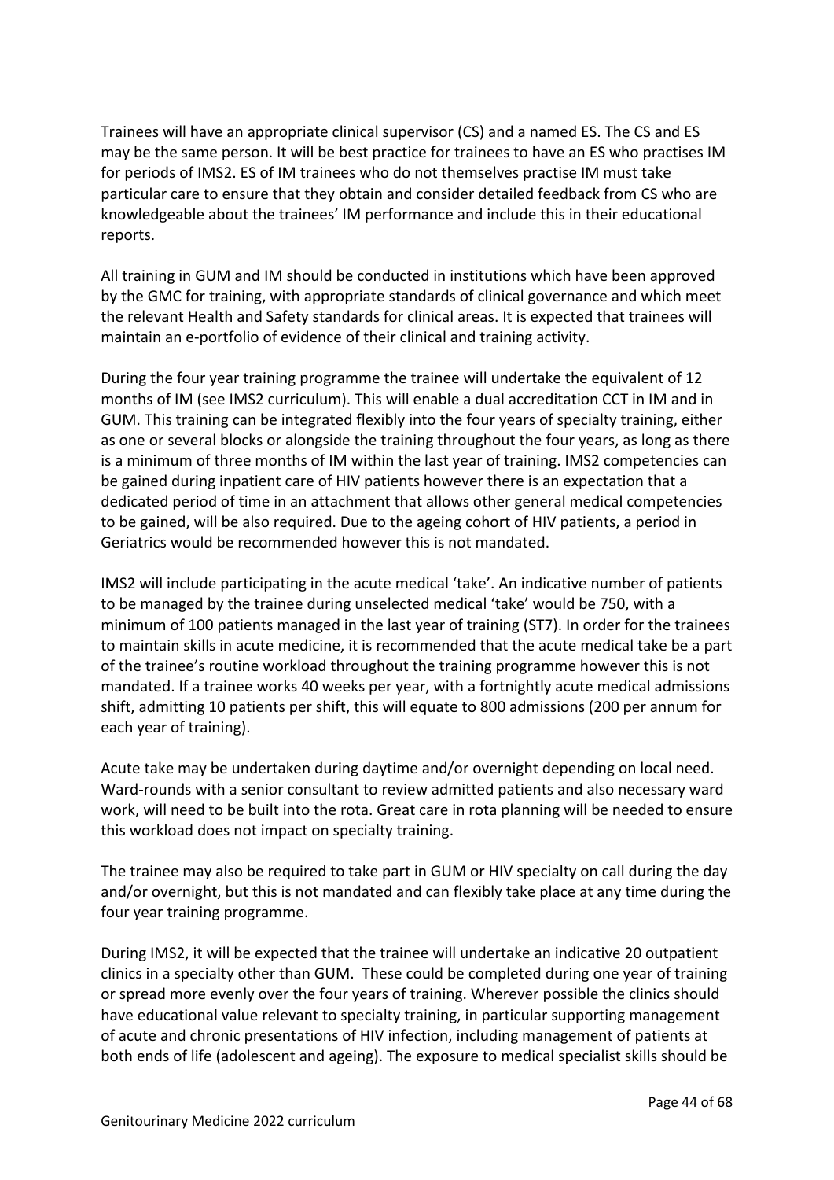Trainees will have an appropriate clinical supervisor (CS) and a named ES. The CS and ES may be the same person. It will be best practice for trainees to have an ES who practises IM for periods of IMS2. ES of IM trainees who do not themselves practise IM must take particular care to ensure that they obtain and consider detailed feedback from CS who are knowledgeable about the trainees' IM performance and include this in their educational reports.

All training in GUM and IM should be conducted in institutions which have been approved by the GMC for training, with appropriate standards of clinical governance and which meet the relevant Health and Safety standards for clinical areas. It is expected that trainees will maintain an e-portfolio of evidence of their clinical and training activity.

During the four year training programme the trainee will undertake the equivalent of 12 months of IM (see IMS2 curriculum). This will enable a dual accreditation CCT in IM and in GUM. This training can be integrated flexibly into the four years of specialty training, either as one or several blocks or alongside the training throughout the four years, as long as there is a minimum of three months of IM within the last year of training. IMS2 competencies can be gained during inpatient care of HIV patients however there is an expectation that a dedicated period of time in an attachment that allows other general medical competencies to be gained, will be also required. Due to the ageing cohort of HIV patients, a period in Geriatrics would be recommended however this is not mandated.

IMS2 will include participating in the acute medical 'take'. An indicative number of patients to be managed by the trainee during unselected medical 'take' would be 750, with a minimum of 100 patients managed in the last year of training (ST7). In order for the trainees to maintain skills in acute medicine, it is recommended that the acute medical take be a part of the trainee's routine workload throughout the training programme however this is not mandated. If a trainee works 40 weeks per year, with a fortnightly acute medical admissions shift, admitting 10 patients per shift, this will equate to 800 admissions (200 per annum for each year of training).

Acute take may be undertaken during daytime and/or overnight depending on local need. Ward-rounds with a senior consultant to review admitted patients and also necessary ward work, will need to be built into the rota. Great care in rota planning will be needed to ensure this workload does not impact on specialty training.

The trainee may also be required to take part in GUM or HIV specialty on call during the day and/or overnight, but this is not mandated and can flexibly take place at any time during the four year training programme.

During IMS2, it will be expected that the trainee will undertake an indicative 20 outpatient clinics in a specialty other than GUM. These could be completed during one year of training or spread more evenly over the four years of training. Wherever possible the clinics should have educational value relevant to specialty training, in particular supporting management of acute and chronic presentations of HIV infection, including management of patients at both ends of life (adolescent and ageing). The exposure to medical specialist skills should be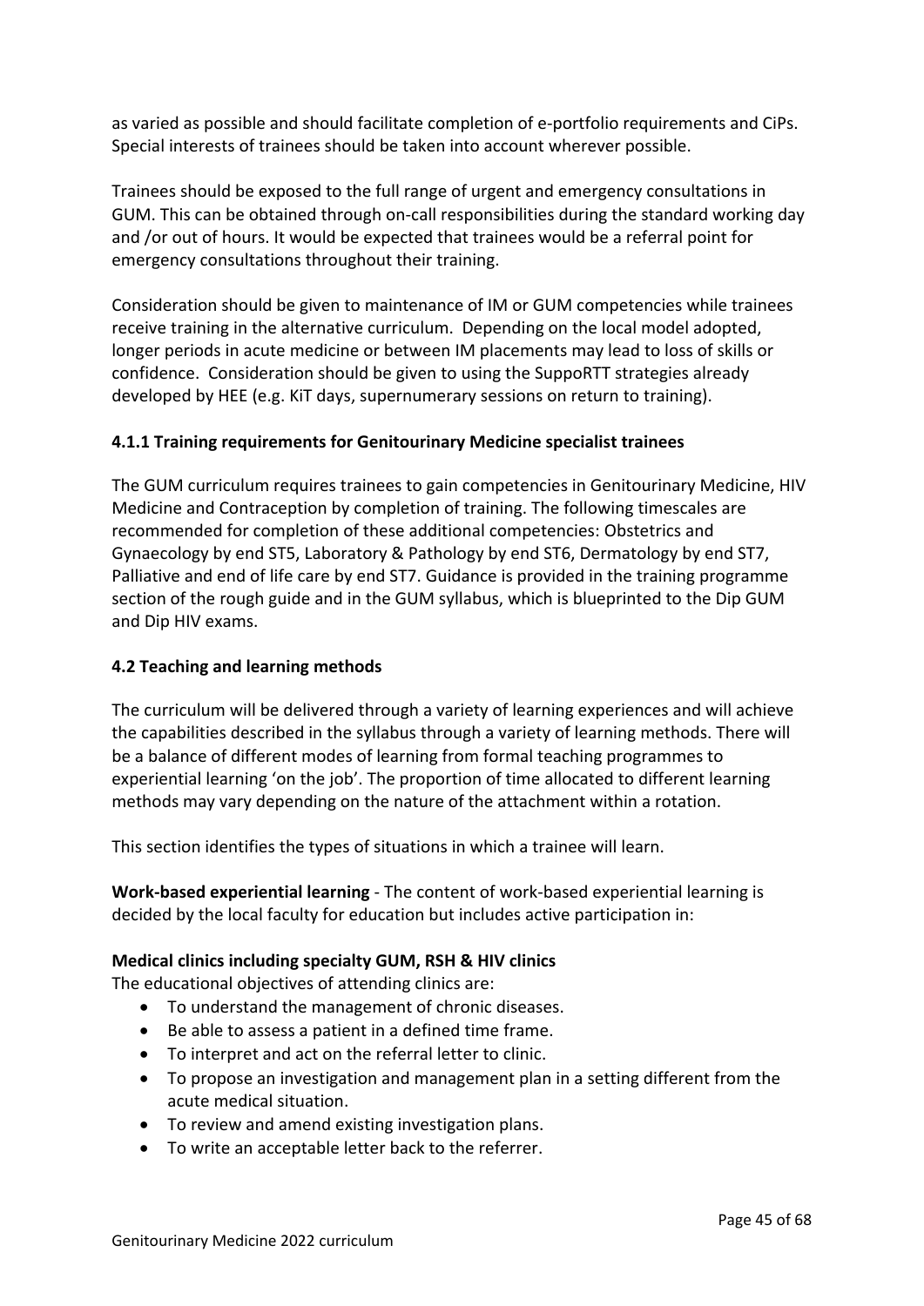as varied as possible and should facilitate completion of e-portfolio requirements and CiPs. Special interests of trainees should be taken into account wherever possible.

Trainees should be exposed to the full range of urgent and emergency consultations in GUM. This can be obtained through on-call responsibilities during the standard working day and /or out of hours. It would be expected that trainees would be a referral point for emergency consultations throughout their training.

Consideration should be given to maintenance of IM or GUM competencies while trainees receive training in the alternative curriculum. Depending on the local model adopted, longer periods in acute medicine or between IM placements may lead to loss of skills or confidence. Consideration should be given to using the SuppoRTT strategies already developed by HEE (e.g. KiT days, supernumerary sessions on return to training).

### 4.1.1 Training requirements for Genitourinary Medicine specialist trainees

The GUM curriculum requires trainees to gain competencies in Genitourinary Medicine, HIV Medicine and Contraception by completion of training. The following timescales are recommended for completion of these additional competencies: Obstetrics and Gynaecology by end ST5, Laboratory & Pathology by end ST6, Dermatology by end ST7, Palliative and end of life care by end ST7. Guidance is provided in the training programme section of the rough guide and in the GUM syllabus, which is blueprinted to the Dip GUM and Dip HIV exams.

### 4.2 Teaching and learning methods

The curriculum will be delivered through a variety of learning experiences and will achieve the capabilities described in the syllabus through a variety of learning methods. There will be a balance of different modes of learning from formal teaching programmes to experiential learning 'on the job'. The proportion of time allocated to different learning methods may vary depending on the nature of the attachment within a rotation.

This section identifies the types of situations in which a trainee will learn.

**Work-based experiential learning** - The content of work-based experiential learning is decided by the local faculty for education but includes active participation in:

**Medical clinics including specialty GUM, RSH & HIV clinics**
The educational objectives of attending clinics are:

- To understand the management of chronic diseases.
- Be able to assess a patient in a defined time frame.
- To interpret and act on the referral letter to clinic.
- To propose an investigation and management plan in a setting different from the acute medical situation.
- To review and amend existing investigation plans.
- To write an acceptable letter back to the referrer.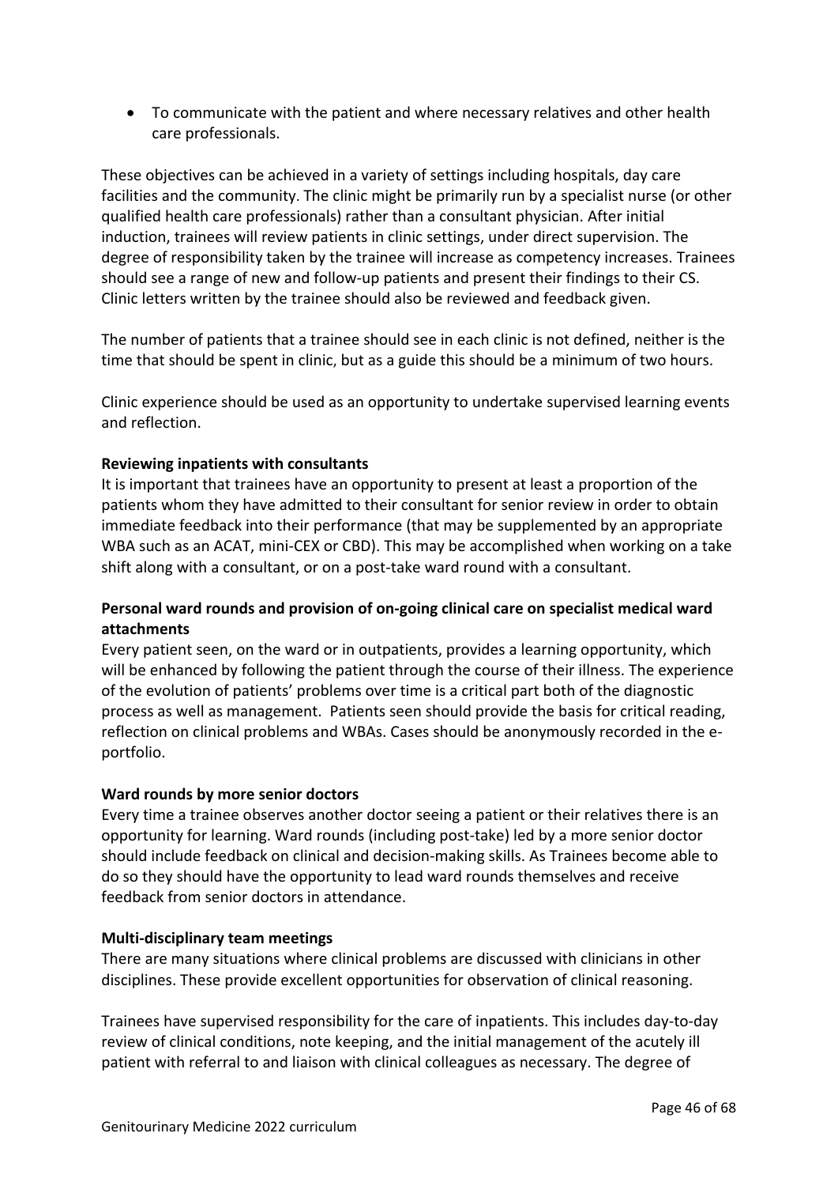- To communicate with the patient and where necessary relatives and other health care professionals.

These objectives can be achieved in a variety of settings including hospitals, day care facilities and the community. The clinic might be primarily run by a specialist nurse (or other qualified health care professionals) rather than a consultant physician. After initial induction, trainees will review patients in clinic settings, under direct supervision. The degree of responsibility taken by the trainee will increase as competency increases. Trainees should see a range of new and follow-up patients and present their findings to their CS. Clinic letters written by the trainee should also be reviewed and feedback given.

The number of patients that a trainee should see in each clinic is not defined, neither is the time that should be spent in clinic, but as a guide this should be a minimum of two hours.

Clinic experience should be used as an opportunity to undertake supervised learning events and reflection.

**Reviewing inpatients with consultants**

It is important that trainees have an opportunity to present at least a proportion of the patients whom they have admitted to their consultant for senior review in order to obtain immediate feedback into their performance (that may be supplemented by an appropriate WBA such as an ACAT, mini-CEX or CBD). This may be accomplished when working on a take shift along with a consultant, or on a post-take ward round with a consultant.

**Personal ward rounds and provision of on-going clinical care on specialist medical ward attachments**

Every patient seen, on the ward or in outpatients, provides a learning opportunity, which will be enhanced by following the patient through the course of their illness. The experience of the evolution of patients' problems over time is a critical part both of the diagnostic process as well as management. Patients seen should provide the basis for critical reading, reflection on clinical problems and WBAs. Cases should be anonymously recorded in the e-portfolio.

**Ward rounds by more senior doctors**

Every time a trainee observes another doctor seeing a patient or their relatives there is an opportunity for learning. Ward rounds (including post-take) led by a more senior doctor should include feedback on clinical and decision-making skills. As Trainees become able to do so they should have the opportunity to lead ward rounds themselves and receive feedback from senior doctors in attendance.

**Multi-disciplinary team meetings**

There are many situations where clinical problems are discussed with clinicians in other disciplines. These provide excellent opportunities for observation of clinical reasoning.

Trainees have supervised responsibility for the care of inpatients. This includes day-to-day review of clinical conditions, note keeping, and the initial management of the acutely ill patient with referral to and liaison with clinical colleagues as necessary. The degree of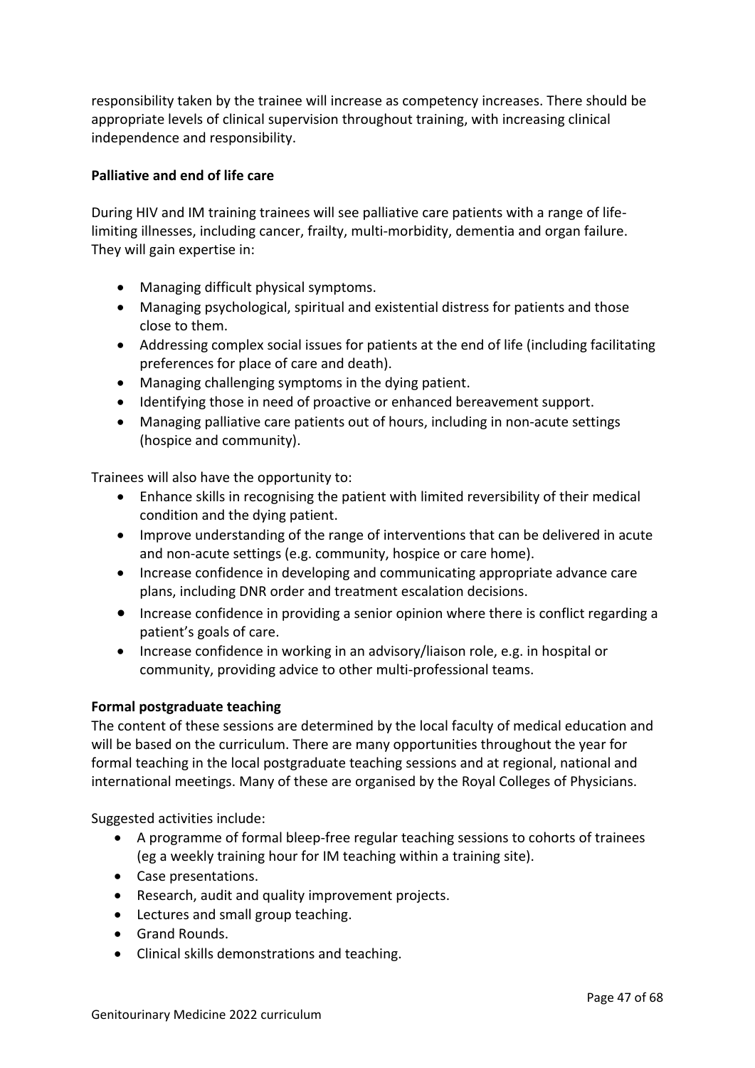responsibility taken by the trainee will increase as competency increases. There should be appropriate levels of clinical supervision throughout training, with increasing clinical independence and responsibility.

**Palliative and end of life care**

During HIV and IM training trainees will see palliative care patients with a range of life-limiting illnesses, including cancer, frailty, multi-morbidity, dementia and organ failure. They will gain expertise in:

- Managing difficult physical symptoms.
- Managing psychological, spiritual and existential distress for patients and those close to them.
- Addressing complex social issues for patients at the end of life (including facilitating preferences for place of care and death).
- Managing challenging symptoms in the dying patient.
- Identifying those in need of proactive or enhanced bereavement support.
- Managing palliative care patients out of hours, including in non-acute settings (hospice and community).

Trainees will also have the opportunity to:

- Enhance skills in recognising the patient with limited reversibility of their medical condition and the dying patient.
- Improve understanding of the range of interventions that can be delivered in acute and non-acute settings (e.g. community, hospice or care home).
- Increase confidence in developing and communicating appropriate advance care plans, including DNR order and treatment escalation decisions.
- Increase confidence in providing a senior opinion where there is conflict regarding a patient's goals of care.
- Increase confidence in working in an advisory/liaison role, e.g. in hospital or community, providing advice to other multi-professional teams.

**Formal postgraduate teaching**

The content of these sessions are determined by the local faculty of medical education and will be based on the curriculum. There are many opportunities throughout the year for formal teaching in the local postgraduate teaching sessions and at regional, national and international meetings. Many of these are organised by the Royal Colleges of Physicians.

Suggested activities include:

- A programme of formal bleep-free regular teaching sessions to cohorts of trainees (eg a weekly training hour for IM teaching within a training site).
- Case presentations.
- Research, audit and quality improvement projects.
- Lectures and small group teaching.
- Grand Rounds.
- Clinical skills demonstrations and teaching.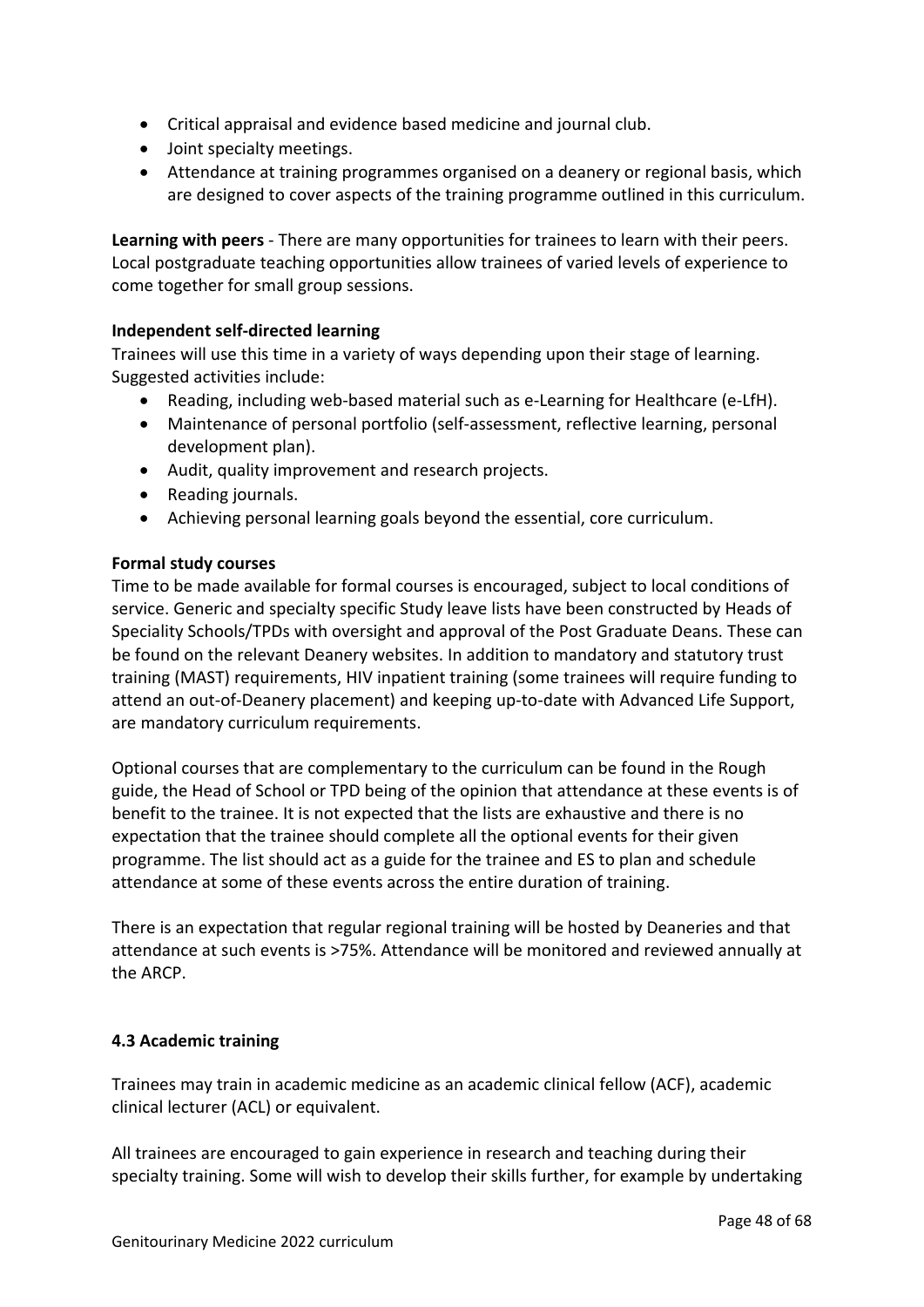- Critical appraisal and evidence based medicine and journal club.
- Joint specialty meetings.
- Attendance at training programmes organised on a deanery or regional basis, which are designed to cover aspects of the training programme outlined in this curriculum.

**Learning with peers** - There are many opportunities for trainees to learn with their peers. Local postgraduate teaching opportunities allow trainees of varied levels of experience to come together for small group sessions.

**Independent self-directed learning**

Trainees will use this time in a variety of ways depending upon their stage of learning. Suggested activities include:

- Reading, including web-based material such as e-Learning for Healthcare (e-LfH).
- Maintenance of personal portfolio (self-assessment, reflective learning, personal development plan).
- Audit, quality improvement and research projects.
- Reading journals.
- Achieving personal learning goals beyond the essential, core curriculum.

**Formal study courses**

Time to be made available for formal courses is encouraged, subject to local conditions of service. Generic and specialty specific Study leave lists have been constructed by Heads of Speciality Schools/TPDs with oversight and approval of the Post Graduate Deans. These can be found on the relevant Deanery websites. In addition to mandatory and statutory trust training (MAST) requirements, HIV inpatient training (some trainees will require funding to attend an out-of-Deanery placement) and keeping up-to-date with Advanced Life Support, are mandatory curriculum requirements.

Optional courses that are complementary to the curriculum can be found in the Rough guide, the Head of School or TPD being of the opinion that attendance at these events is of benefit to the trainee. It is not expected that the lists are exhaustive and there is no expectation that the trainee should complete all the optional events for their given programme. The list should act as a guide for the trainee and ES to plan and schedule attendance at some of these events across the entire duration of training.

There is an expectation that regular regional training will be hosted by Deaneries and that attendance at such events is >75%. Attendance will be monitored and reviewed annually at the ARCP.

### 4.3 Academic training

Trainees may train in academic medicine as an academic clinical fellow (ACF), academic clinical lecturer (ACL) or equivalent.

All trainees are encouraged to gain experience in research and teaching during their specialty training. Some will wish to develop their skills further, for example by undertaking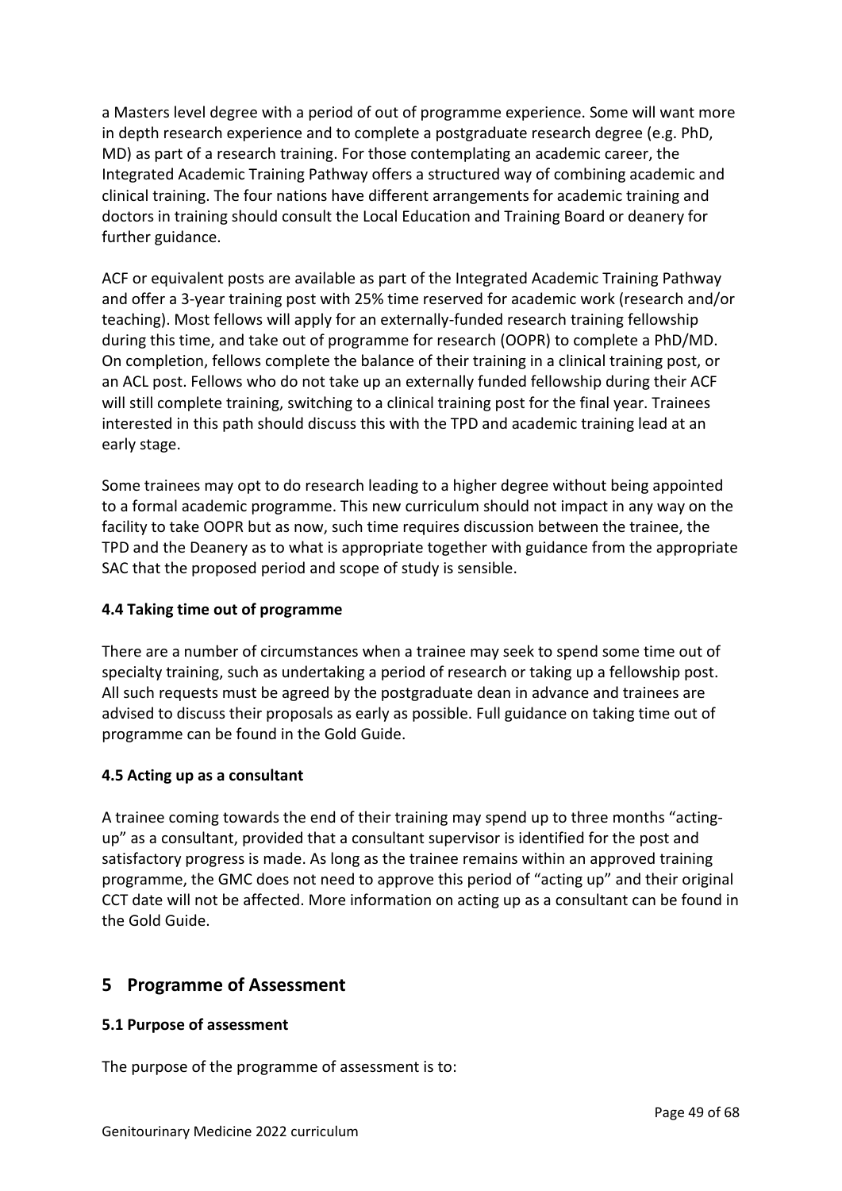a Masters level degree with a period of out of programme experience. Some will want more in depth research experience and to complete a postgraduate research degree (e.g. PhD, MD) as part of a research training. For those contemplating an academic career, the Integrated Academic Training Pathway offers a structured way of combining academic and clinical training. The four nations have different arrangements for academic training and doctors in training should consult the Local Education and Training Board or deanery for further guidance.

ACF or equivalent posts are available as part of the Integrated Academic Training Pathway and offer a 3-year training post with 25% time reserved for academic work (research and/or teaching). Most fellows will apply for an externally-funded research training fellowship during this time, and take out of programme for research (OOPR) to complete a PhD/MD. On completion, fellows complete the balance of their training in a clinical training post, or an ACL post. Fellows who do not take up an externally funded fellowship during their ACF will still complete training, switching to a clinical training post for the final year. Trainees interested in this path should discuss this with the TPD and academic training lead at an early stage.

Some trainees may opt to do research leading to a higher degree without being appointed to a formal academic programme. This new curriculum should not impact in any way on the facility to take OOPR but as now, such time requires discussion between the trainee, the TPD and the Deanery as to what is appropriate together with guidance from the appropriate SAC that the proposed period and scope of study is sensible.

### 4.4 Taking time out of programme

There are a number of circumstances when a trainee may seek to spend some time out of specialty training, such as undertaking a period of research or taking up a fellowship post. All such requests must be agreed by the postgraduate dean in advance and trainees are advised to discuss their proposals as early as possible. Full guidance on taking time out of programme can be found in the Gold Guide.

### 4.5 Acting up as a consultant

A trainee coming towards the end of their training may spend up to three months "acting-up" as a consultant, provided that a consultant supervisor is identified for the post and satisfactory progress is made. As long as the trainee remains within an approved training programme, the GMC does not need to approve this period of "acting up" and their original CCT date will not be affected. More information on acting up as a consultant can be found in the Gold Guide.

## 5 Programme of Assessment

### 5.1 Purpose of assessment

The purpose of the programme of assessment is to: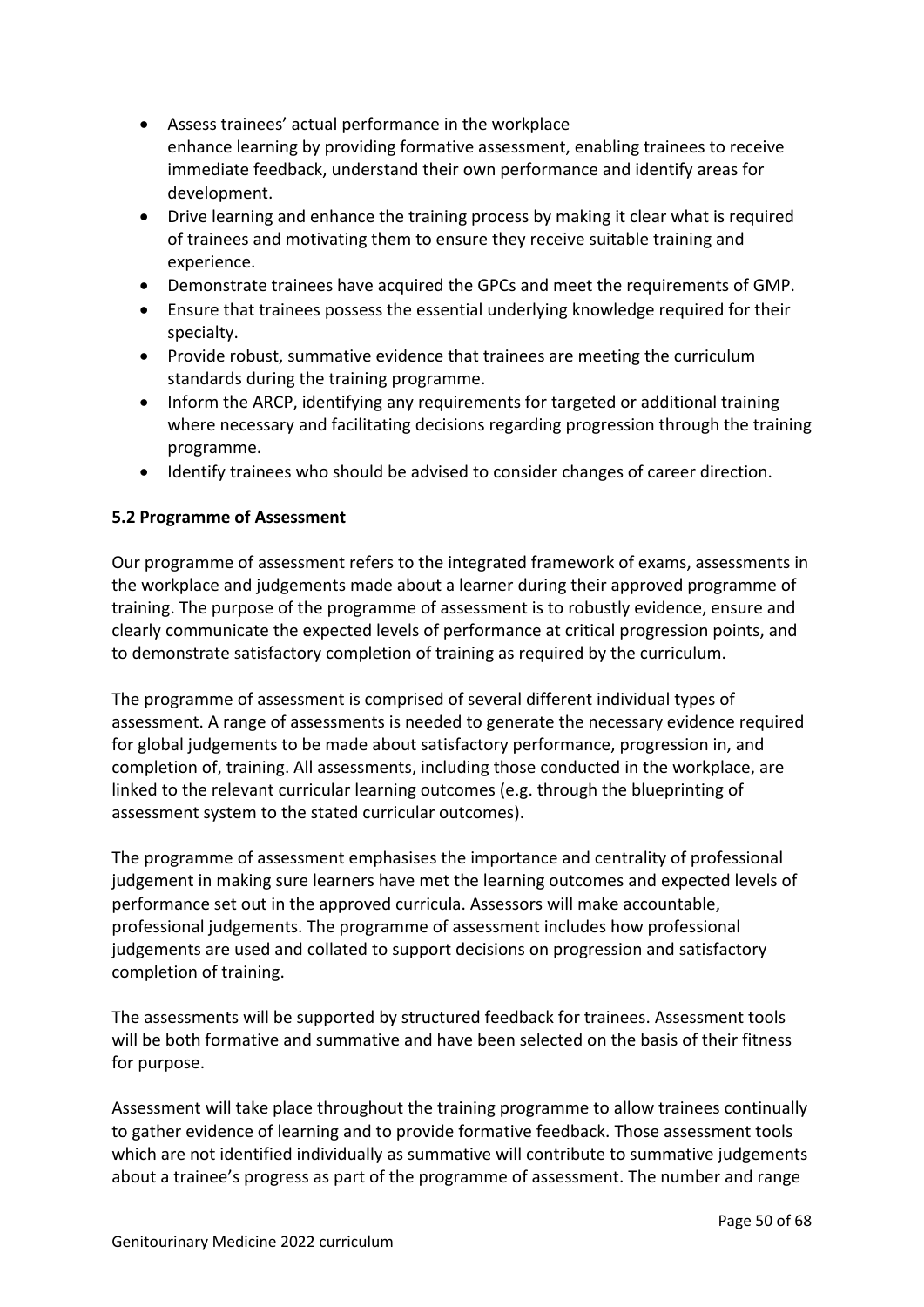- Assess trainees' actual performance in the workplace enhance learning by providing formative assessment, enabling trainees to receive immediate feedback, understand their own performance and identify areas for development.
- Drive learning and enhance the training process by making it clear what is required of trainees and motivating them to ensure they receive suitable training and experience.
- Demonstrate trainees have acquired the GPCs and meet the requirements of GMP.
- Ensure that trainees possess the essential underlying knowledge required for their specialty.
- Provide robust, summative evidence that trainees are meeting the curriculum standards during the training programme.
- Inform the ARCP, identifying any requirements for targeted or additional training where necessary and facilitating decisions regarding progression through the training programme.
- Identify trainees who should be advised to consider changes of career direction.

### 5.2 Programme of Assessment

Our programme of assessment refers to the integrated framework of exams, assessments in the workplace and judgements made about a learner during their approved programme of training. The purpose of the programme of assessment is to robustly evidence, ensure and clearly communicate the expected levels of performance at critical progression points, and to demonstrate satisfactory completion of training as required by the curriculum.

The programme of assessment is comprised of several different individual types of assessment. A range of assessments is needed to generate the necessary evidence required for global judgements to be made about satisfactory performance, progression in, and completion of, training. All assessments, including those conducted in the workplace, are linked to the relevant curricular learning outcomes (e.g. through the blueprinting of assessment system to the stated curricular outcomes).

The programme of assessment emphasises the importance and centrality of professional judgement in making sure learners have met the learning outcomes and expected levels of performance set out in the approved curricula. Assessors will make accountable, professional judgements. The programme of assessment includes how professional judgements are used and collated to support decisions on progression and satisfactory completion of training.

The assessments will be supported by structured feedback for trainees. Assessment tools will be both formative and summative and have been selected on the basis of their fitness for purpose.

Assessment will take place throughout the training programme to allow trainees continually to gather evidence of learning and to provide formative feedback. Those assessment tools which are not identified individually as summative will contribute to summative judgements about a trainee's progress as part of the programme of assessment. The number and range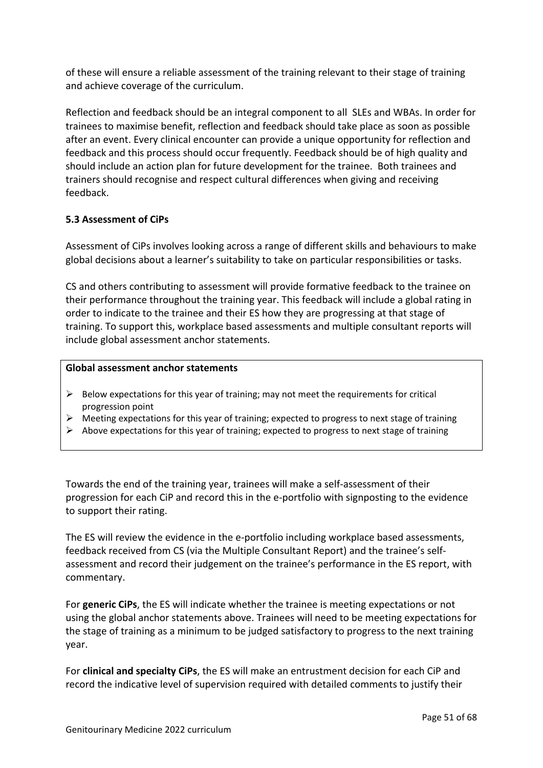of these will ensure a reliable assessment of the training relevant to their stage of training and achieve coverage of the curriculum.

Reflection and feedback should be an integral component to all SLEs and WBAs. In order for trainees to maximise benefit, reflection and feedback should take place as soon as possible after an event. Every clinical encounter can provide a unique opportunity for reflection and feedback and this process should occur frequently. Feedback should be of high quality and should include an action plan for future development for the trainee. Both trainees and trainers should recognise and respect cultural differences when giving and receiving feedback.

### 5.3 Assessment of CiPs

Assessment of CiPs involves looking across a range of different skills and behaviours to make global decisions about a learner's suitability to take on particular responsibilities or tasks.

CS and others contributing to assessment will provide formative feedback to the trainee on their performance throughout the training year. This feedback will include a global rating in order to indicate to the trainee and their ES how they are progressing at that stage of training. To support this, workplace based assessments and multiple consultant reports will include global assessment anchor statements.

**Global assessment anchor statements**

- Below expectations for this year of training; may not meet the requirements for critical progression point
- Meeting expectations for this year of training; expected to progress to next stage of training
- Above expectations for this year of training; expected to progress to next stage of training

Towards the end of the training year, trainees will make a self-assessment of their progression for each CiP and record this in the e-portfolio with signposting to the evidence to support their rating.

The ES will review the evidence in the e-portfolio including workplace based assessments, feedback received from CS (via the Multiple Consultant Report) and the trainee's self-assessment and record their judgement on the trainee's performance in the ES report, with commentary.

For **generic CiPs**, the ES will indicate whether the trainee is meeting expectations or not using the global anchor statements above. Trainees will need to be meeting expectations for the stage of training as a minimum to be judged satisfactory to progress to the next training year.

For **clinical and specialty CiPs**, the ES will make an entrustment decision for each CiP and record the indicative level of supervision required with detailed comments to justify their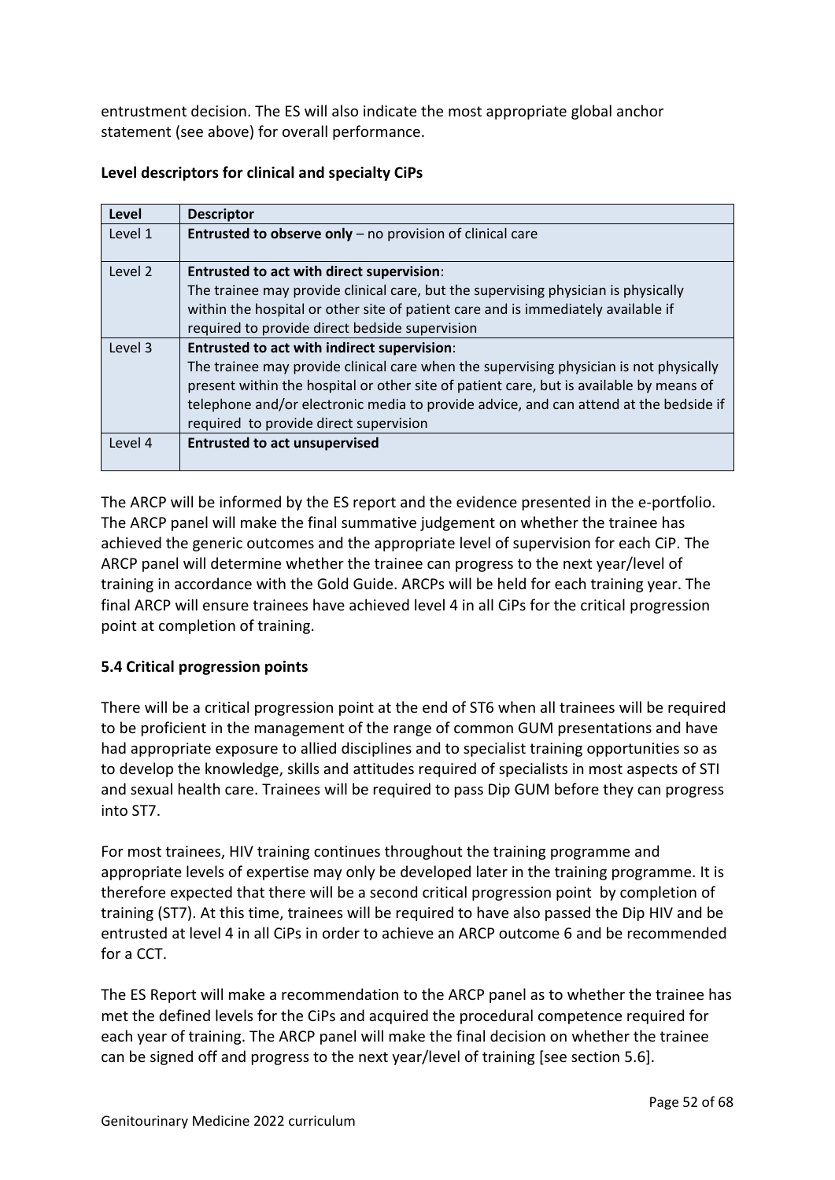entrustment decision. The ES will also indicate the most appropriate global anchor statement (see above) for overall performance.

**Level descriptors for clinical and specialty CiPs**

| Level | Descriptor |
|---|---|
| Level 1 | **Entrusted to observe only** – no provision of clinical care |
| Level 2 | **Entrusted to act with direct supervision**:<br>The trainee may provide clinical care, but the supervising physician is physically within the hospital or other site of patient care and is immediately available if required to provide direct bedside supervision |
| Level 3 | **Entrusted to act with indirect supervision**:<br>The trainee may provide clinical care when the supervising physician is not physically present within the hospital or other site of patient care, but is available by means of telephone and/or electronic media to provide advice, and can attend at the bedside if required to provide direct supervision |
| Level 4 | **Entrusted to act unsupervised** |

The ARCP will be informed by the ES report and the evidence presented in the e-portfolio. The ARCP panel will make the final summative judgement on whether the trainee has achieved the generic outcomes and the appropriate level of supervision for each CiP. The ARCP panel will determine whether the trainee can progress to the next year/level of training in accordance with the Gold Guide. ARCPs will be held for each training year. The final ARCP will ensure trainees have achieved level 4 in all CiPs for the critical progression point at completion of training.

### 5.4 Critical progression points

There will be a critical progression point at the end of ST6 when all trainees will be required to be proficient in the management of the range of common GUM presentations and have had appropriate exposure to allied disciplines and to specialist training opportunities so as to develop the knowledge, skills and attitudes required of specialists in most aspects of STI and sexual health care. Trainees will be required to pass Dip GUM before they can progress into ST7.

For most trainees, HIV training continues throughout the training programme and appropriate levels of expertise may only be developed later in the training programme. It is therefore expected that there will be a second critical progression point by completion of training (ST7). At this time, trainees will be required to have also passed the Dip HIV and be entrusted at level 4 in all CiPs in order to achieve an ARCP outcome 6 and be recommended for a CCT.

The ES Report will make a recommendation to the ARCP panel as to whether the trainee has met the defined levels for the CiPs and acquired the procedural competence required for each year of training. The ARCP panel will make the final decision on whether the trainee can be signed off and progress to the next year/level of training [see section 5.6].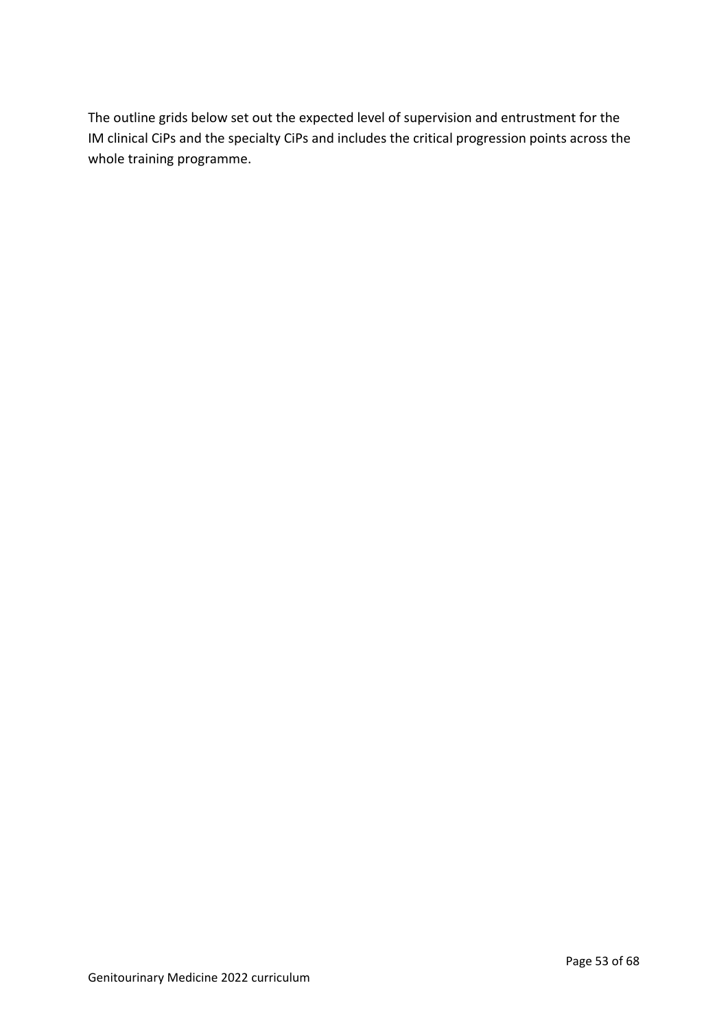The outline grids below set out the expected level of supervision and entrustment for the IM clinical CiPs and the specialty CiPs and includes the critical progression points across the whole training programme.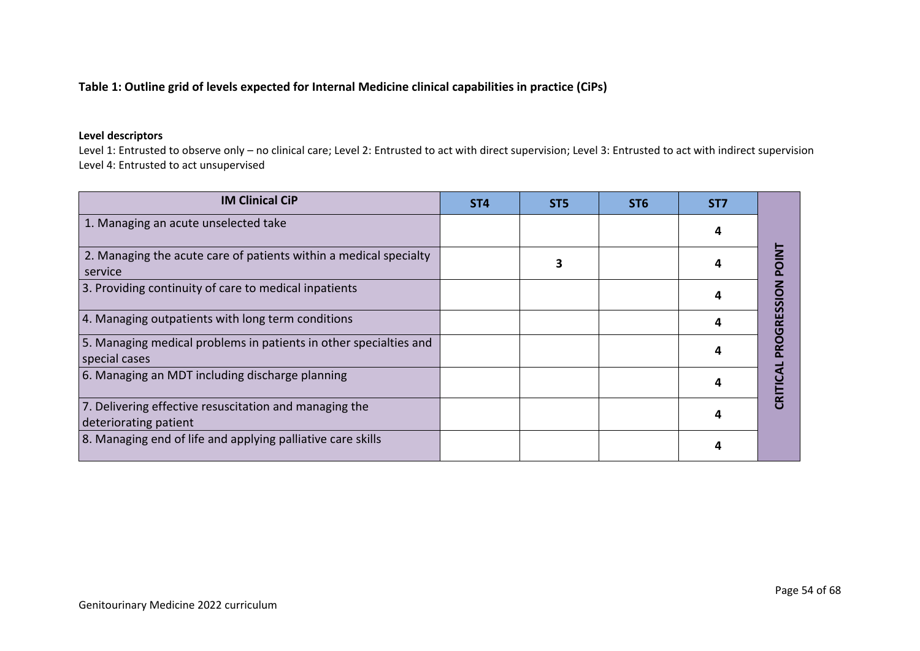**Table 1: Outline grid of levels expected for Internal Medicine clinical capabilities in practice (CiPs)**

**Level descriptors**

Level 1: Entrusted to observe only – no clinical care; Level 2: Entrusted to act with direct supervision; Level 3: Entrusted to act with indirect supervision
Level 4: Entrusted to act unsupervised

| IM Clinical CiP | ST4 | ST5 | ST6 | ST7 | |
|---|---|---|---|---|---|
| 1. Managing an acute unselected take | | | | **4** | **CRITICAL PROGRESSION POINT** |
| 2. Managing the acute care of patients within a medical specialty service | | **3** | | **4** | |
| 3. Providing continuity of care to medical inpatients | | | | **4** | |
| 4. Managing outpatients with long term conditions | | | | **4** | |
| 5. Managing medical problems in patients in other specialties and special cases | | | | **4** | |
| 6. Managing an MDT including discharge planning | | | | **4** | |
| 7. Delivering effective resuscitation and managing the deteriorating patient | | | | **4** | |
| 8. Managing end of life and applying palliative care skills | | | | **4** | |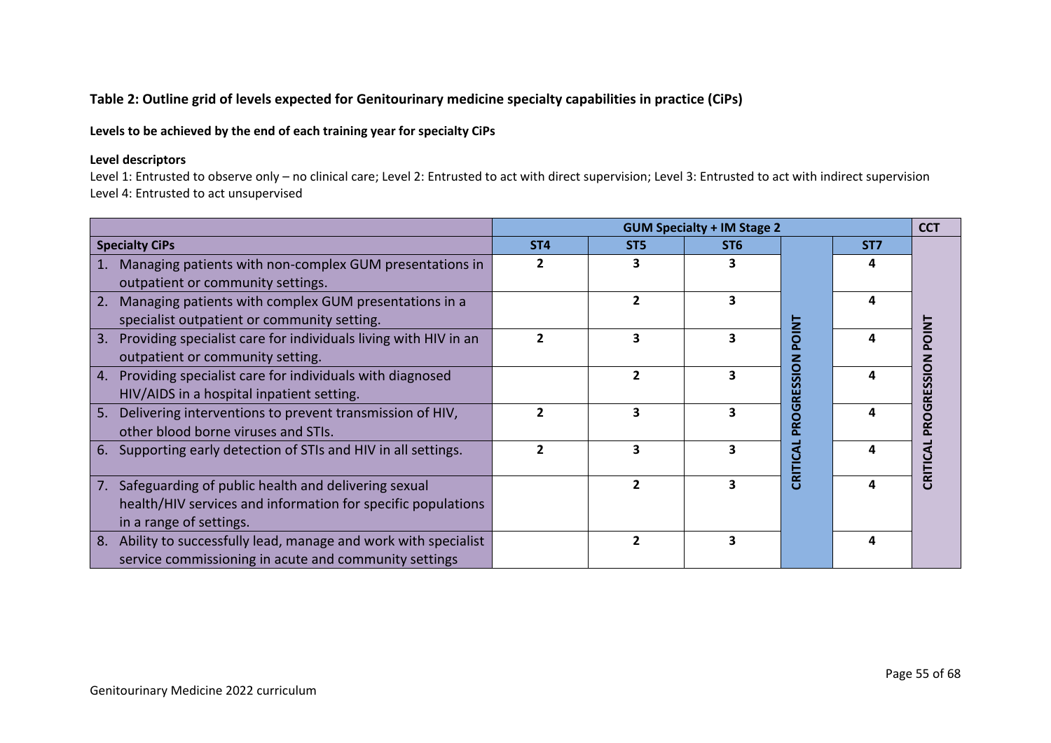**Table 2: Outline grid of levels expected for Genitourinary medicine specialty capabilities in practice (CiPs)**

**Levels to be achieved by the end of each training year for specialty CiPs**

**Level descriptors**

Level 1: Entrusted to observe only – no clinical care; Level 2: Entrusted to act with direct supervision; Level 3: Entrusted to act with indirect supervision
Level 4: Entrusted to act unsupervised

| | GUM Specialty + IM Stage 2 | | | | | CCT |
|---|---|---|---|---|---|---|
| **Specialty CiPs** | **ST4** | **ST5** | **ST6** | **CRITICAL PROGRESSION POINT** | **ST7** | **CRITICAL PROGRESSION POINT** |
| 1. Managing patients with non-complex GUM presentations in outpatient or community settings. | 2 | 3 | 3 | | 4 | |
| 2. Managing patients with complex GUM presentations in a specialist outpatient or community setting. | | 2 | 3 | | 4 | |
| 3. Providing specialist care for individuals living with HIV in an outpatient or community setting. | 2 | 3 | 3 | | 4 | |
| 4. Providing specialist care for individuals with diagnosed HIV/AIDS in a hospital inpatient setting. | | 2 | 3 | | 4 | |
| 5. Delivering interventions to prevent transmission of HIV, other blood borne viruses and STIs. | 2 | 3 | 3 | | 4 | |
| 6. Supporting early detection of STIs and HIV in all settings. | 2 | 3 | 3 | | 4 | |
| 7. Safeguarding of public health and delivering sexual health/HIV services and information for specific populations in a range of settings. | | 2 | 3 | | 4 | |
| 8. Ability to successfully lead, manage and work with specialist service commissioning in acute and community settings | | 2 | 3 | | 4 | |

Genitourinary Medicine 2022 curriculum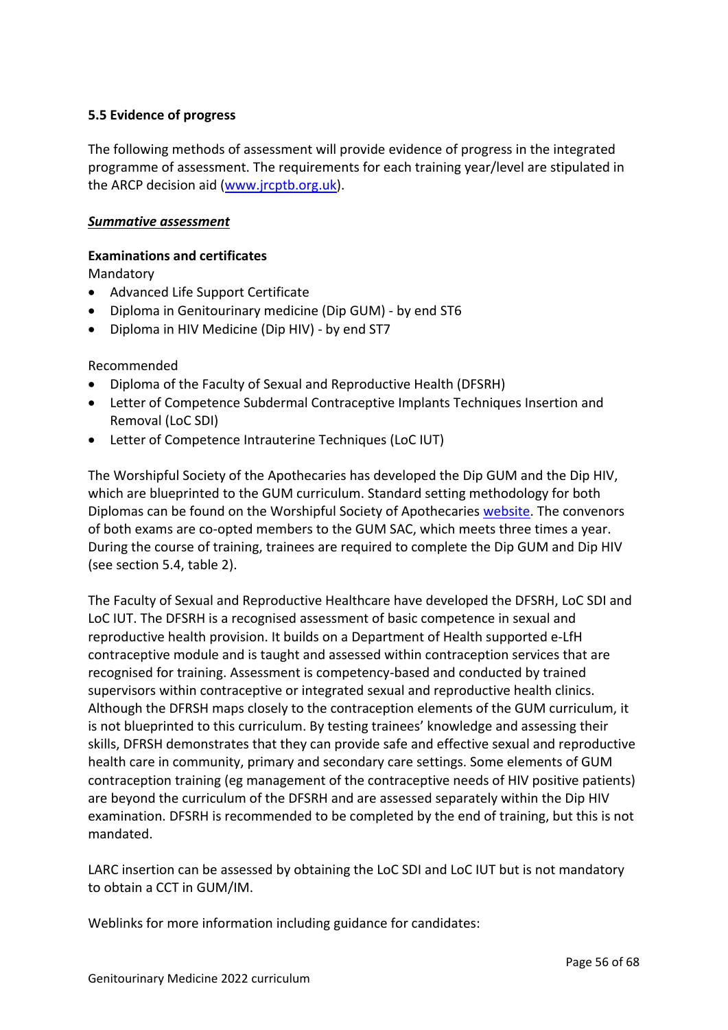### 5.5 Evidence of progress

The following methods of assessment will provide evidence of progress in the integrated programme of assessment. The requirements for each training year/level are stipulated in the ARCP decision aid ([www.jrcptb.org.uk](www.jrcptb.org.uk)).

***Summative assessment***

**Examinations and certificates**

Mandatory

- Advanced Life Support Certificate
- Diploma in Genitourinary medicine (Dip GUM) - by end ST6
- Diploma in HIV Medicine (Dip HIV) - by end ST7

Recommended

- Diploma of the Faculty of Sexual and Reproductive Health (DFSRH)
- Letter of Competence Subdermal Contraceptive Implants Techniques Insertion and Removal (LoC SDI)
- Letter of Competence Intrauterine Techniques (LoC IUT)

The Worshipful Society of the Apothecaries has developed the Dip GUM and the Dip HIV, which are blueprinted to the GUM curriculum. Standard setting methodology for both Diplomas can be found on the Worshipful Society of Apothecaries website. The convenors of both exams are co-opted members to the GUM SAC, which meets three times a year. During the course of training, trainees are required to complete the Dip GUM and Dip HIV (see section 5.4, table 2).

The Faculty of Sexual and Reproductive Healthcare have developed the DFSRH, LoC SDI and LoC IUT. The DFSRH is a recognised assessment of basic competence in sexual and reproductive health provision. It builds on a Department of Health supported e-LfH contraceptive module and is taught and assessed within contraception services that are recognised for training. Assessment is competency-based and conducted by trained supervisors within contraceptive or integrated sexual and reproductive health clinics. Although the DFRSH maps closely to the contraception elements of the GUM curriculum, it is not blueprinted to this curriculum. By testing trainees' knowledge and assessing their skills, DFRSH demonstrates that they can provide safe and effective sexual and reproductive health care in community, primary and secondary care settings. Some elements of GUM contraception training (eg management of the contraceptive needs of HIV positive patients) are beyond the curriculum of the DFSRH and are assessed separately within the Dip HIV examination. DFSRH is recommended to be completed by the end of training, but this is not mandated.

LARC insertion can be assessed by obtaining the LoC SDI and LoC IUT but is not mandatory to obtain a CCT in GUM/IM.

Weblinks for more information including guidance for candidates: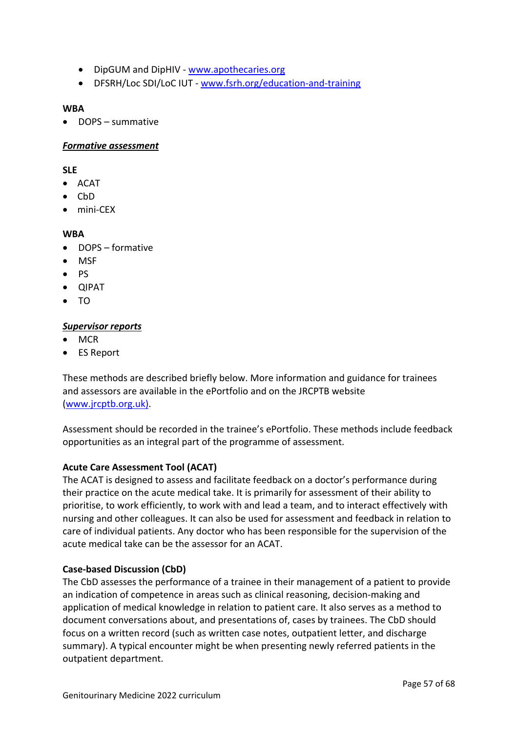- DipGUM and DipHIV - [www.apothecaries.org](http://www.apothecaries.org)
- DFSRH/Loc SDI/LoC IUT - [www.fsrh.org/education-and-training](http://www.fsrh.org/education-and-training)

**WBA**

- DOPS – summative

***Formative assessment***

**SLE**

- ACAT
- CbD
- mini-CEX

**WBA**

- DOPS – formative
- MSF
- PS
- QIPAT
- TO

***Supervisor reports***

- MCR
- ES Report

These methods are described briefly below. More information and guidance for trainees and assessors are available in the ePortfolio and on the JRCPTB website ([www.jrcptb.org.uk](http://www.jrcptb.org.uk)).

Assessment should be recorded in the trainee's ePortfolio. These methods include feedback opportunities as an integral part of the programme of assessment.

**Acute Care Assessment Tool (ACAT)**

The ACAT is designed to assess and facilitate feedback on a doctor's performance during their practice on the acute medical take. It is primarily for assessment of their ability to prioritise, to work efficiently, to work with and lead a team, and to interact effectively with nursing and other colleagues. It can also be used for assessment and feedback in relation to care of individual patients. Any doctor who has been responsible for the supervision of the acute medical take can be the assessor for an ACAT.

**Case-based Discussion (CbD)**

The CbD assesses the performance of a trainee in their management of a patient to provide an indication of competence in areas such as clinical reasoning, decision-making and application of medical knowledge in relation to patient care. It also serves as a method to document conversations about, and presentations of, cases by trainees. The CbD should focus on a written record (such as written case notes, outpatient letter, and discharge summary). A typical encounter might be when presenting newly referred patients in the outpatient department.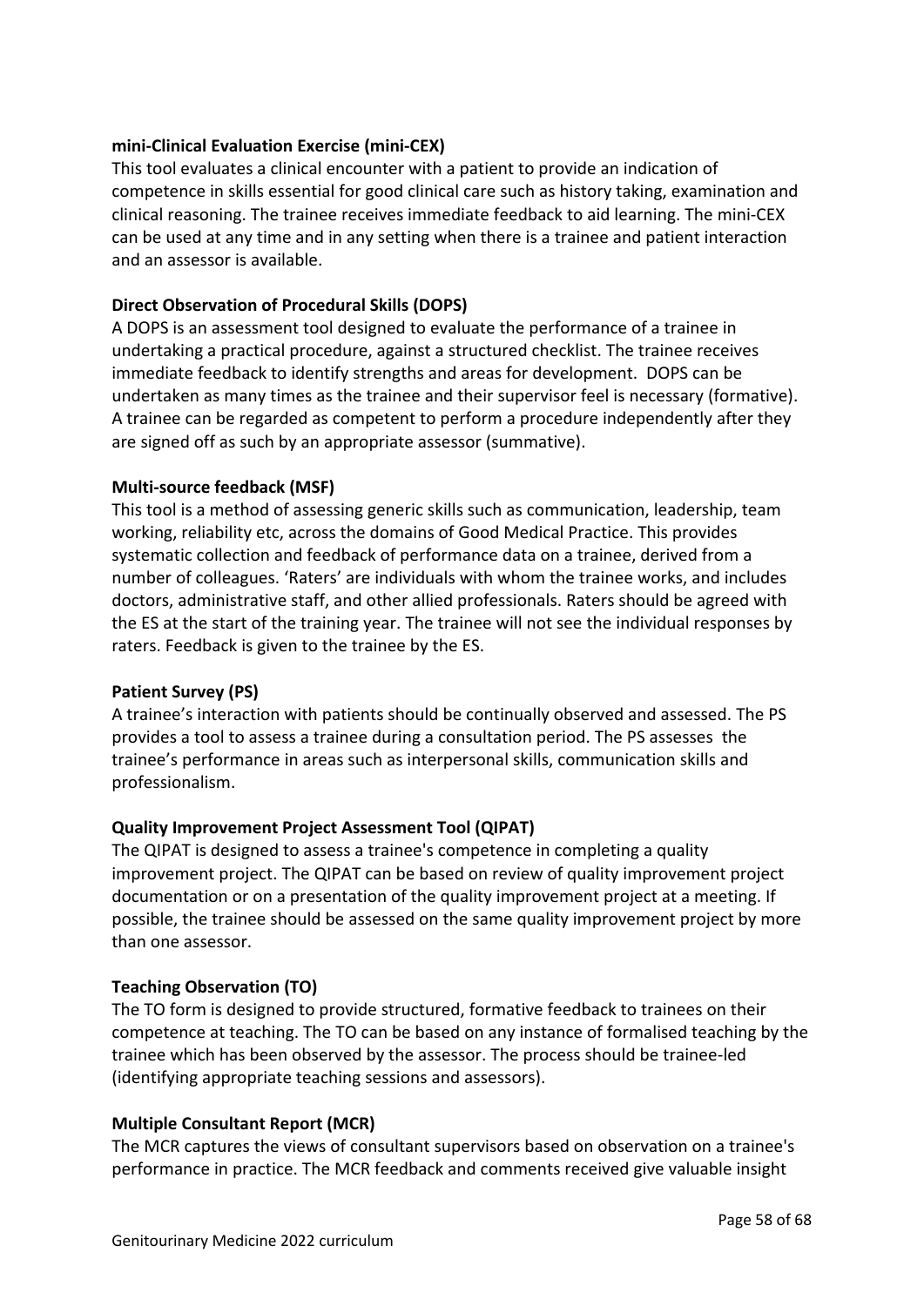**mini-Clinical Evaluation Exercise (mini-CEX)**
This tool evaluates a clinical encounter with a patient to provide an indication of competence in skills essential for good clinical care such as history taking, examination and clinical reasoning. The trainee receives immediate feedback to aid learning. The mini-CEX can be used at any time and in any setting when there is a trainee and patient interaction and an assessor is available.

**Direct Observation of Procedural Skills (DOPS)**
A DOPS is an assessment tool designed to evaluate the performance of a trainee in undertaking a practical procedure, against a structured checklist. The trainee receives immediate feedback to identify strengths and areas for development. DOPS can be undertaken as many times as the trainee and their supervisor feel is necessary (formative). A trainee can be regarded as competent to perform a procedure independently after they are signed off as such by an appropriate assessor (summative).

**Multi-source feedback (MSF)**
This tool is a method of assessing generic skills such as communication, leadership, team working, reliability etc, across the domains of Good Medical Practice. This provides systematic collection and feedback of performance data on a trainee, derived from a number of colleagues. 'Raters' are individuals with whom the trainee works, and includes doctors, administrative staff, and other allied professionals. Raters should be agreed with the ES at the start of the training year. The trainee will not see the individual responses by raters. Feedback is given to the trainee by the ES.

**Patient Survey (PS)**
A trainee's interaction with patients should be continually observed and assessed. The PS provides a tool to assess a trainee during a consultation period. The PS assesses the trainee's performance in areas such as interpersonal skills, communication skills and professionalism.

**Quality Improvement Project Assessment Tool (QIPAT)**
The QIPAT is designed to assess a trainee's competence in completing a quality improvement project. The QIPAT can be based on review of quality improvement project documentation or on a presentation of the quality improvement project at a meeting. If possible, the trainee should be assessed on the same quality improvement project by more than one assessor.

**Teaching Observation (TO)**
The TO form is designed to provide structured, formative feedback to trainees on their competence at teaching. The TO can be based on any instance of formalised teaching by the trainee which has been observed by the assessor. The process should be trainee-led (identifying appropriate teaching sessions and assessors).

**Multiple Consultant Report (MCR)**
The MCR captures the views of consultant supervisors based on observation on a trainee's performance in practice. The MCR feedback and comments received give valuable insight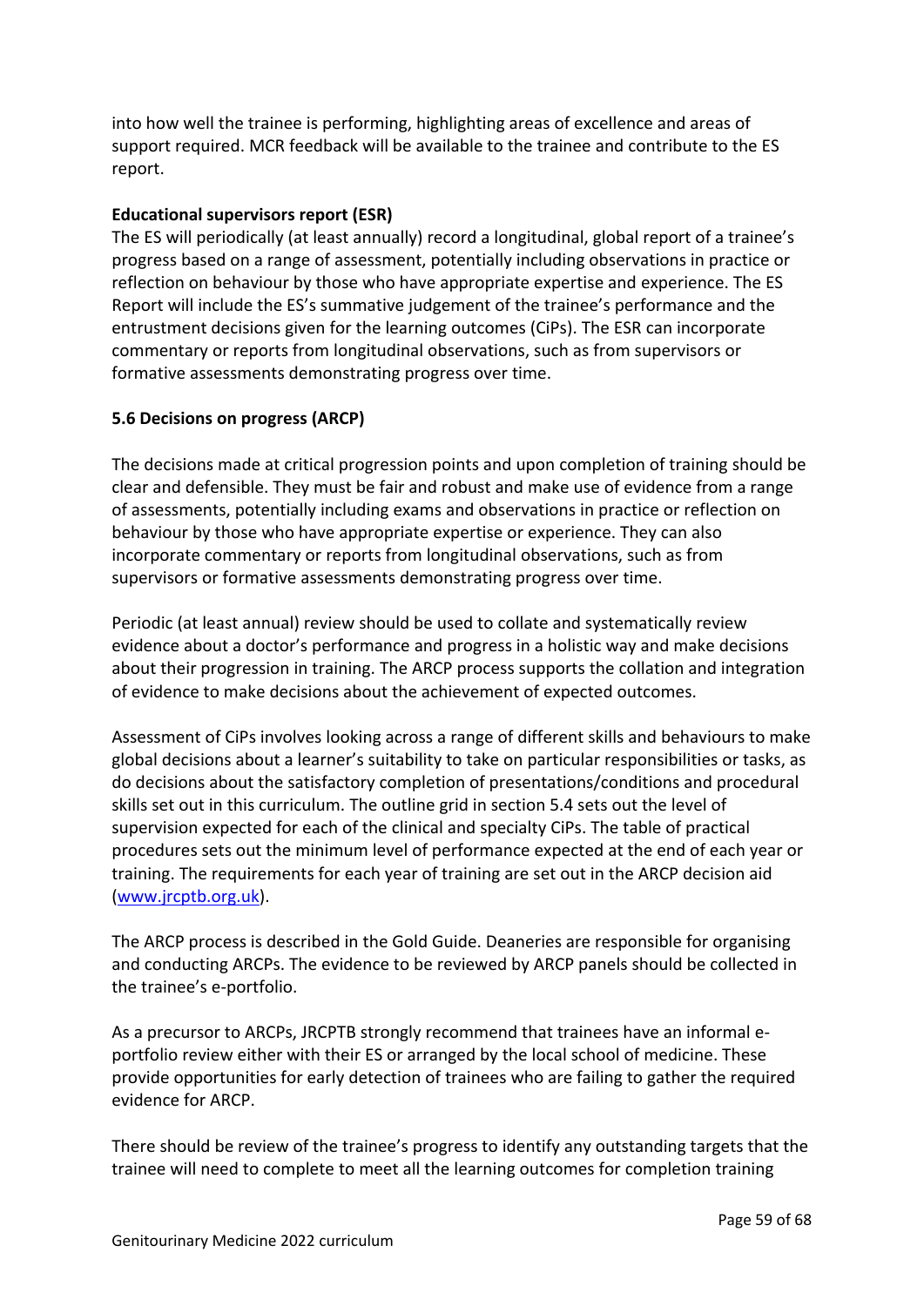into how well the trainee is performing, highlighting areas of excellence and areas of support required. MCR feedback will be available to the trainee and contribute to the ES report.

**Educational supervisors report (ESR)**

The ES will periodically (at least annually) record a longitudinal, global report of a trainee's progress based on a range of assessment, potentially including observations in practice or reflection on behaviour by those who have appropriate expertise and experience. The ES Report will include the ES's summative judgement of the trainee's performance and the entrustment decisions given for the learning outcomes (CiPs). The ESR can incorporate commentary or reports from longitudinal observations, such as from supervisors or formative assessments demonstrating progress over time.

### 5.6 Decisions on progress (ARCP)

The decisions made at critical progression points and upon completion of training should be clear and defensible. They must be fair and robust and make use of evidence from a range of assessments, potentially including exams and observations in practice or reflection on behaviour by those who have appropriate expertise or experience. They can also incorporate commentary or reports from longitudinal observations, such as from supervisors or formative assessments demonstrating progress over time.

Periodic (at least annual) review should be used to collate and systematically review evidence about a doctor's performance and progress in a holistic way and make decisions about their progression in training. The ARCP process supports the collation and integration of evidence to make decisions about the achievement of expected outcomes.

Assessment of CiPs involves looking across a range of different skills and behaviours to make global decisions about a learner's suitability to take on particular responsibilities or tasks, as do decisions about the satisfactory completion of presentations/conditions and procedural skills set out in this curriculum. The outline grid in section 5.4 sets out the level of supervision expected for each of the clinical and specialty CiPs. The table of practical procedures sets out the minimum level of performance expected at the end of each year or training. The requirements for each year of training are set out in the ARCP decision aid ([www.jrcptb.org.uk](www.jrcptb.org.uk)).

The ARCP process is described in the Gold Guide. Deaneries are responsible for organising and conducting ARCPs. The evidence to be reviewed by ARCP panels should be collected in the trainee's e-portfolio.

As a precursor to ARCPs, JRCPTB strongly recommend that trainees have an informal e-portfolio review either with their ES or arranged by the local school of medicine. These provide opportunities for early detection of trainees who are failing to gather the required evidence for ARCP.

There should be review of the trainee's progress to identify any outstanding targets that the trainee will need to complete to meet all the learning outcomes for completion training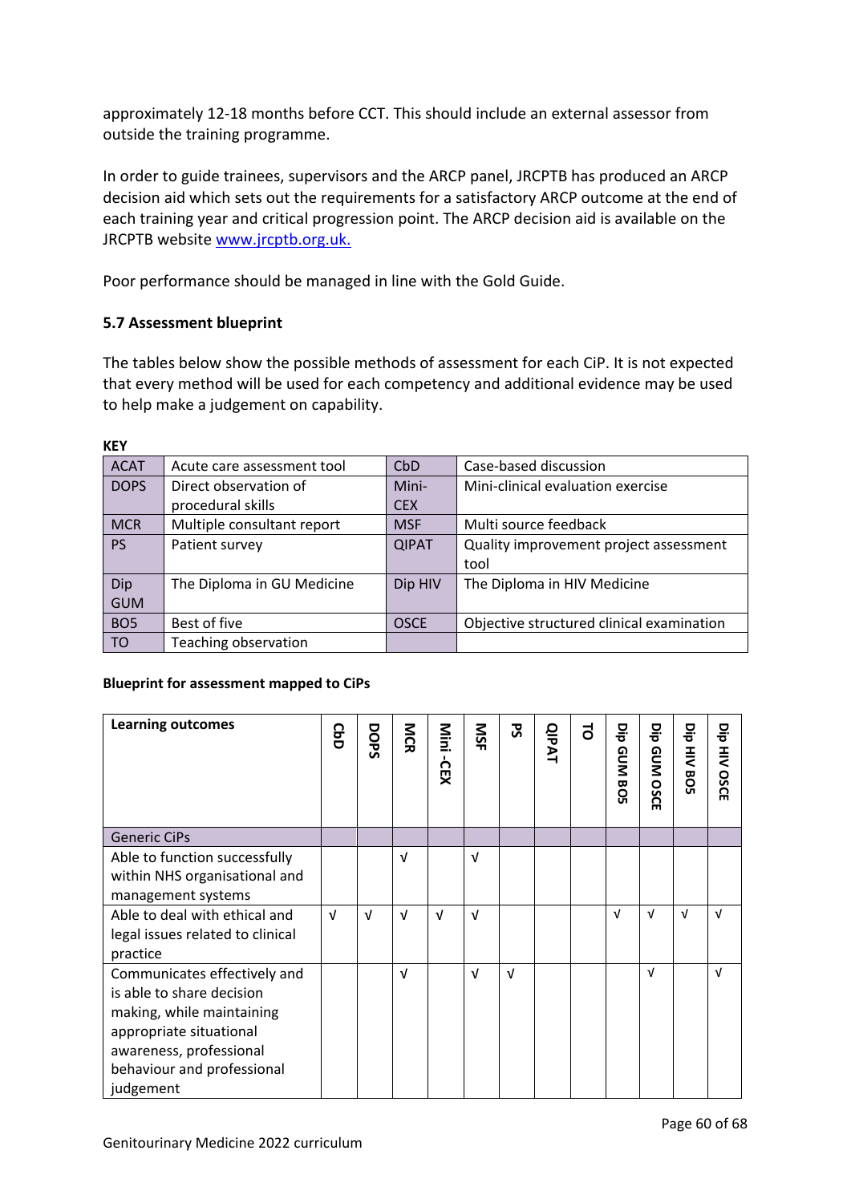approximately 12-18 months before CCT. This should include an external assessor from outside the training programme.

In order to guide trainees, supervisors and the ARCP panel, JRCPTB has produced an ARCP decision aid which sets out the requirements for a satisfactory ARCP outcome at the end of each training year and critical progression point. The ARCP decision aid is available on the JRCPTB website www.jrcptb.org.uk.

Poor performance should be managed in line with the Gold Guide.

### 5.7 Assessment blueprint

The tables below show the possible methods of assessment for each CiP. It is not expected that every method will be used for each competency and additional evidence may be used to help make a judgement on capability.

**KEY**

| | | | |
|---|---|---|---|
| ACAT | Acute care assessment tool | CbD | Case-based discussion |
| DOPS | Direct observation of procedural skills | Mini-CEX | Mini-clinical evaluation exercise |
| MCR | Multiple consultant report | MSF | Multi source feedback |
| PS | Patient survey | QIPAT | Quality improvement project assessment tool |
| Dip GUM | The Diploma in GU Medicine | Dip HIV | The Diploma in HIV Medicine |
| BO5 | Best of five | OSCE | Objective structured clinical examination |
| TO | Teaching observation | | |

**Blueprint for assessment mapped to CiPs**

| Learning outcomes | CbD | DOPS | MCR | Mini -CEX | MSF | PS | QIPAT | TO | Dip GUM BO5 | Dip GUM OSCE | Dip HIV BO5 | Dip HIV OSCE |
|---|---|---|---|---|---|---|---|---|---|---|---|---|
| Generic CiPs | | | | | | | | | | | | |
| Able to function successfully within NHS organisational and management systems | | | √ | | √ | | | | | | | |
| Able to deal with ethical and legal issues related to clinical practice | √ | √ | √ | √ | √ | | | | √ | √ | √ | √ |
| Communicates effectively and is able to share decision making, while maintaining appropriate situational awareness, professional behaviour and professional judgement | | | √ | | √ | √ | | | | √ | | √ |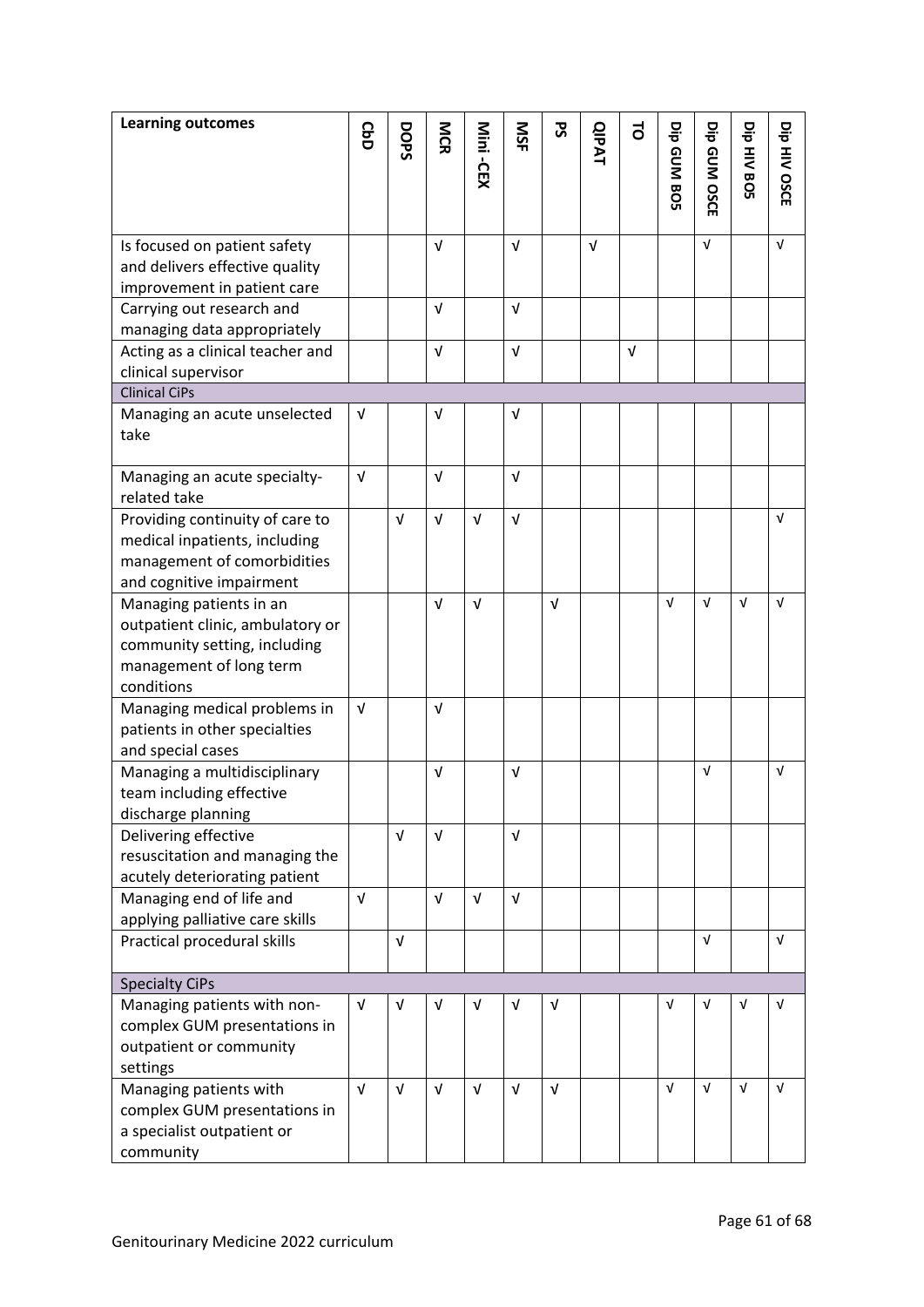| Learning outcomes | CbD | DOPS | MCR | Mini -CEX | MSF | PS | QIPAT | TO | Dip GUM BOS | Dip GUM OSCE | Dip HIV BOS | Dip HIV OSCE |
|---|---|---|---|---|---|---|---|---|---|---|---|---|
| Is focused on patient safety and delivers effective quality improvement in patient care | | | √ | | √ | | √ | | | √ | | √ |
| Carrying out research and managing data appropriately | | | √ | | √ | | | | | | | |
| Acting as a clinical teacher and clinical supervisor | | | √ | | √ | | | √ | | | | |
| Clinical CiPs | | | | | | | | | | | | |
| Managing an acute unselected take | √ | | √ | | √ | | | | | | | |
| Managing an acute specialty-related take | √ | | √ | | √ | | | | | | | |
| Providing continuity of care to medical inpatients, including management of comorbidities and cognitive impairment | | √ | √ | √ | √ | | | | | | | √ |
| Managing patients in an outpatient clinic, ambulatory or community setting, including management of long term conditions | | | √ | √ | | √ | | | √ | √ | √ | √ |
| Managing medical problems in patients in other specialties and special cases | √ | | √ | | | | | | | | | |
| Managing a multidisciplinary team including effective discharge planning | | | √ | | √ | | | | | √ | | √ |
| Delivering effective resuscitation and managing the acutely deteriorating patient | | √ | √ | | √ | | | | | | | |
| Managing end of life and applying palliative care skills | √ | | √ | √ | √ | | | | | | | |
| Practical procedural skills | | √ | | | | | | | | √ | | √ |
| Specialty CiPs | | | | | | | | | | | | |
| Managing patients with non-complex GUM presentations in outpatient or community settings | √ | √ | √ | √ | √ | √ | | | √ | √ | √ | √ |
| Managing patients with complex GUM presentations in a specialist outpatient or community | √ | √ | √ | √ | √ | √ | | | √ | √ | √ | √ |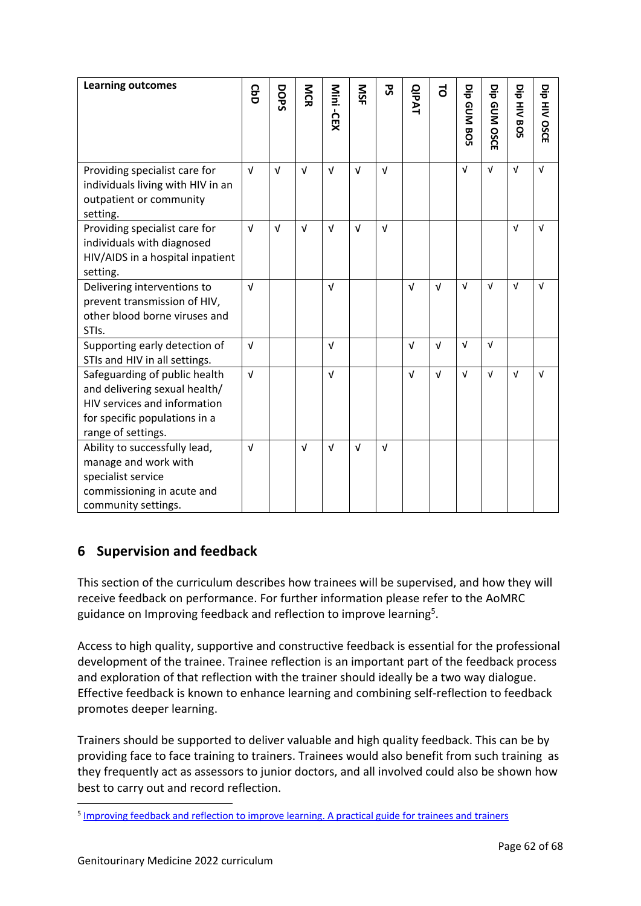| Learning outcomes | CbD | DOPS | MCR | Mini -CEX | MSF | PS | QIPAT | TO | Dip GUM BOS | Dip GUM OSCE | Dip HIV BOS | Dip HIV OSCE |
|---|---|---|---|---|---|---|---|---|---|---|---|---|
| Providing specialist care for individuals living with HIV in an outpatient or community setting. | √ | √ | √ | √ | √ | √ | | | √ | √ | √ | √ |
| Providing specialist care for individuals with diagnosed HIV/AIDS in a hospital inpatient setting. | √ | √ | √ | √ | √ | √ | | | | | √ | √ |
| Delivering interventions to prevent transmission of HIV, other blood borne viruses and STIs. | √ | | | √ | | | √ | √ | √ | √ | √ | √ |
| Supporting early detection of STIs and HIV in all settings. | √ | | | √ | | | √ | √ | √ | √ | | |
| Safeguarding of public health and delivering sexual health/ HIV services and information for specific populations in a range of settings. | √ | | | √ | | | √ | √ | √ | √ | √ | √ |
| Ability to successfully lead, manage and work with specialist service commissioning in acute and community settings. | √ | | √ | √ | √ | √ | | | | | | |

## 6 Supervision and feedback

This section of the curriculum describes how trainees will be supervised, and how they will receive feedback on performance. For further information please refer to the AoMRC guidance on Improving feedback and reflection to improve learning[5].

Access to high quality, supportive and constructive feedback is essential for the professional development of the trainee. Trainee reflection is an important part of the feedback process and exploration of that reflection with the trainer should ideally be a two way dialogue. Effective feedback is known to enhance learning and combining self-reflection to feedback promotes deeper learning.

Trainers should be supported to deliver valuable and high quality feedback. This can be by providing face to face training to trainers. Trainees would also benefit from such training as they frequently act as assessors to junior doctors, and all involved could also be shown how best to carry out and record reflection.

[5] Improving feedback and reflection to improve learning. A practical guide for trainees and trainers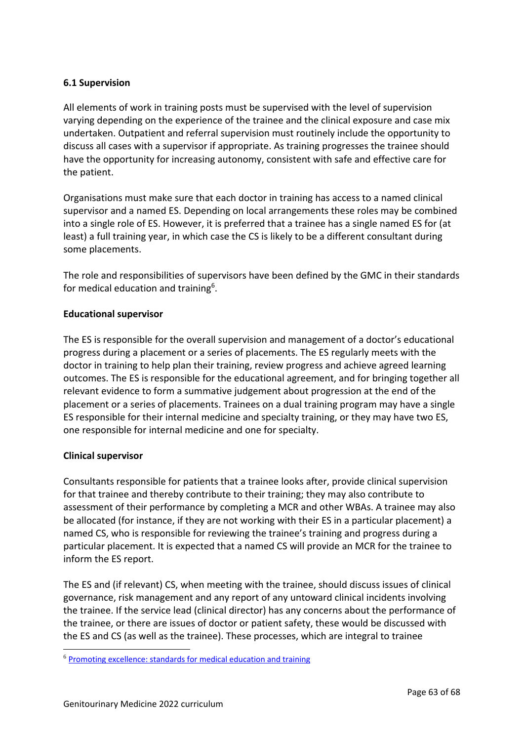### 6.1 Supervision

All elements of work in training posts must be supervised with the level of supervision varying depending on the experience of the trainee and the clinical exposure and case mix undertaken. Outpatient and referral supervision must routinely include the opportunity to discuss all cases with a supervisor if appropriate. As training progresses the trainee should have the opportunity for increasing autonomy, consistent with safe and effective care for the patient.

Organisations must make sure that each doctor in training has access to a named clinical supervisor and a named ES. Depending on local arrangements these roles may be combined into a single role of ES. However, it is preferred that a trainee has a single named ES for (at least) a full training year, in which case the CS is likely to be a different consultant during some placements.

The role and responsibilities of supervisors have been defined by the GMC in their standards for medical education and training[6].

#### Educational supervisor

The ES is responsible for the overall supervision and management of a doctor's educational progress during a placement or a series of placements. The ES regularly meets with the doctor in training to help plan their training, review progress and achieve agreed learning outcomes. The ES is responsible for the educational agreement, and for bringing together all relevant evidence to form a summative judgement about progression at the end of the placement or a series of placements. Trainees on a dual training program may have a single ES responsible for their internal medicine and specialty training, or they may have two ES, one responsible for internal medicine and one for specialty.

#### Clinical supervisor

Consultants responsible for patients that a trainee looks after, provide clinical supervision for that trainee and thereby contribute to their training; they may also contribute to assessment of their performance by completing a MCR and other WBAs. A trainee may also be allocated (for instance, if they are not working with their ES in a particular placement) a named CS, who is responsible for reviewing the trainee's training and progress during a particular placement. It is expected that a named CS will provide an MCR for the trainee to inform the ES report.

The ES and (if relevant) CS, when meeting with the trainee, should discuss issues of clinical governance, risk management and any report of any untoward clinical incidents involving the trainee. If the service lead (clinical director) has any concerns about the performance of the trainee, or there are issues of doctor or patient safety, these would be discussed with the ES and CS (as well as the trainee). These processes, which are integral to trainee

[6] Promoting excellence: standards for medical education and training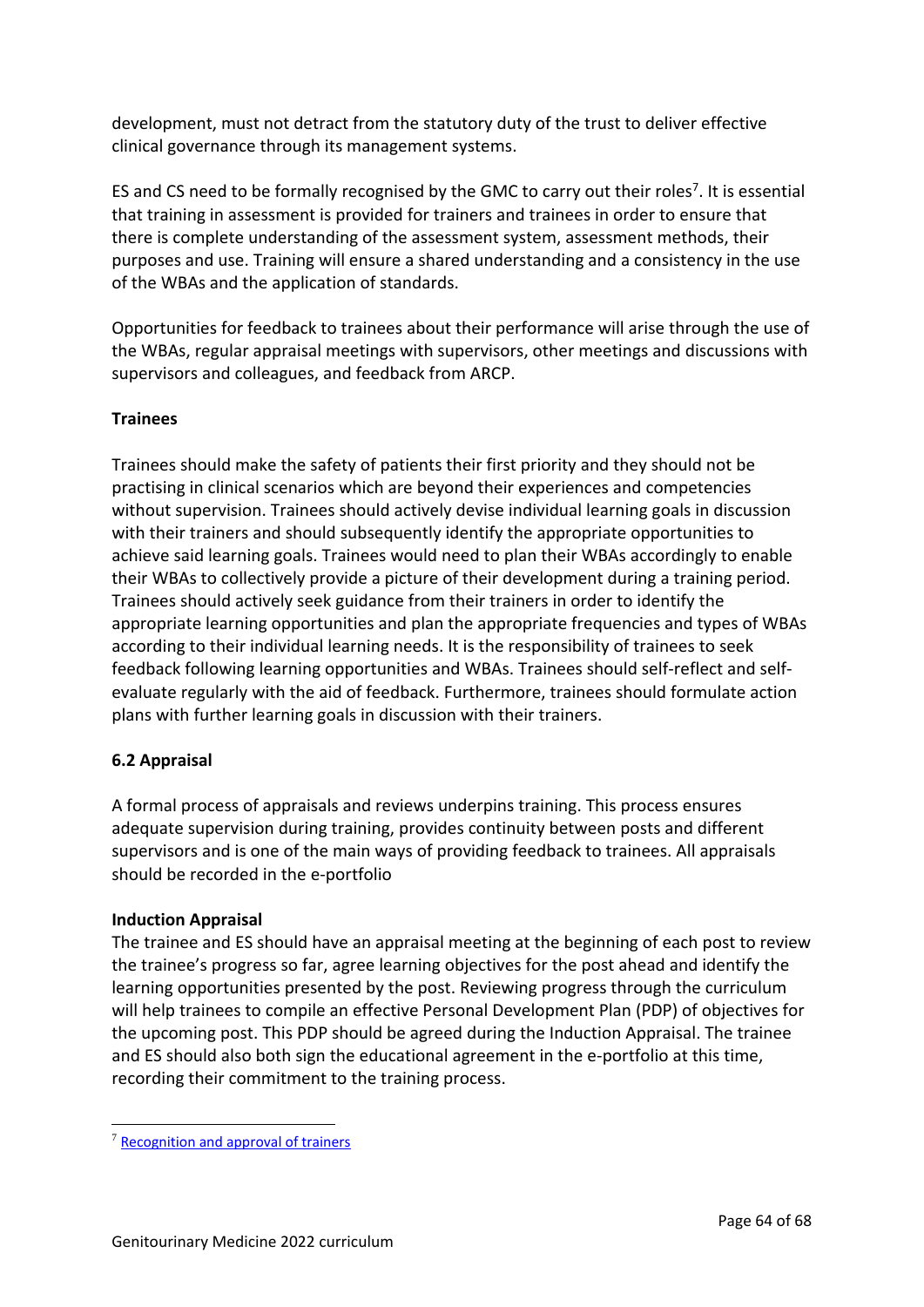development, must not detract from the statutory duty of the trust to deliver effective clinical governance through its management systems.

ES and CS need to be formally recognised by the GMC to carry out their roles[7]. It is essential that training in assessment is provided for trainers and trainees in order to ensure that there is complete understanding of the assessment system, assessment methods, their purposes and use. Training will ensure a shared understanding and a consistency in the use of the WBAs and the application of standards.

Opportunities for feedback to trainees about their performance will arise through the use of the WBAs, regular appraisal meetings with supervisors, other meetings and discussions with supervisors and colleagues, and feedback from ARCP.

**Trainees**

Trainees should make the safety of patients their first priority and they should not be practising in clinical scenarios which are beyond their experiences and competencies without supervision. Trainees should actively devise individual learning goals in discussion with their trainers and should subsequently identify the appropriate opportunities to achieve said learning goals. Trainees would need to plan their WBAs accordingly to enable their WBAs to collectively provide a picture of their development during a training period. Trainees should actively seek guidance from their trainers in order to identify the appropriate learning opportunities and plan the appropriate frequencies and types of WBAs according to their individual learning needs. It is the responsibility of trainees to seek feedback following learning opportunities and WBAs. Trainees should self-reflect and self-evaluate regularly with the aid of feedback. Furthermore, trainees should formulate action plans with further learning goals in discussion with their trainers.

## 6.2 Appraisal

A formal process of appraisals and reviews underpins training. This process ensures adequate supervision during training, provides continuity between posts and different supervisors and is one of the main ways of providing feedback to trainees. All appraisals should be recorded in the e-portfolio

**Induction Appraisal**

The trainee and ES should have an appraisal meeting at the beginning of each post to review the trainee's progress so far, agree learning objectives for the post ahead and identify the learning opportunities presented by the post. Reviewing progress through the curriculum will help trainees to compile an effective Personal Development Plan (PDP) of objectives for the upcoming post. This PDP should be agreed during the Induction Appraisal. The trainee and ES should also both sign the educational agreement in the e-portfolio at this time, recording their commitment to the training process.

---

[7] Recognition and approval of trainers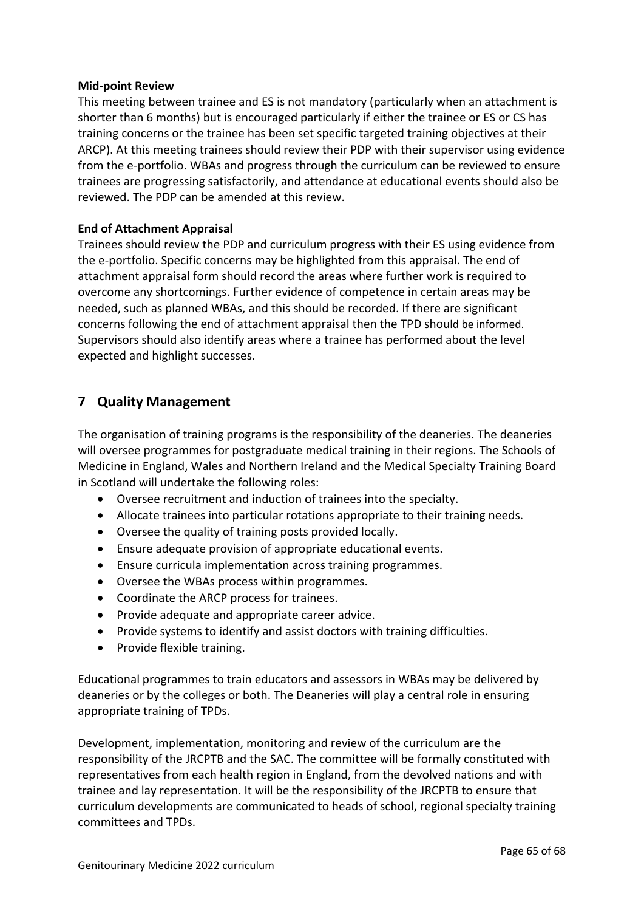**Mid-point Review**

This meeting between trainee and ES is not mandatory (particularly when an attachment is shorter than 6 months) but is encouraged particularly if either the trainee or ES or CS has training concerns or the trainee has been set specific targeted training objectives at their ARCP). At this meeting trainees should review their PDP with their supervisor using evidence from the e-portfolio. WBAs and progress through the curriculum can be reviewed to ensure trainees are progressing satisfactorily, and attendance at educational events should also be reviewed. The PDP can be amended at this review.

**End of Attachment Appraisal**

Trainees should review the PDP and curriculum progress with their ES using evidence from the e-portfolio. Specific concerns may be highlighted from this appraisal. The end of attachment appraisal form should record the areas where further work is required to overcome any shortcomings. Further evidence of competence in certain areas may be needed, such as planned WBAs, and this should be recorded. If there are significant concerns following the end of attachment appraisal then the TPD should be informed. Supervisors should also identify areas where a trainee has performed about the level expected and highlight successes.

## 7 Quality Management

The organisation of training programs is the responsibility of the deaneries. The deaneries will oversee programmes for postgraduate medical training in their regions. The Schools of Medicine in England, Wales and Northern Ireland and the Medical Specialty Training Board in Scotland will undertake the following roles:

- Oversee recruitment and induction of trainees into the specialty.
- Allocate trainees into particular rotations appropriate to their training needs.
- Oversee the quality of training posts provided locally.
- Ensure adequate provision of appropriate educational events.
- Ensure curricula implementation across training programmes.
- Oversee the WBAs process within programmes.
- Coordinate the ARCP process for trainees.
- Provide adequate and appropriate career advice.
- Provide systems to identify and assist doctors with training difficulties.
- Provide flexible training.

Educational programmes to train educators and assessors in WBAs may be delivered by deaneries or by the colleges or both. The Deaneries will play a central role in ensuring appropriate training of TPDs.

Development, implementation, monitoring and review of the curriculum are the responsibility of the JRCPTB and the SAC. The committee will be formally constituted with representatives from each health region in England, from the devolved nations and with trainee and lay representation. It will be the responsibility of the JRCPTB to ensure that curriculum developments are communicated to heads of school, regional specialty training committees and TPDs.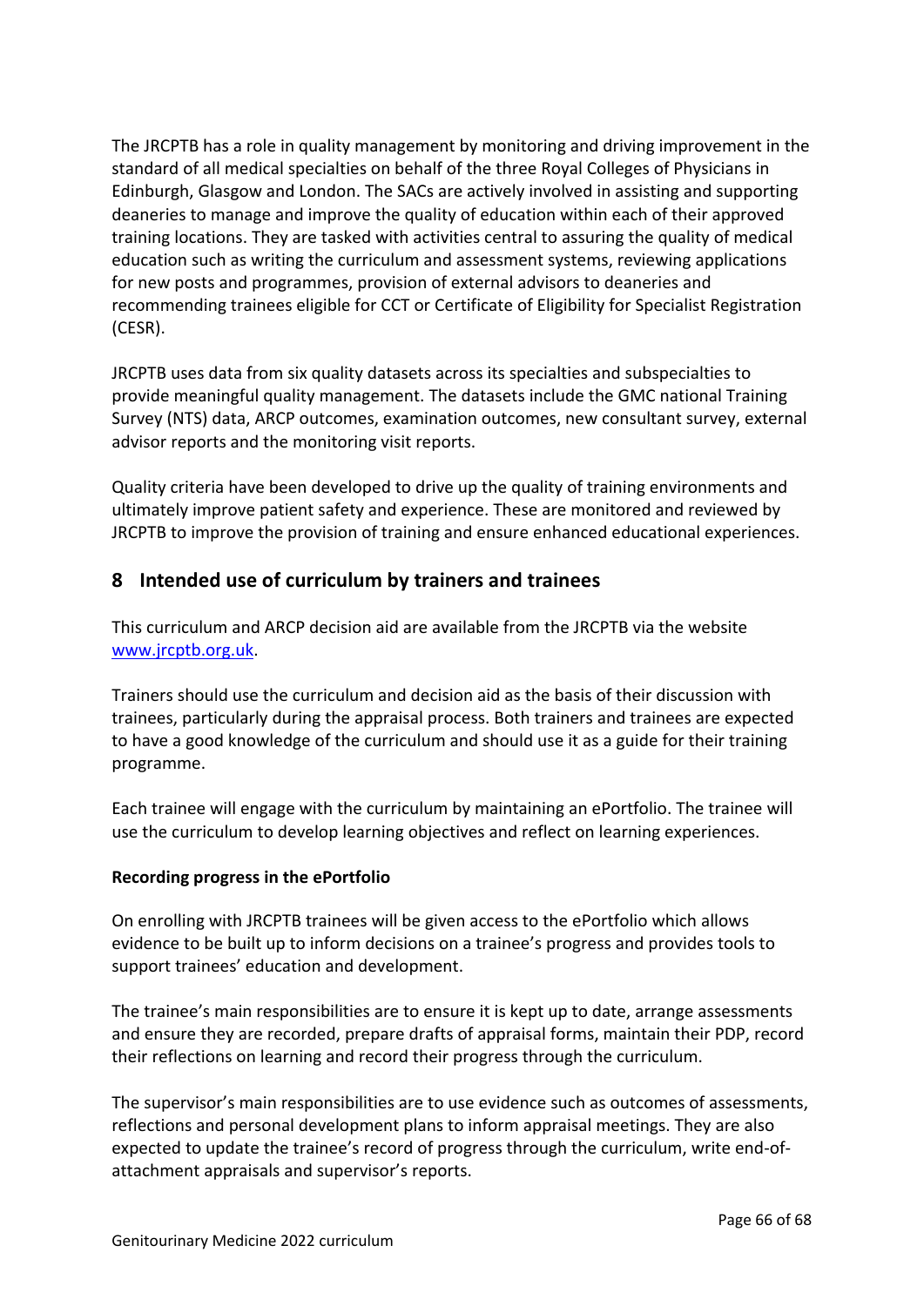The JRCPTB has a role in quality management by monitoring and driving improvement in the standard of all medical specialties on behalf of the three Royal Colleges of Physicians in Edinburgh, Glasgow and London. The SACs are actively involved in assisting and supporting deaneries to manage and improve the quality of education within each of their approved training locations. They are tasked with activities central to assuring the quality of medical education such as writing the curriculum and assessment systems, reviewing applications for new posts and programmes, provision of external advisors to deaneries and recommending trainees eligible for CCT or Certificate of Eligibility for Specialist Registration (CESR).

JRCPTB uses data from six quality datasets across its specialties and subspecialties to provide meaningful quality management. The datasets include the GMC national Training Survey (NTS) data, ARCP outcomes, examination outcomes, new consultant survey, external advisor reports and the monitoring visit reports.

Quality criteria have been developed to drive up the quality of training environments and ultimately improve patient safety and experience. These are monitored and reviewed by JRCPTB to improve the provision of training and ensure enhanced educational experiences.

## 8 Intended use of curriculum by trainers and trainees

This curriculum and ARCP decision aid are available from the JRCPTB via the website [www.jrcptb.org.uk](http://www.jrcptb.org.uk).

Trainers should use the curriculum and decision aid as the basis of their discussion with trainees, particularly during the appraisal process. Both trainers and trainees are expected to have a good knowledge of the curriculum and should use it as a guide for their training programme.

Each trainee will engage with the curriculum by maintaining an ePortfolio. The trainee will use the curriculum to develop learning objectives and reflect on learning experiences.

**Recording progress in the ePortfolio**

On enrolling with JRCPTB trainees will be given access to the ePortfolio which allows evidence to be built up to inform decisions on a trainee's progress and provides tools to support trainees' education and development.

The trainee's main responsibilities are to ensure it is kept up to date, arrange assessments and ensure they are recorded, prepare drafts of appraisal forms, maintain their PDP, record their reflections on learning and record their progress through the curriculum.

The supervisor's main responsibilities are to use evidence such as outcomes of assessments, reflections and personal development plans to inform appraisal meetings. They are also expected to update the trainee's record of progress through the curriculum, write end-of-attachment appraisals and supervisor's reports.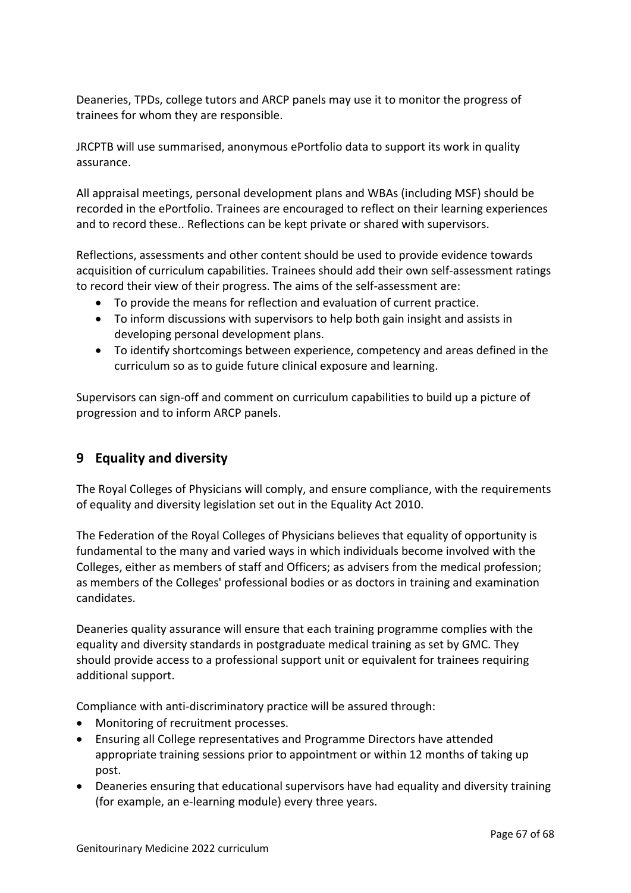Deaneries, TPDs, college tutors and ARCP panels may use it to monitor the progress of trainees for whom they are responsible.

JRCPTB will use summarised, anonymous ePortfolio data to support its work in quality assurance.

All appraisal meetings, personal development plans and WBAs (including MSF) should be recorded in the ePortfolio. Trainees are encouraged to reflect on their learning experiences and to record these.. Reflections can be kept private or shared with supervisors.

Reflections, assessments and other content should be used to provide evidence towards acquisition of curriculum capabilities. Trainees should add their own self-assessment ratings to record their view of their progress. The aims of the self-assessment are:

- To provide the means for reflection and evaluation of current practice.
- To inform discussions with supervisors to help both gain insight and assists in developing personal development plans.
- To identify shortcomings between experience, competency and areas defined in the curriculum so as to guide future clinical exposure and learning.

Supervisors can sign-off and comment on curriculum capabilities to build up a picture of progression and to inform ARCP panels.

## 9 Equality and diversity

The Royal Colleges of Physicians will comply, and ensure compliance, with the requirements of equality and diversity legislation set out in the Equality Act 2010.

The Federation of the Royal Colleges of Physicians believes that equality of opportunity is fundamental to the many and varied ways in which individuals become involved with the Colleges, either as members of staff and Officers; as advisers from the medical profession; as members of the Colleges' professional bodies or as doctors in training and examination candidates.

Deaneries quality assurance will ensure that each training programme complies with the equality and diversity standards in postgraduate medical training as set by GMC. They should provide access to a professional support unit or equivalent for trainees requiring additional support.

Compliance with anti-discriminatory practice will be assured through:

- Monitoring of recruitment processes.
- Ensuring all College representatives and Programme Directors have attended appropriate training sessions prior to appointment or within 12 months of taking up post.
- Deaneries ensuring that educational supervisors have had equality and diversity training (for example, an e-learning module) every three years.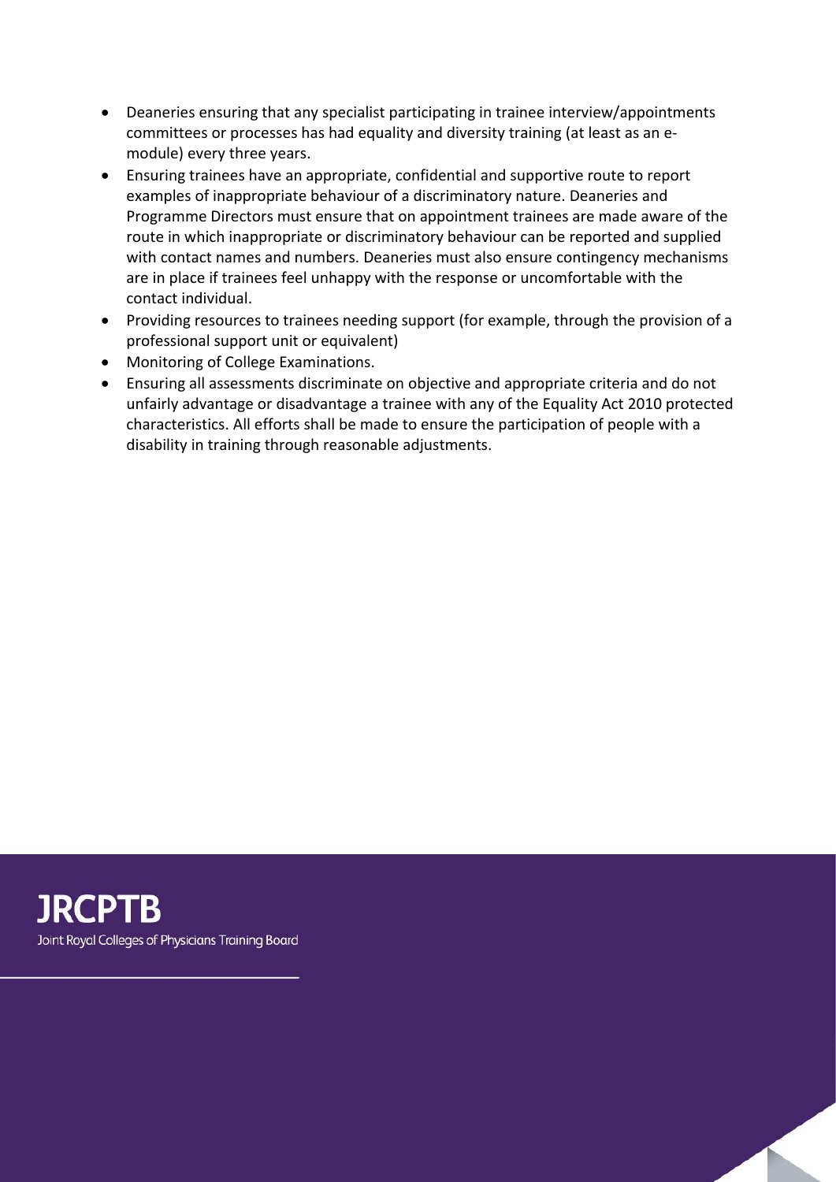- Deaneries ensuring that any specialist participating in trainee interview/appointments committees or processes has had equality and diversity training (at least as an e-module) every three years.
- Ensuring trainees have an appropriate, confidential and supportive route to report examples of inappropriate behaviour of a discriminatory nature. Deaneries and Programme Directors must ensure that on appointment trainees are made aware of the route in which inappropriate or discriminatory behaviour can be reported and supplied with contact names and numbers. Deaneries must also ensure contingency mechanisms are in place if trainees feel unhappy with the response or uncomfortable with the contact individual.
- Providing resources to trainees needing support (for example, through the provision of a professional support unit or equivalent)
- Monitoring of College Examinations.
- Ensuring all assessments discriminate on objective and appropriate criteria and do not unfairly advantage or disadvantage a trainee with any of the Equality Act 2010 protected characteristics. All efforts shall be made to ensure the participation of people with a disability in training through reasonable adjustments.

**JRCPTB**

Joint Royal Colleges of Physicians Training Board